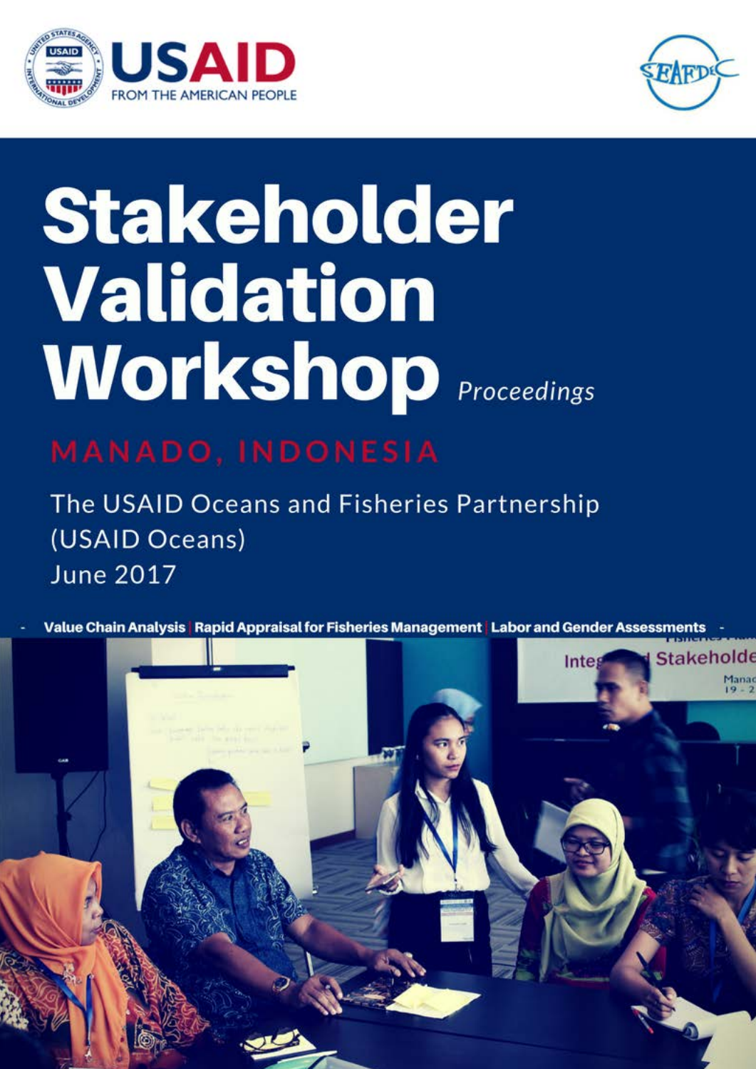# Stakeholder Validation Workshop *Proceedings*

## MANADO, INDONESIA

The USAID Oceans and Fisheries Partnership (USAID Oceans)
June 2017

- Value Chain Analysis | Rapid Appraisal for Fisheries Management | Labor and Gender Assessments -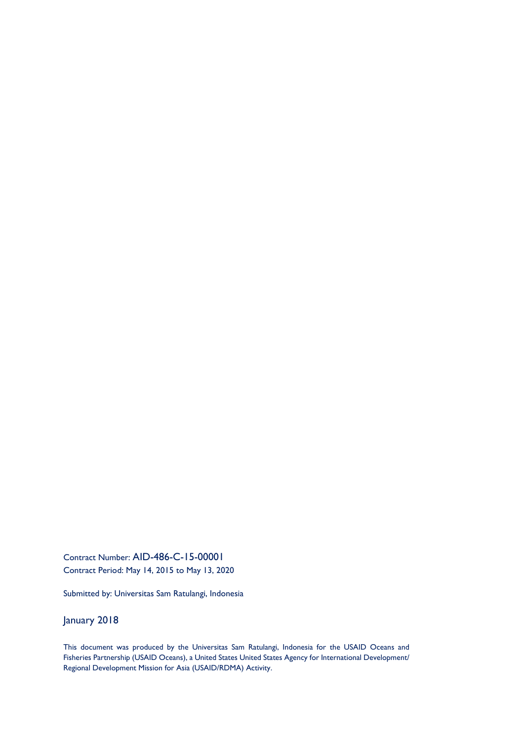Contract Number: AID-486-C-15-00001
Contract Period: May 14, 2015 to May 13, 2020

Submitted by: Universitas Sam Ratulangi, Indonesia

January 2018

This document was produced by the Universitas Sam Ratulangi, Indonesia for the USAID Oceans and Fisheries Partnership (USAID Oceans), a United States United States Agency for International Development/ Regional Development Mission for Asia (USAID/RDMA) Activity.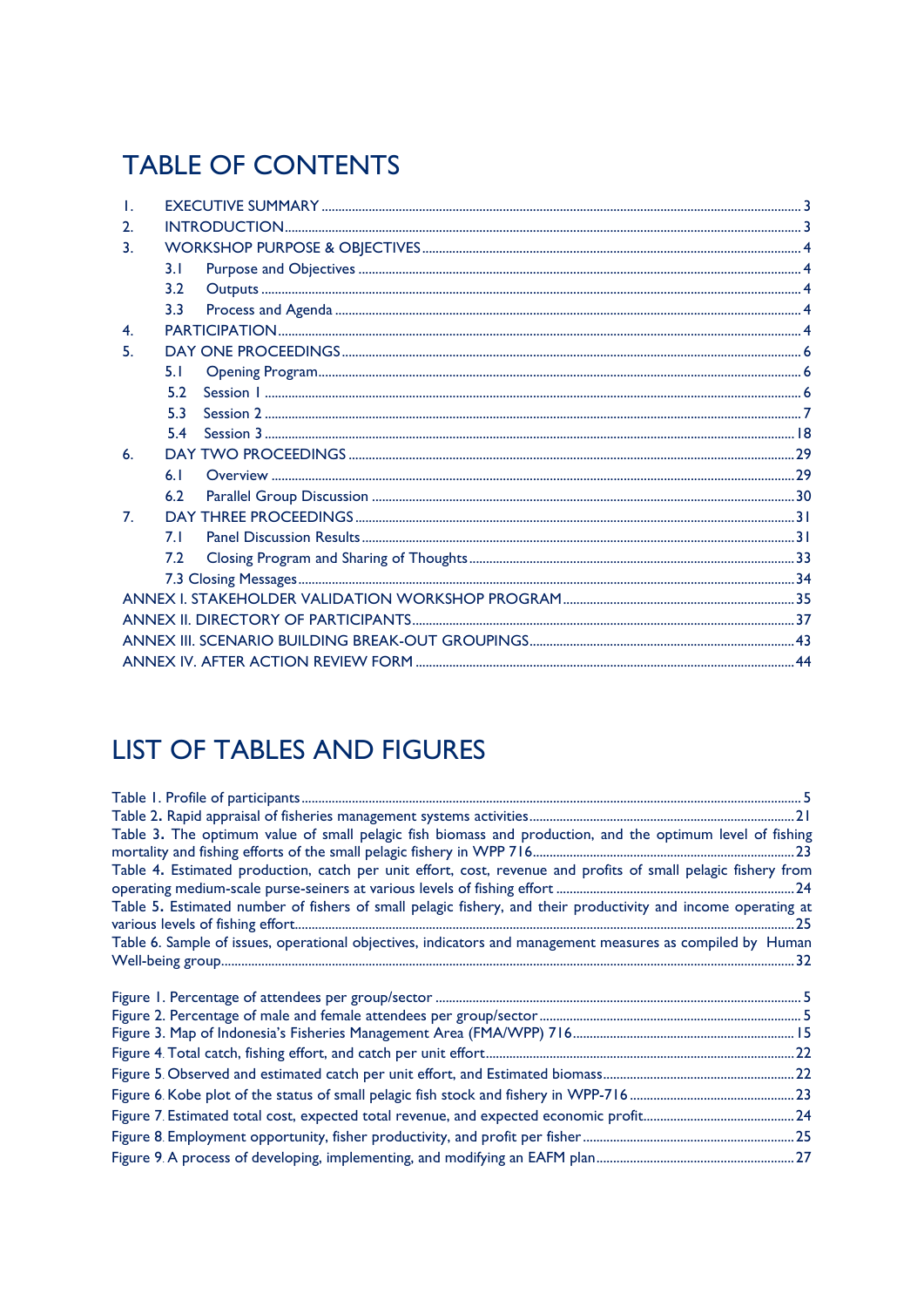# TABLE OF CONTENTS

1. EXECUTIVE SUMMARY ..... 3
2. INTRODUCTION ..... 3
3. WORKSHOP PURPOSE & OBJECTIVES ..... 4
   - 3.1 Purpose and Objectives ..... 4
   - 3.2 Outputs ..... 4
   - 3.3 Process and Agenda ..... 4
4. PARTICIPATION ..... 4
5. DAY ONE PROCEEDINGS ..... 6
   - 5.1 Opening Program ..... 6
   - 5.2 Session 1 ..... 6
   - 5.3 Session 2 ..... 7
   - 5.4 Session 3 ..... 18
6. DAY TWO PROCEEDINGS ..... 29
   - 6.1 Overview ..... 29
   - 6.2 Parallel Group Discussion ..... 30
7. DAY THREE PROCEEDINGS ..... 31
   - 7.1 Panel Discussion Results ..... 31
   - 7.2 Closing Program and Sharing of Thoughts ..... 33
   - 7.3 Closing Messages ..... 34

ANNEX I. STAKEHOLDER VALIDATION WORKSHOP PROGRAM ..... 35
ANNEX II. DIRECTORY OF PARTICIPANTS ..... 37
ANNEX III. SCENARIO BUILDING BREAK-OUT GROUPINGS ..... 43
ANNEX IV. AFTER ACTION REVIEW FORM ..... 44

# LIST OF TABLES AND FIGURES

Table 1. Profile of participants ..... 5
Table **2.** Rapid appraisal of fisheries management systems activities ..... 21
Table **3.** The optimum value of small pelagic fish biomass and production, and the optimum level of fishing mortality and fishing efforts of the small pelagic fishery in WPP 716 ..... 23
Table **4.** Estimated production, catch per unit effort, cost, revenue and profits of small pelagic fishery from operating medium-scale purse-seiners at various levels of fishing effort ..... 24
Table **5.** Estimated number of fishers of small pelagic fishery, and their productivity and income operating at various levels of fishing effort ..... 25
Table 6. Sample of issues, operational objectives, indicators and management measures as compiled by Human Well-being group ..... 32

Figure 1. Percentage of attendees per group/sector ..... 5
Figure 2. Percentage of male and female attendees per group/sector ..... 5
Figure 3. Map of Indonesia's Fisheries Management Area (FMA/WPP) 716 ..... 15
Figure 4. Total catch, fishing effort, and catch per unit effort ..... 22
Figure 5. Observed and estimated catch per unit effort, and Estimated biomass ..... 22
Figure 6. Kobe plot of the status of small pelagic fish stock and fishery in WPP-716 ..... 23
Figure 7. Estimated total cost, expected total revenue, and expected economic profit ..... 24
Figure 8. Employment opportunity, fisher productivity, and profit per fisher ..... 25
Figure 9. A process of developing, implementing, and modifying an EAFM plan ..... 27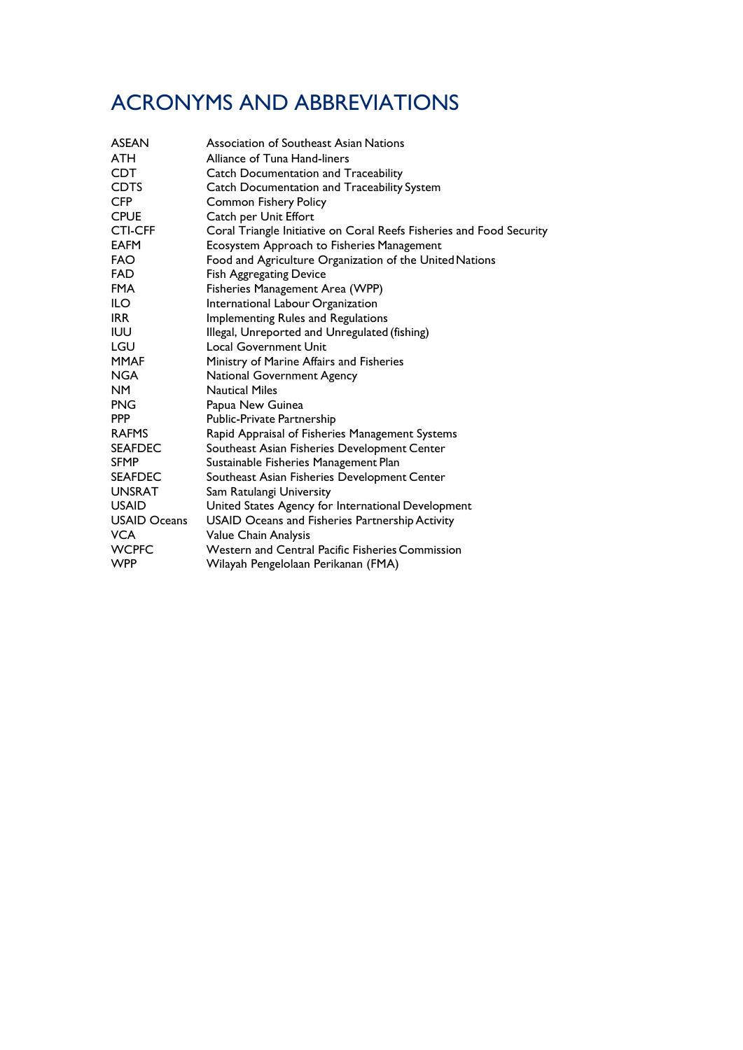# ACRONYMS AND ABBREVIATIONS

| | |
|---|---|
| ASEAN | Association of Southeast Asian Nations |
| ATH | Alliance of Tuna Hand-liners |
| CDT | Catch Documentation and Traceability |
| CDTS | Catch Documentation and Traceability System |
| CFP | Common Fishery Policy |
| CPUE | Catch per Unit Effort |
| CTI-CFF | Coral Triangle Initiative on Coral Reefs Fisheries and Food Security |
| EAFM | Ecosystem Approach to Fisheries Management |
| FAO | Food and Agriculture Organization of the United Nations |
| FAD | Fish Aggregating Device |
| FMA | Fisheries Management Area (WPP) |
| ILO | International Labour Organization |
| IRR | Implementing Rules and Regulations |
| IUU | Illegal, Unreported and Unregulated (fishing) |
| LGU | Local Government Unit |
| MMAF | Ministry of Marine Affairs and Fisheries |
| NGA | National Government Agency |
| NM | Nautical Miles |
| PNG | Papua New Guinea |
| PPP | Public-Private Partnership |
| RAFMS | Rapid Appraisal of Fisheries Management Systems |
| SEAFDEC | Southeast Asian Fisheries Development Center |
| SFMP | Sustainable Fisheries Management Plan |
| SEAFDEC | Southeast Asian Fisheries Development Center |
| UNSRAT | Sam Ratulangi University |
| USAID | United States Agency for International Development |
| USAID Oceans | USAID Oceans and Fisheries Partnership Activity |
| VCA | Value Chain Analysis |
| WCPFC | Western and Central Pacific Fisheries Commission |
| WPP | Wilayah Pengelolaan Perikanan (FMA) |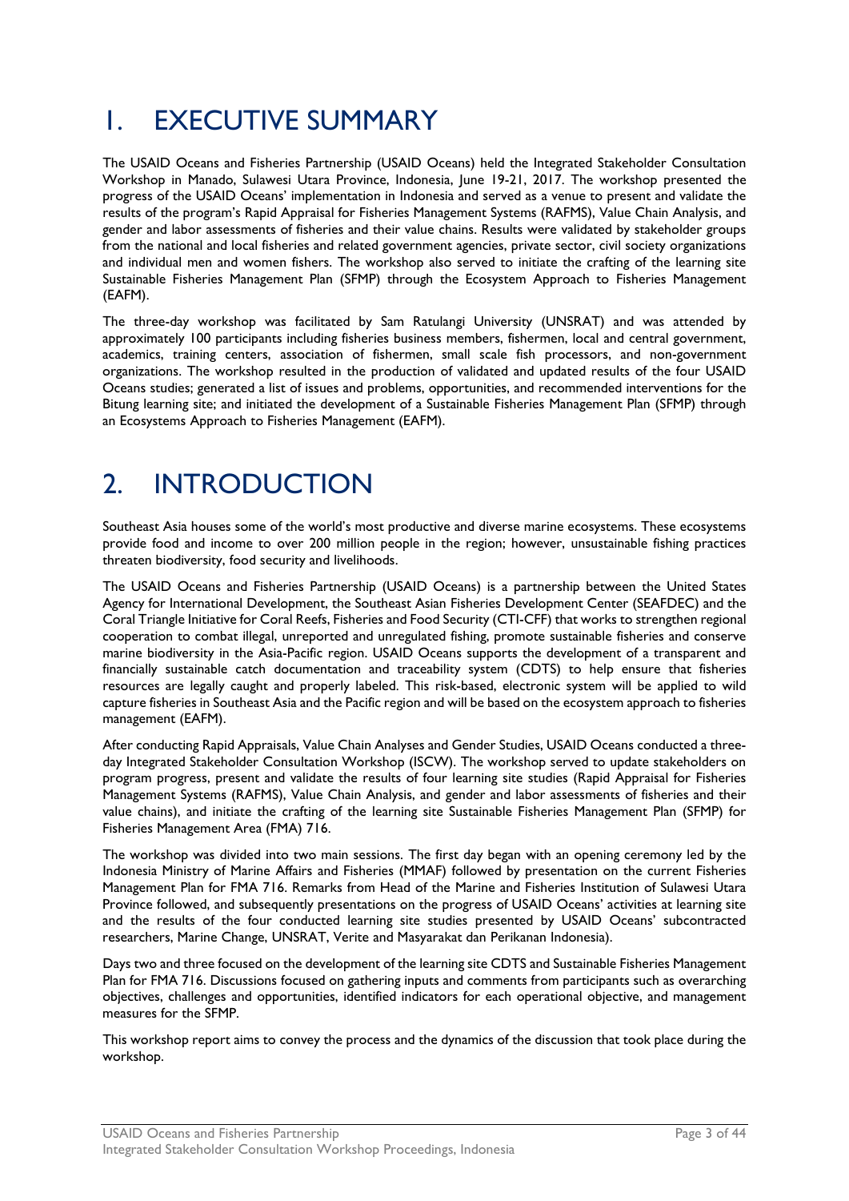# 1. EXECUTIVE SUMMARY

The USAID Oceans and Fisheries Partnership (USAID Oceans) held the Integrated Stakeholder Consultation Workshop in Manado, Sulawesi Utara Province, Indonesia, June 19-21, 2017. The workshop presented the progress of the USAID Oceans' implementation in Indonesia and served as a venue to present and validate the results of the program's Rapid Appraisal for Fisheries Management Systems (RAFMS), Value Chain Analysis, and gender and labor assessments of fisheries and their value chains. Results were validated by stakeholder groups from the national and local fisheries and related government agencies, private sector, civil society organizations and individual men and women fishers. The workshop also served to initiate the crafting of the learning site Sustainable Fisheries Management Plan (SFMP) through the Ecosystem Approach to Fisheries Management (EAFM).

The three-day workshop was facilitated by Sam Ratulangi University (UNSRAT) and was attended by approximately 100 participants including fisheries business members, fishermen, local and central government, academics, training centers, association of fishermen, small scale fish processors, and non-government organizations. The workshop resulted in the production of validated and updated results of the four USAID Oceans studies; generated a list of issues and problems, opportunities, and recommended interventions for the Bitung learning site; and initiated the development of a Sustainable Fisheries Management Plan (SFMP) through an Ecosystems Approach to Fisheries Management (EAFM).

# 2. INTRODUCTION

Southeast Asia houses some of the world's most productive and diverse marine ecosystems. These ecosystems provide food and income to over 200 million people in the region; however, unsustainable fishing practices threaten biodiversity, food security and livelihoods.

The USAID Oceans and Fisheries Partnership (USAID Oceans) is a partnership between the United States Agency for International Development, the Southeast Asian Fisheries Development Center (SEAFDEC) and the Coral Triangle Initiative for Coral Reefs, Fisheries and Food Security (CTI-CFF) that works to strengthen regional cooperation to combat illegal, unreported and unregulated fishing, promote sustainable fisheries and conserve marine biodiversity in the Asia-Pacific region. USAID Oceans supports the development of a transparent and financially sustainable catch documentation and traceability system (CDTS) to help ensure that fisheries resources are legally caught and properly labeled. This risk-based, electronic system will be applied to wild capture fisheries in Southeast Asia and the Pacific region and will be based on the ecosystem approach to fisheries management (EAFM).

After conducting Rapid Appraisals, Value Chain Analyses and Gender Studies, USAID Oceans conducted a three-day Integrated Stakeholder Consultation Workshop (ISCW). The workshop served to update stakeholders on program progress, present and validate the results of four learning site studies (Rapid Appraisal for Fisheries Management Systems (RAFMS), Value Chain Analysis, and gender and labor assessments of fisheries and their value chains), and initiate the crafting of the learning site Sustainable Fisheries Management Plan (SFMP) for Fisheries Management Area (FMA) 716.

The workshop was divided into two main sessions. The first day began with an opening ceremony led by the Indonesia Ministry of Marine Affairs and Fisheries (MMAF) followed by presentation on the current Fisheries Management Plan for FMA 716. Remarks from Head of the Marine and Fisheries Institution of Sulawesi Utara Province followed, and subsequently presentations on the progress of USAID Oceans' activities at learning site and the results of the four conducted learning site studies presented by USAID Oceans' subcontracted researchers, Marine Change, UNSRAT, Verite and Masyarakat dan Perikanan Indonesia).

Days two and three focused on the development of the learning site CDTS and Sustainable Fisheries Management Plan for FMA 716. Discussions focused on gathering inputs and comments from participants such as overarching objectives, challenges and opportunities, identified indicators for each operational objective, and management measures for the SFMP.

This workshop report aims to convey the process and the dynamics of the discussion that took place during the workshop.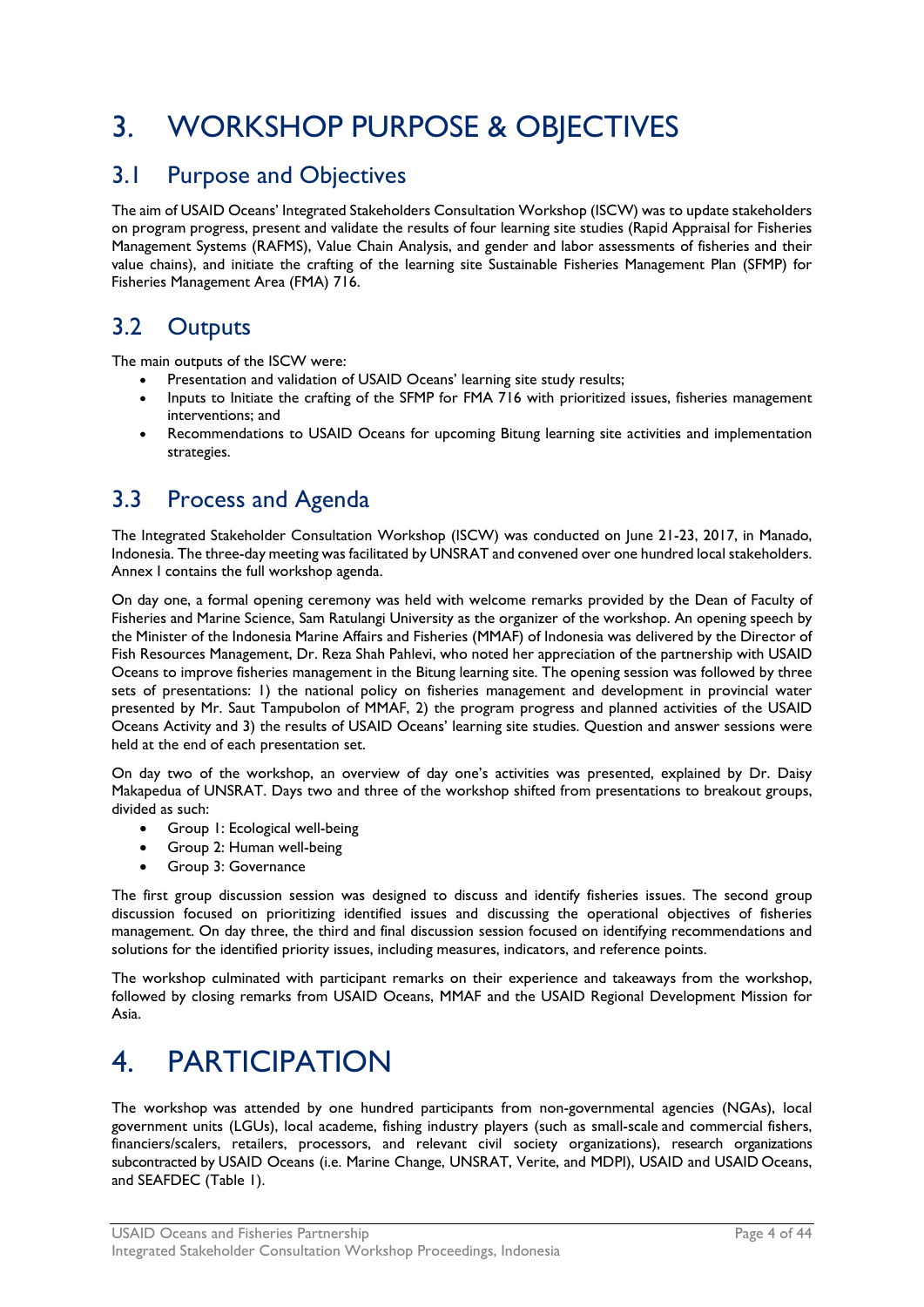// Removed redundant header/footer text.
# 3. WORKSHOP PURPOSE & OBJECTIVES

## 3.1 Purpose and Objectives

The aim of USAID Oceans' Integrated Stakeholders Consultation Workshop (ISCW) was to update stakeholders on program progress, present and validate the results of four learning site studies (Rapid Appraisal for Fisheries Management Systems (RAFMS), Value Chain Analysis, and gender and labor assessments of fisheries and their value chains), and initiate the crafting of the learning site Sustainable Fisheries Management Plan (SFMP) for Fisheries Management Area (FMA) 716.

## 3.2 Outputs

The main outputs of the ISCW were:

- Presentation and validation of USAID Oceans' learning site study results;
- Inputs to Initiate the crafting of the SFMP for FMA 716 with prioritized issues, fisheries management interventions; and
- Recommendations to USAID Oceans for upcoming Bitung learning site activities and implementation strategies.

## 3.3 Process and Agenda

The Integrated Stakeholder Consultation Workshop (ISCW) was conducted on June 21-23, 2017, in Manado, Indonesia. The three-day meeting was facilitated by UNSRAT and convened over one hundred local stakeholders. Annex I contains the full workshop agenda.

On day one, a formal opening ceremony was held with welcome remarks provided by the Dean of Faculty of Fisheries and Marine Science, Sam Ratulangi University as the organizer of the workshop. An opening speech by the Minister of the Indonesia Marine Affairs and Fisheries (MMAF) of Indonesia was delivered by the Director of Fish Resources Management, Dr. Reza Shah Pahlevi, who noted her appreciation of the partnership with USAID Oceans to improve fisheries management in the Bitung learning site. The opening session was followed by three sets of presentations: 1) the national policy on fisheries management and development in provincial water presented by Mr. Saut Tampubolon of MMAF, 2) the program progress and planned activities of the USAID Oceans Activity and 3) the results of USAID Oceans' learning site studies. Question and answer sessions were held at the end of each presentation set.

On day two of the workshop, an overview of day one's activities was presented, explained by Dr. Daisy Makapedua of UNSRAT. Days two and three of the workshop shifted from presentations to breakout groups, divided as such:

- Group 1: Ecological well-being
- Group 2: Human well-being
- Group 3: Governance

The first group discussion session was designed to discuss and identify fisheries issues. The second group discussion focused on prioritizing identified issues and discussing the operational objectives of fisheries management. On day three, the third and final discussion session focused on identifying recommendations and solutions for the identified priority issues, including measures, indicators, and reference points.

The workshop culminated with participant remarks on their experience and takeaways from the workshop, followed by closing remarks from USAID Oceans, MMAF and the USAID Regional Development Mission for Asia.

# 4. PARTICIPATION

The workshop was attended by one hundred participants from non-governmental agencies (NGAs), local government units (LGUs), local academe, fishing industry players (such as small-scale and commercial fishers, financiers/scalers, retailers, processors, and relevant civil society organizations), research organizations subcontracted by USAID Oceans (i.e. Marine Change, UNSRAT, Verite, and MDPI), USAID and USAID Oceans, and SEAFDEC (Table 1).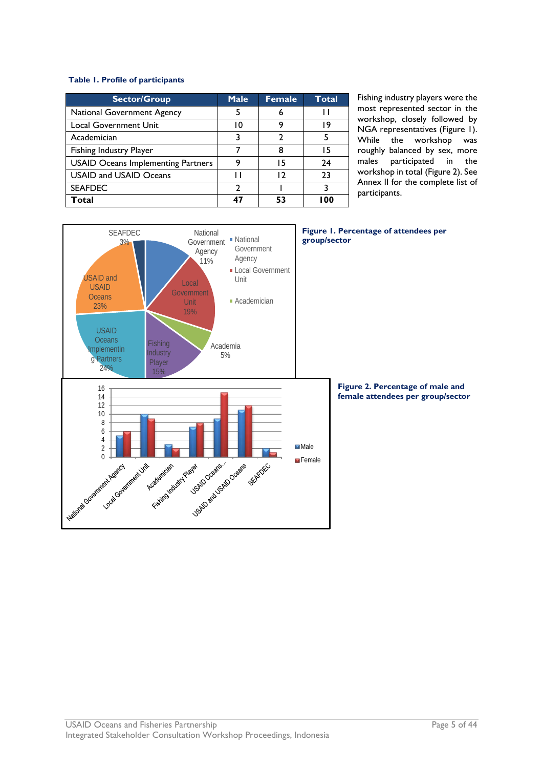**Table 1. Profile of participants**

| Sector/Group | Male | Female | Total |
|---|---|---|---|
| National Government Agency | 5 | 6 | 11 |
| Local Government Unit | 10 | 9 | 19 |
| Academician | 3 | 2 | 5 |
| Fishing Industry Player | 7 | 8 | 15 |
| USAID Oceans Implementing Partners | 9 | 15 | 24 |
| USAID and USAID Oceans | 11 | 12 | 23 |
| SEAFDEC | 2 | 1 | 3 |
| **Total** | **47** | **53** | **100** |

Fishing industry players were the most represented sector in the workshop, closely followed by NGA representatives (Figure 1). While the workshop was roughly balanced by sex, more males participated in the workshop in total (Figure 2). See Annex II for the complete list of participants.

**Figure 1. Percentage of attendees per group/sector**

**Figure 2. Percentage of male and female attendees per group/sector**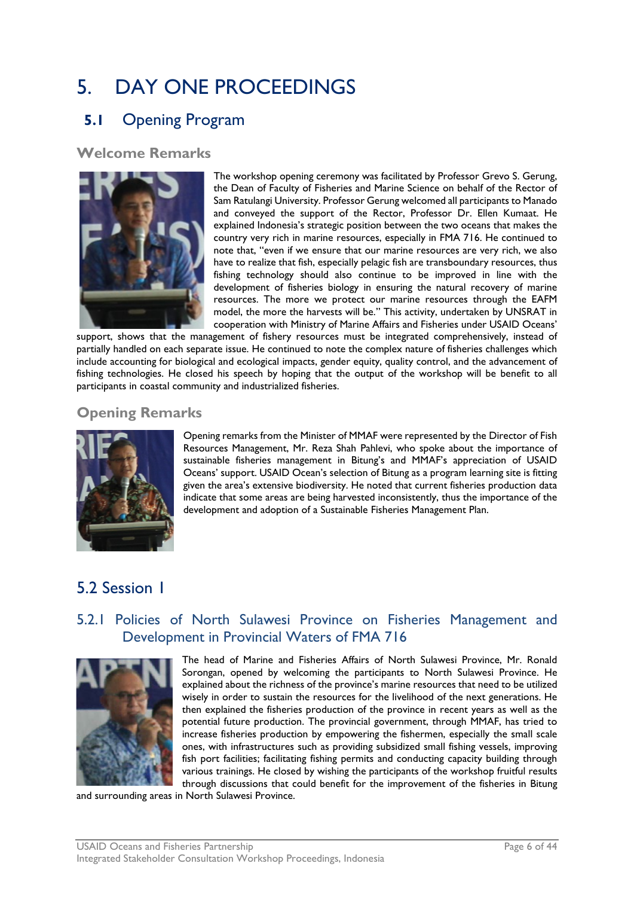# 5. DAY ONE PROCEEDINGS

## 5.1 Opening Program

### Welcome Remarks

The workshop opening ceremony was facilitated by Professor Grevo S. Gerung, the Dean of Faculty of Fisheries and Marine Science on behalf of the Rector of Sam Ratulangi University. Professor Gerung welcomed all participants to Manado and conveyed the support of the Rector, Professor Dr. Ellen Kumaat. He explained Indonesia's strategic position between the two oceans that makes the country very rich in marine resources, especially in FMA 716. He continued to note that, "even if we ensure that our marine resources are very rich, we also have to realize that fish, especially pelagic fish are transboundary resources, thus fishing technology should also continue to be improved in line with the development of fisheries biology in ensuring the natural recovery of marine resources. The more we protect our marine resources through the EAFM model, the more the harvests will be." This activity, undertaken by UNSRAT in cooperation with Ministry of Marine Affairs and Fisheries under USAID Oceans' support, shows that the management of fishery resources must be integrated comprehensively, instead of partially handled on each separate issue. He continued to note the complex nature of fisheries challenges which include accounting for biological and ecological impacts, gender equity, quality control, and the advancement of fishing technologies. He closed his speech by hoping that the output of the workshop will be benefit to all participants in coastal community and industrialized fisheries.

### Opening Remarks

Opening remarks from the Minister of MMAF were represented by the Director of Fish Resources Management, Mr. Reza Shah Pahlevi, who spoke about the importance of sustainable fisheries management in Bitung's and MMAF's appreciation of USAID Oceans' support. USAID Ocean's selection of Bitung as a program learning site is fitting given the area's extensive biodiversity. He noted that current fisheries production data indicate that some areas are being harvested inconsistently, thus the importance of the development and adoption of a Sustainable Fisheries Management Plan.

## 5.2 Session 1

### 5.2.1 Policies of North Sulawesi Province on Fisheries Management and Development in Provincial Waters of FMA 716

The head of Marine and Fisheries Affairs of North Sulawesi Province, Mr. Ronald Sorongan, opened by welcoming the participants to North Sulawesi Province. He explained about the richness of the province's marine resources that need to be utilized wisely in order to sustain the resources for the livelihood of the next generations. He then explained the fisheries production of the province in recent years as well as the potential future production. The provincial government, through MMAF, has tried to increase fisheries production by empowering the fishermen, especially the small scale ones, with infrastructures such as providing subsidized small fishing vessels, improving fish port facilities; facilitating fishing permits and conducting capacity building through various trainings. He closed by wishing the participants of the workshop fruitful results through discussions that could benefit for the improvement of the fisheries in Bitung and surrounding areas in North Sulawesi Province.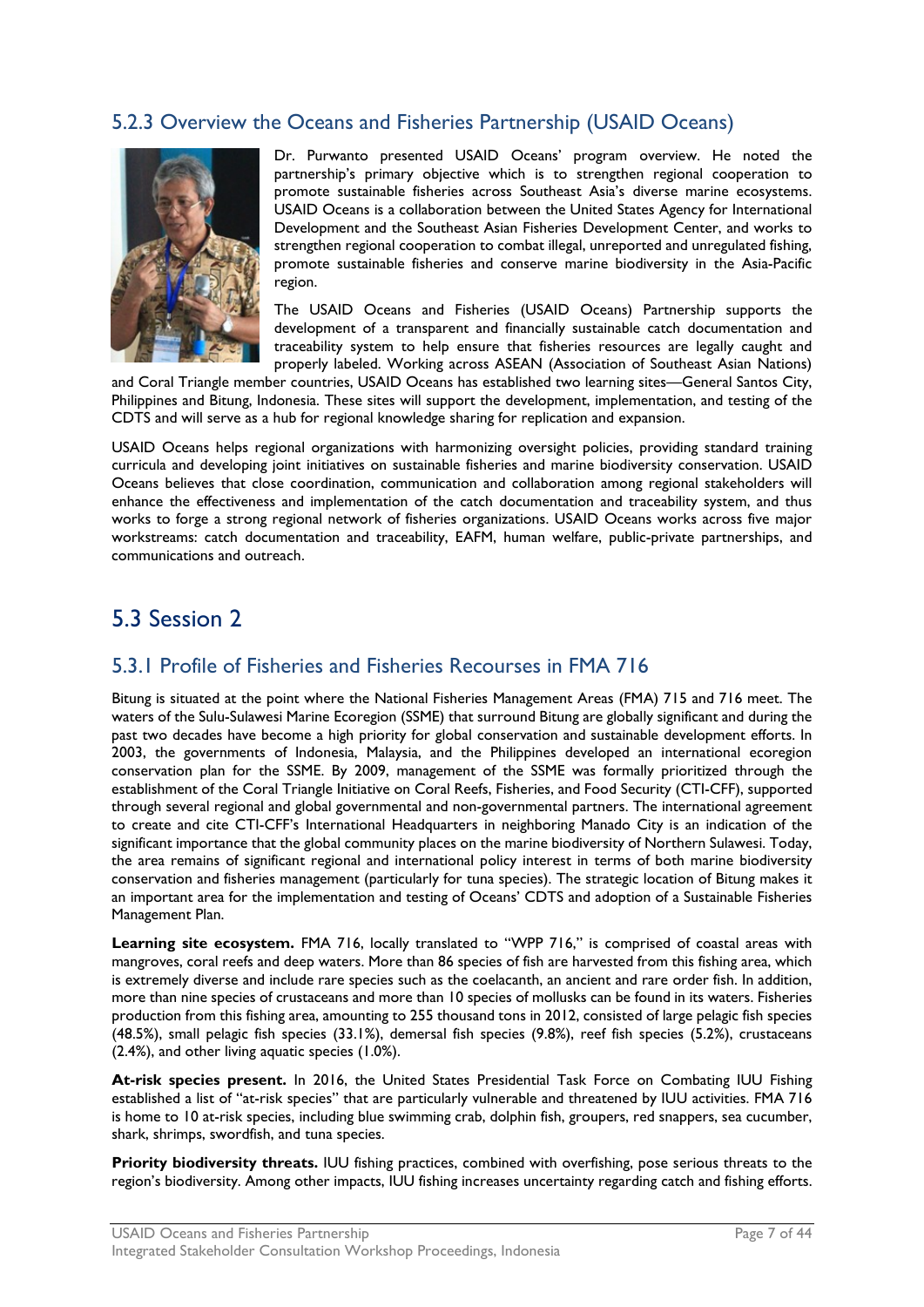### 5.2.3 Overview the Oceans and Fisheries Partnership (USAID Oceans)

Dr. Purwanto presented USAID Oceans' program overview. He noted the partnership's primary objective which is to strengthen regional cooperation to promote sustainable fisheries across Southeast Asia's diverse marine ecosystems. USAID Oceans is a collaboration between the United States Agency for International Development and the Southeast Asian Fisheries Development Center, and works to strengthen regional cooperation to combat illegal, unreported and unregulated fishing, promote sustainable fisheries and conserve marine biodiversity in the Asia-Pacific region.

The USAID Oceans and Fisheries (USAID Oceans) Partnership supports the development of a transparent and financially sustainable catch documentation and traceability system to help ensure that fisheries resources are legally caught and properly labeled. Working across ASEAN (Association of Southeast Asian Nations) and Coral Triangle member countries, USAID Oceans has established two learning sites—General Santos City, Philippines and Bitung, Indonesia. These sites will support the development, implementation, and testing of the CDTS and will serve as a hub for regional knowledge sharing for replication and expansion.

USAID Oceans helps regional organizations with harmonizing oversight policies, providing standard training curricula and developing joint initiatives on sustainable fisheries and marine biodiversity conservation. USAID Oceans believes that close coordination, communication and collaboration among regional stakeholders will enhance the effectiveness and implementation of the catch documentation and traceability system, and thus works to forge a strong regional network of fisheries organizations. USAID Oceans works across five major workstreams: catch documentation and traceability, EAFM, human welfare, public-private partnerships, and communications and outreach.

## 5.3 Session 2

### 5.3.1 Profile of Fisheries and Fisheries Recourses in FMA 716

Bitung is situated at the point where the National Fisheries Management Areas (FMA) 715 and 716 meet. The waters of the Sulu-Sulawesi Marine Ecoregion (SSME) that surround Bitung are globally significant and during the past two decades have become a high priority for global conservation and sustainable development efforts. In 2003, the governments of Indonesia, Malaysia, and the Philippines developed an international ecoregion conservation plan for the SSME. By 2009, management of the SSME was formally prioritized through the establishment of the Coral Triangle Initiative on Coral Reefs, Fisheries, and Food Security (CTI-CFF), supported through several regional and global governmental and non-governmental partners. The international agreement to create and cite CTI-CFF's International Headquarters in neighboring Manado City is an indication of the significant importance that the global community places on the marine biodiversity of Northern Sulawesi. Today, the area remains of significant regional and international policy interest in terms of both marine biodiversity conservation and fisheries management (particularly for tuna species). The strategic location of Bitung makes it an important area for the implementation and testing of Oceans' CDTS and adoption of a Sustainable Fisheries Management Plan.

**Learning site ecosystem.** FMA 716, locally translated to "WPP 716," is comprised of coastal areas with mangroves, coral reefs and deep waters. More than 86 species of fish are harvested from this fishing area, which is extremely diverse and include rare species such as the coelacanth, an ancient and rare order fish. In addition, more than nine species of crustaceans and more than 10 species of mollusks can be found in its waters. Fisheries production from this fishing area, amounting to 255 thousand tons in 2012, consisted of large pelagic fish species (48.5%), small pelagic fish species (33.1%), demersal fish species (9.8%), reef fish species (5.2%), crustaceans (2.4%), and other living aquatic species (1.0%).

**At-risk species present.** In 2016, the United States Presidential Task Force on Combating IUU Fishing established a list of "at-risk species" that are particularly vulnerable and threatened by IUU activities. FMA 716 is home to 10 at-risk species, including blue swimming crab, dolphin fish, groupers, red snappers, sea cucumber, shark, shrimps, swordfish, and tuna species.

**Priority biodiversity threats.** IUU fishing practices, combined with overfishing, pose serious threats to the region's biodiversity. Among other impacts, IUU fishing increases uncertainty regarding catch and fishing efforts.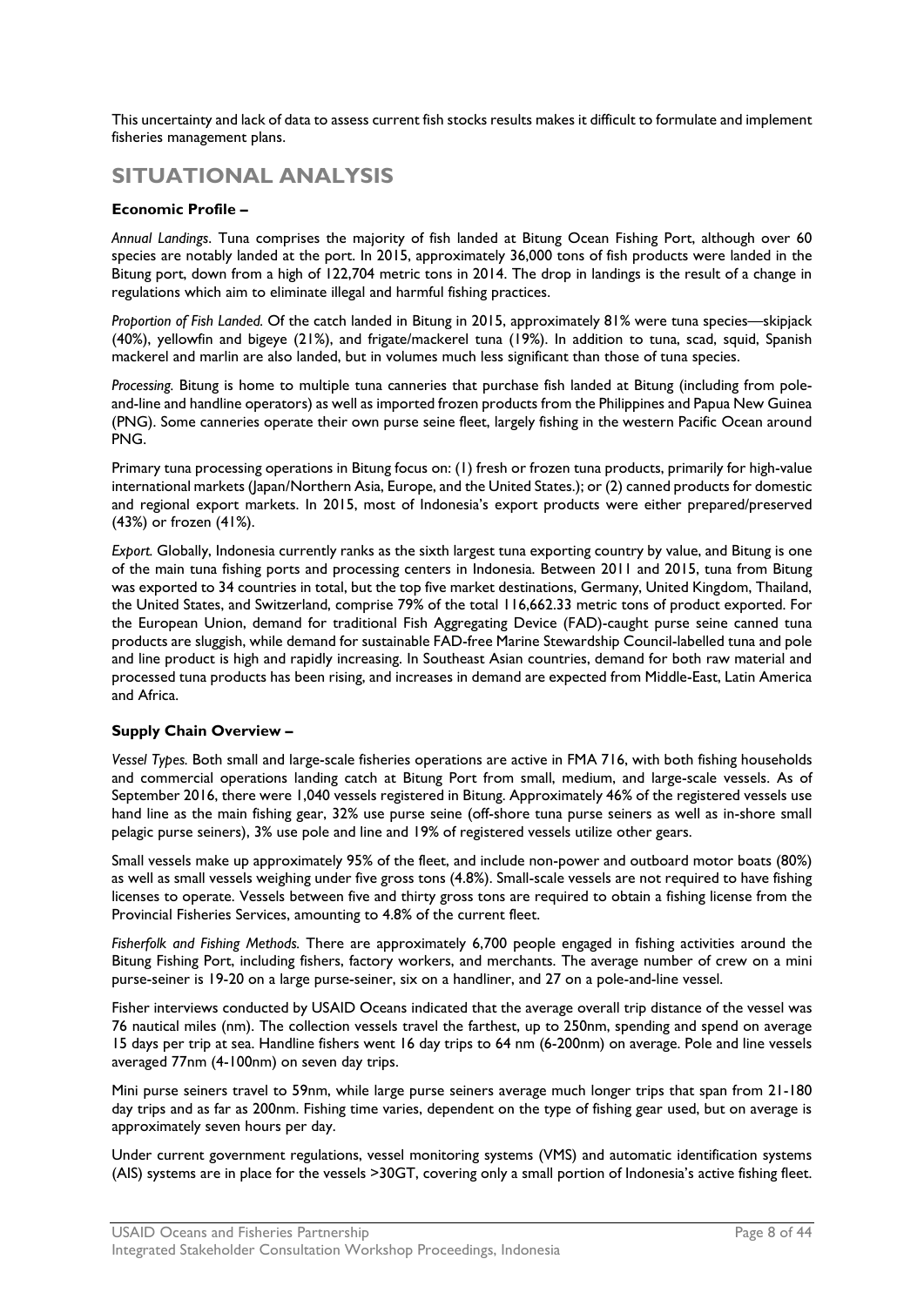This uncertainty and lack of data to assess current fish stocks results makes it difficult to formulate and implement fisheries management plans.

## SITUATIONAL ANALYSIS

**Economic Profile –**

*Annual Landings.* Tuna comprises the majority of fish landed at Bitung Ocean Fishing Port, although over 60 species are notably landed at the port. In 2015, approximately 36,000 tons of fish products were landed in the Bitung port, down from a high of 122,704 metric tons in 2014. The drop in landings is the result of a change in regulations which aim to eliminate illegal and harmful fishing practices.

*Proportion of Fish Landed.* Of the catch landed in Bitung in 2015, approximately 81% were tuna species—skipjack (40%), yellowfin and bigeye (21%), and frigate/mackerel tuna (19%). In addition to tuna, scad, squid, Spanish mackerel and marlin are also landed, but in volumes much less significant than those of tuna species.

*Processing.* Bitung is home to multiple tuna canneries that purchase fish landed at Bitung (including from pole-and-line and handline operators) as well as imported frozen products from the Philippines and Papua New Guinea (PNG). Some canneries operate their own purse seine fleet, largely fishing in the western Pacific Ocean around PNG.

Primary tuna processing operations in Bitung focus on: (1) fresh or frozen tuna products, primarily for high-value international markets (Japan/Northern Asia, Europe, and the United States.); or (2) canned products for domestic and regional export markets. In 2015, most of Indonesia's export products were either prepared/preserved (43%) or frozen (41%).

*Export.* Globally, Indonesia currently ranks as the sixth largest tuna exporting country by value, and Bitung is one of the main tuna fishing ports and processing centers in Indonesia. Between 2011 and 2015, tuna from Bitung was exported to 34 countries in total, but the top five market destinations, Germany, United Kingdom, Thailand, the United States, and Switzerland, comprise 79% of the total 116,662.33 metric tons of product exported. For the European Union, demand for traditional Fish Aggregating Device (FAD)-caught purse seine canned tuna products are sluggish, while demand for sustainable FAD-free Marine Stewardship Council-labelled tuna and pole and line product is high and rapidly increasing. In Southeast Asian countries, demand for both raw material and processed tuna products has been rising, and increases in demand are expected from Middle-East, Latin America and Africa.

**Supply Chain Overview –**

*Vessel Types.* Both small and large-scale fisheries operations are active in FMA 716, with both fishing households and commercial operations landing catch at Bitung Port from small, medium, and large-scale vessels. As of September 2016, there were 1,040 vessels registered in Bitung. Approximately 46% of the registered vessels use hand line as the main fishing gear, 32% use purse seine (off-shore tuna purse seiners as well as in-shore small pelagic purse seiners), 3% use pole and line and 19% of registered vessels utilize other gears.

Small vessels make up approximately 95% of the fleet, and include non-power and outboard motor boats (80%) as well as small vessels weighing under five gross tons (4.8%). Small-scale vessels are not required to have fishing licenses to operate. Vessels between five and thirty gross tons are required to obtain a fishing license from the Provincial Fisheries Services, amounting to 4.8% of the current fleet.

*Fisherfolk and Fishing Methods.* There are approximately 6,700 people engaged in fishing activities around the Bitung Fishing Port, including fishers, factory workers, and merchants. The average number of crew on a mini purse-seiner is 19-20 on a large purse-seiner, six on a handliner, and 27 on a pole-and-line vessel.

Fisher interviews conducted by USAID Oceans indicated that the average overall trip distance of the vessel was 76 nautical miles (nm). The collection vessels travel the farthest, up to 250nm, spending and spend on average 15 days per trip at sea. Handline fishers went 16 day trips to 64 nm (6-200nm) on average. Pole and line vessels averaged 77nm (4-100nm) on seven day trips.

Mini purse seiners travel to 59nm, while large purse seiners average much longer trips that span from 21-180 day trips and as far as 200nm. Fishing time varies, dependent on the type of fishing gear used, but on average is approximately seven hours per day.

Under current government regulations, vessel monitoring systems (VMS) and automatic identification systems (AIS) systems are in place for the vessels >30GT, covering only a small portion of Indonesia's active fishing fleet.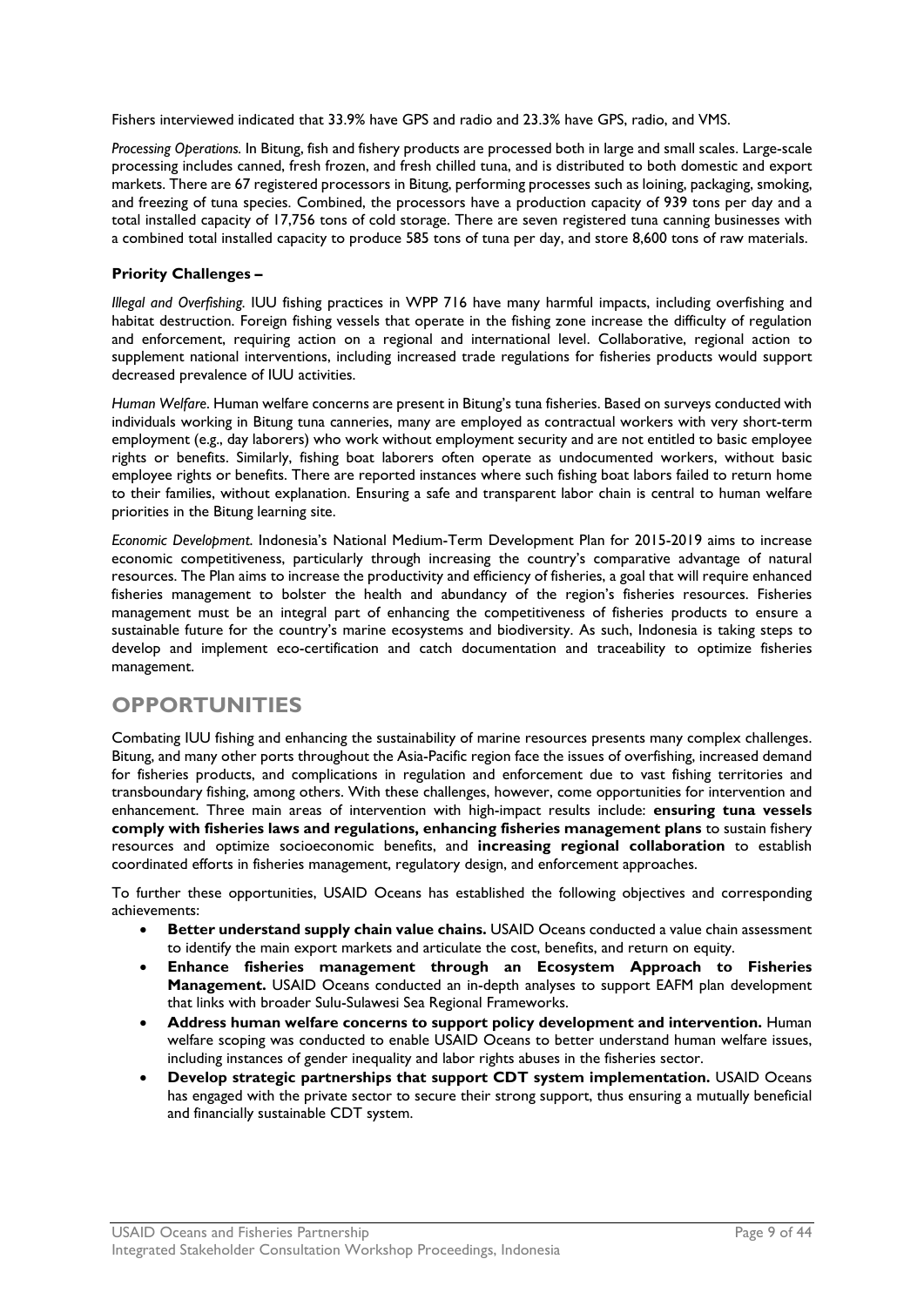Fishers interviewed indicated that 33.9% have GPS and radio and 23.3% have GPS, radio, and VMS.

*Processing Operations.* In Bitung, fish and fishery products are processed both in large and small scales. Large-scale processing includes canned, fresh frozen, and fresh chilled tuna, and is distributed to both domestic and export markets. There are 67 registered processors in Bitung, performing processes such as loining, packaging, smoking, and freezing of tuna species. Combined, the processors have a production capacity of 939 tons per day and a total installed capacity of 17,756 tons of cold storage. There are seven registered tuna canning businesses with a combined total installed capacity to produce 585 tons of tuna per day, and store 8,600 tons of raw materials.

**Priority Challenges –**

*Illegal and Overfishing.* IUU fishing practices in WPP 716 have many harmful impacts, including overfishing and habitat destruction. Foreign fishing vessels that operate in the fishing zone increase the difficulty of regulation and enforcement, requiring action on a regional and international level. Collaborative, regional action to supplement national interventions, including increased trade regulations for fisheries products would support decreased prevalence of IUU activities.

*Human Welfare*. Human welfare concerns are present in Bitung's tuna fisheries. Based on surveys conducted with individuals working in Bitung tuna canneries, many are employed as contractual workers with very short-term employment (e.g., day laborers) who work without employment security and are not entitled to basic employee rights or benefits. Similarly, fishing boat laborers often operate as undocumented workers, without basic employee rights or benefits. There are reported instances where such fishing boat labors failed to return home to their families, without explanation. Ensuring a safe and transparent labor chain is central to human welfare priorities in the Bitung learning site.

*Economic Development.* Indonesia's National Medium-Term Development Plan for 2015-2019 aims to increase economic competitiveness, particularly through increasing the country's comparative advantage of natural resources. The Plan aims to increase the productivity and efficiency of fisheries, a goal that will require enhanced fisheries management to bolster the health and abundancy of the region's fisheries resources. Fisheries management must be an integral part of enhancing the competitiveness of fisheries products to ensure a sustainable future for the country's marine ecosystems and biodiversity. As such, Indonesia is taking steps to develop and implement eco-certification and catch documentation and traceability to optimize fisheries management.

## OPPORTUNITIES

Combating IUU fishing and enhancing the sustainability of marine resources presents many complex challenges. Bitung, and many other ports throughout the Asia-Pacific region face the issues of overfishing, increased demand for fisheries products, and complications in regulation and enforcement due to vast fishing territories and transboundary fishing, among others. With these challenges, however, come opportunities for intervention and enhancement. Three main areas of intervention with high-impact results include: **ensuring tuna vessels comply with fisheries laws and regulations, enhancing fisheries management plans** to sustain fishery resources and optimize socioeconomic benefits, and **increasing regional collaboration** to establish coordinated efforts in fisheries management, regulatory design, and enforcement approaches.

To further these opportunities, USAID Oceans has established the following objectives and corresponding achievements:

- **Better understand supply chain value chains.** USAID Oceans conducted a value chain assessment to identify the main export markets and articulate the cost, benefits, and return on equity.
- **Enhance fisheries management through an Ecosystem Approach to Fisheries Management.** USAID Oceans conducted an in-depth analyses to support EAFM plan development that links with broader Sulu-Sulawesi Sea Regional Frameworks.
- **Address human welfare concerns to support policy development and intervention.** Human welfare scoping was conducted to enable USAID Oceans to better understand human welfare issues, including instances of gender inequality and labor rights abuses in the fisheries sector.
- **Develop strategic partnerships that support CDT system implementation.** USAID Oceans has engaged with the private sector to secure their strong support, thus ensuring a mutually beneficial and financially sustainable CDT system.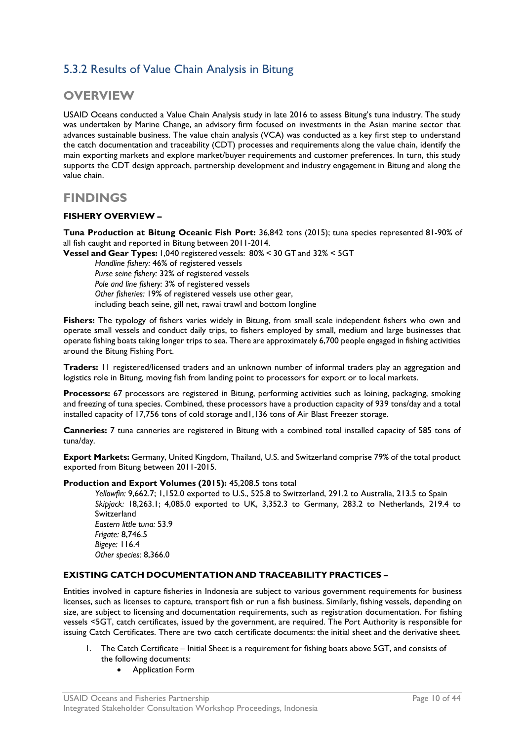## 5.3.2 Results of Value Chain Analysis in Bitung

### OVERVIEW

USAID Oceans conducted a Value Chain Analysis study in late 2016 to assess Bitung's tuna industry. The study was undertaken by Marine Change, an advisory firm focused on investments in the Asian marine sector that advances sustainable business. The value chain analysis (VCA) was conducted as a key first step to understand the catch documentation and traceability (CDT) processes and requirements along the value chain, identify the main exporting markets and explore market/buyer requirements and customer preferences. In turn, this study supports the CDT design approach, partnership development and industry engagement in Bitung and along the value chain.

### FINDINGS

**FISHERY OVERVIEW –**

**Tuna Production at Bitung Oceanic Fish Port:** 36,842 tons (2015); tuna species represented 81-90% of all fish caught and reported in Bitung between 2011-2014.

**Vessel and Gear Types:** 1,040 registered vessels: 80% < 30 GT and 32% < 5GT

*Handline fishery:* 46% of registered vessels
*Purse seine fishery:* 32% of registered vessels
*Pole and line fishery:* 3% of registered vessels
*Other fisheries:* 19% of registered vessels use other gear,
including beach seine, gill net, rawai trawl and bottom longline

**Fishers:** The typology of fishers varies widely in Bitung, from small scale independent fishers who own and operate small vessels and conduct daily trips, to fishers employed by small, medium and large businesses that operate fishing boats taking longer trips to sea. There are approximately 6,700 people engaged in fishing activities around the Bitung Fishing Port.

**Traders:** 11 registered/licensed traders and an unknown number of informal traders play an aggregation and logistics role in Bitung, moving fish from landing point to processors for export or to local markets.

**Processors:** 67 processors are registered in Bitung, performing activities such as loining, packaging, smoking and freezing of tuna species. Combined, these processors have a production capacity of 939 tons/day and a total installed capacity of 17,756 tons of cold storage and1,136 tons of Air Blast Freezer storage.

**Canneries:** 7 tuna canneries are registered in Bitung with a combined total installed capacity of 585 tons of tuna/day.

**Export Markets:** Germany, United Kingdom, Thailand, U.S. and Switzerland comprise 79% of the total product exported from Bitung between 2011-2015.

**Production and Export Volumes (2015):** 45,208.5 tons total

*Yellowfin:* 9,662.7; 1,152.0 exported to U.S., 525.8 to Switzerland, 291.2 to Australia, 213.5 to Spain
*Skipjack:* 18,263.1; 4,085.0 exported to UK, 3,352.3 to Germany, 283.2 to Netherlands, 219.4 to Switzerland
*Eastern little tuna:* 53.9
*Frigate:* 8,746.5
*Bigeye:* 116.4
*Other species:* 8,366.0

**EXISTING CATCH DOCUMENTATION AND TRACEABILITY PRACTICES –**

Entities involved in capture fisheries in Indonesia are subject to various government requirements for business licenses, such as licenses to capture, transport fish or run a fish business. Similarly, fishing vessels, depending on size, are subject to licensing and documentation requirements, such as registration documentation. For fishing vessels <5GT, catch certificates, issued by the government, are required. The Port Authority is responsible for issuing Catch Certificates. There are two catch certificate documents: the initial sheet and the derivative sheet.

1. The Catch Certificate – Initial Sheet is a requirement for fishing boats above 5GT, and consists of the following documents:
   - Application Form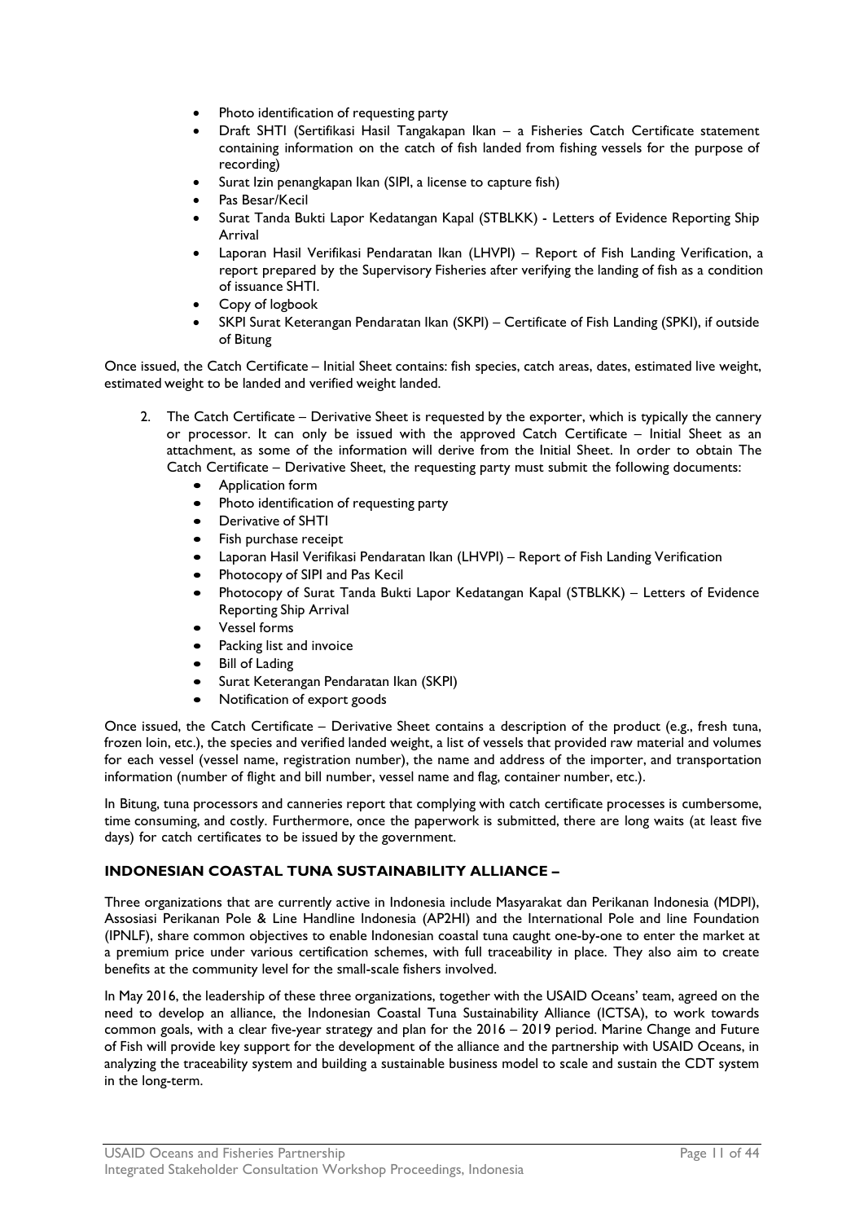- Photo identification of requesting party
- Draft SHTI (Sertifikasi Hasil Tangakapan Ikan – a Fisheries Catch Certificate statement containing information on the catch of fish landed from fishing vessels for the purpose of recording)
- Surat Izin penangkapan Ikan (SIPI, a license to capture fish)
- Pas Besar/Kecil
- Surat Tanda Bukti Lapor Kedatangan Kapal (STBLKK) - Letters of Evidence Reporting Ship Arrival
- Laporan Hasil Verifikasi Pendaratan Ikan (LHVPI) – Report of Fish Landing Verification, a report prepared by the Supervisory Fisheries after verifying the landing of fish as a condition of issuance SHTI.
- Copy of logbook
- SKPI Surat Keterangan Pendaratan Ikan (SKPI) – Certificate of Fish Landing (SPKI), if outside of Bitung

Once issued, the Catch Certificate – Initial Sheet contains: fish species, catch areas, dates, estimated live weight, estimated weight to be landed and verified weight landed.

2. The Catch Certificate – Derivative Sheet is requested by the exporter, which is typically the cannery or processor. It can only be issued with the approved Catch Certificate – Initial Sheet as an attachment, as some of the information will derive from the Initial Sheet. In order to obtain The Catch Certificate – Derivative Sheet, the requesting party must submit the following documents:
    - Application form
    - Photo identification of requesting party
    - Derivative of SHTI
    - Fish purchase receipt
    - Laporan Hasil Verifikasi Pendaratan Ikan (LHVPI) – Report of Fish Landing Verification
    - Photocopy of SIPI and Pas Kecil
    - Photocopy of Surat Tanda Bukti Lapor Kedatangan Kapal (STBLKK) – Letters of Evidence Reporting Ship Arrival
    - Vessel forms
    - Packing list and invoice
    - Bill of Lading
    - Surat Keterangan Pendaratan Ikan (SKPI)
    - Notification of export goods

Once issued, the Catch Certificate – Derivative Sheet contains a description of the product (e.g., fresh tuna, frozen loin, etc.), the species and verified landed weight, a list of vessels that provided raw material and volumes for each vessel (vessel name, registration number), the name and address of the importer, and transportation information (number of flight and bill number, vessel name and flag, container number, etc.).

In Bitung, tuna processors and canneries report that complying with catch certificate processes is cumbersome, time consuming, and costly. Furthermore, once the paperwork is submitted, there are long waits (at least five days) for catch certificates to be issued by the government.

**INDONESIAN COASTAL TUNA SUSTAINABILITY ALLIANCE –**

Three organizations that are currently active in Indonesia include Masyarakat dan Perikanan Indonesia (MDPI), Assosiasi Perikanan Pole & Line Handline Indonesia (AP2HI) and the International Pole and line Foundation (IPNLF), share common objectives to enable Indonesian coastal tuna caught one-by-one to enter the market at a premium price under various certification schemes, with full traceability in place. They also aim to create benefits at the community level for the small-scale fishers involved.

In May 2016, the leadership of these three organizations, together with the USAID Oceans' team, agreed on the need to develop an alliance, the Indonesian Coastal Tuna Sustainability Alliance (ICTSA), to work towards common goals, with a clear five-year strategy and plan for the 2016 – 2019 period. Marine Change and Future of Fish will provide key support for the development of the alliance and the partnership with USAID Oceans, in analyzing the traceability system and building a sustainable business model to scale and sustain the CDT system in the long-term.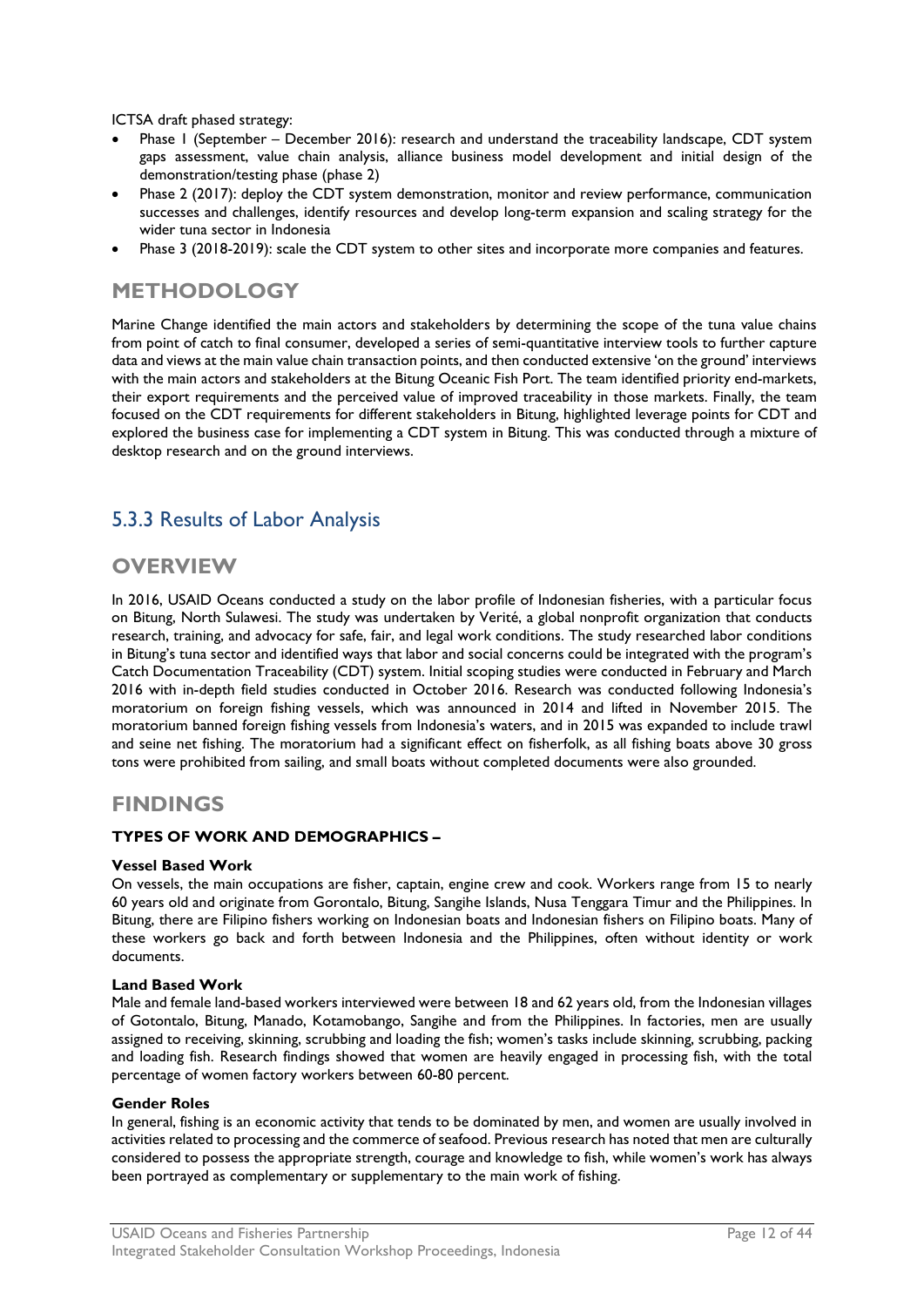ICTSA draft phased strategy:

- Phase 1 (September – December 2016): research and understand the traceability landscape, CDT system gaps assessment, value chain analysis, alliance business model development and initial design of the demonstration/testing phase (phase 2)
- Phase 2 (2017): deploy the CDT system demonstration, monitor and review performance, communication successes and challenges, identify resources and develop long-term expansion and scaling strategy for the wider tuna sector in Indonesia
- Phase 3 (2018-2019): scale the CDT system to other sites and incorporate more companies and features.

## METHODOLOGY

Marine Change identified the main actors and stakeholders by determining the scope of the tuna value chains from point of catch to final consumer, developed a series of semi-quantitative interview tools to further capture data and views at the main value chain transaction points, and then conducted extensive 'on the ground' interviews with the main actors and stakeholders at the Bitung Oceanic Fish Port. The team identified priority end-markets, their export requirements and the perceived value of improved traceability in those markets. Finally, the team focused on the CDT requirements for different stakeholders in Bitung, highlighted leverage points for CDT and explored the business case for implementing a CDT system in Bitung. This was conducted through a mixture of desktop research and on the ground interviews.

## 5.3.3 Results of Labor Analysis

## OVERVIEW

In 2016, USAID Oceans conducted a study on the labor profile of Indonesian fisheries, with a particular focus on Bitung, North Sulawesi. The study was undertaken by Verité, a global nonprofit organization that conducts research, training, and advocacy for safe, fair, and legal work conditions. The study researched labor conditions in Bitung's tuna sector and identified ways that labor and social concerns could be integrated with the program's Catch Documentation Traceability (CDT) system. Initial scoping studies were conducted in February and March 2016 with in-depth field studies conducted in October 2016. Research was conducted following Indonesia's moratorium on foreign fishing vessels, which was announced in 2014 and lifted in November 2015. The moratorium banned foreign fishing vessels from Indonesia's waters, and in 2015 was expanded to include trawl and seine net fishing. The moratorium had a significant effect on fisherfolk, as all fishing boats above 30 gross tons were prohibited from sailing, and small boats without completed documents were also grounded.

## FINDINGS

**TYPES OF WORK AND DEMOGRAPHICS –**

**Vessel Based Work**

On vessels, the main occupations are fisher, captain, engine crew and cook. Workers range from 15 to nearly 60 years old and originate from Gorontalo, Bitung, Sangihe Islands, Nusa Tenggara Timur and the Philippines. In Bitung, there are Filipino fishers working on Indonesian boats and Indonesian fishers on Filipino boats. Many of these workers go back and forth between Indonesia and the Philippines, often without identity or work documents.

**Land Based Work**

Male and female land-based workers interviewed were between 18 and 62 years old, from the Indonesian villages of Gotontalo, Bitung, Manado, Kotamobango, Sangihe and from the Philippines. In factories, men are usually assigned to receiving, skinning, scrubbing and loading the fish; women's tasks include skinning, scrubbing, packing and loading fish. Research findings showed that women are heavily engaged in processing fish, with the total percentage of women factory workers between 60-80 percent.

**Gender Roles**

In general, fishing is an economic activity that tends to be dominated by men, and women are usually involved in activities related to processing and the commerce of seafood. Previous research has noted that men are culturally considered to possess the appropriate strength, courage and knowledge to fish, while women's work has always been portrayed as complementary or supplementary to the main work of fishing.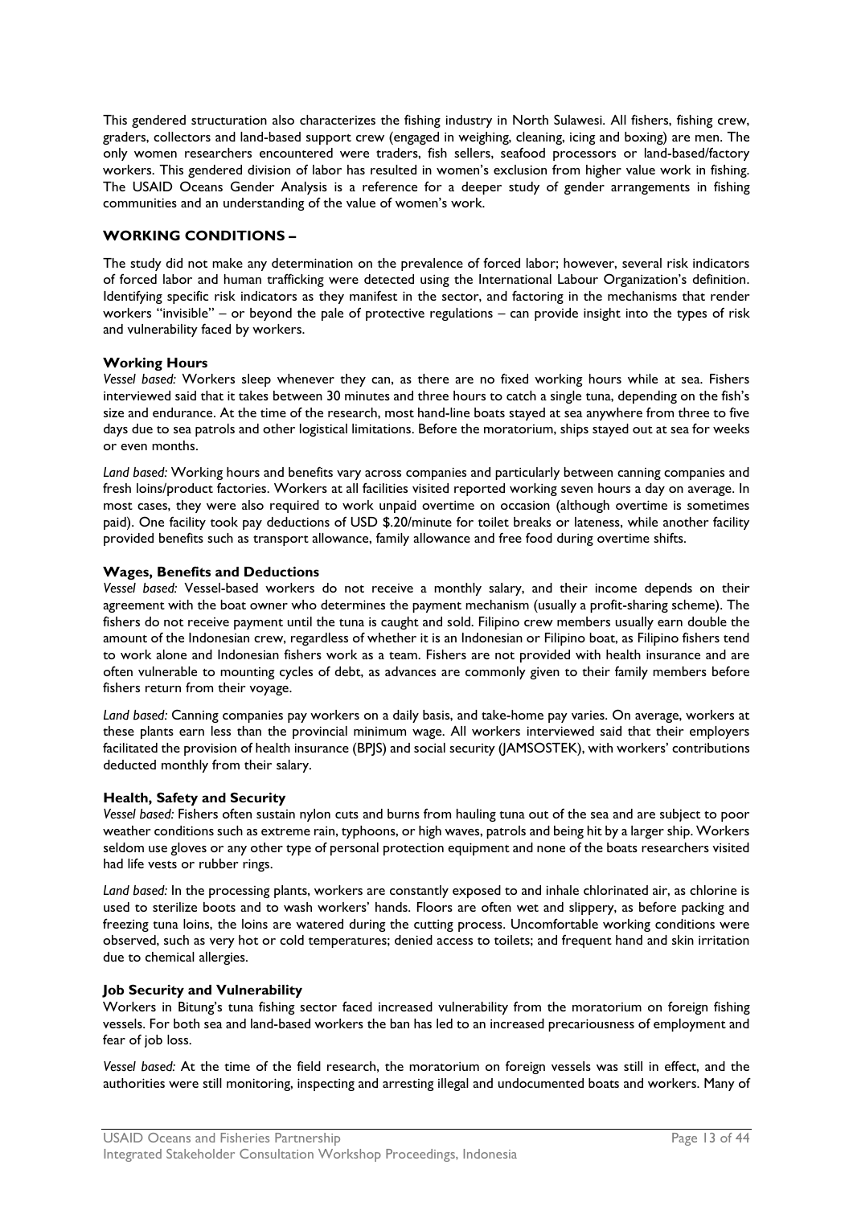This gendered structuration also characterizes the fishing industry in North Sulawesi. All fishers, fishing crew, graders, collectors and land-based support crew (engaged in weighing, cleaning, icing and boxing) are men. The only women researchers encountered were traders, fish sellers, seafood processors or land-based/factory workers. This gendered division of labor has resulted in women's exclusion from higher value work in fishing. The USAID Oceans Gender Analysis is a reference for a deeper study of gender arrangements in fishing communities and an understanding of the value of women's work.

## WORKING CONDITIONS –

The study did not make any determination on the prevalence of forced labor; however, several risk indicators of forced labor and human trafficking were detected using the International Labour Organization's definition. Identifying specific risk indicators as they manifest in the sector, and factoring in the mechanisms that render workers "invisible" – or beyond the pale of protective regulations – can provide insight into the types of risk and vulnerability faced by workers.

### Working Hours

*Vessel based:* Workers sleep whenever they can, as there are no fixed working hours while at sea. Fishers interviewed said that it takes between 30 minutes and three hours to catch a single tuna, depending on the fish's size and endurance. At the time of the research, most hand-line boats stayed at sea anywhere from three to five days due to sea patrols and other logistical limitations. Before the moratorium, ships stayed out at sea for weeks or even months.

*Land based:* Working hours and benefits vary across companies and particularly between canning companies and fresh loins/product factories. Workers at all facilities visited reported working seven hours a day on average. In most cases, they were also required to work unpaid overtime on occasion (although overtime is sometimes paid). One facility took pay deductions of USD $.20/minute for toilet breaks or lateness, while another facility provided benefits such as transport allowance, family allowance and free food during overtime shifts.

### Wages, Benefits and Deductions

*Vessel based:* Vessel-based workers do not receive a monthly salary, and their income depends on their agreement with the boat owner who determines the payment mechanism (usually a profit-sharing scheme). The fishers do not receive payment until the tuna is caught and sold. Filipino crew members usually earn double the amount of the Indonesian crew, regardless of whether it is an Indonesian or Filipino boat, as Filipino fishers tend to work alone and Indonesian fishers work as a team. Fishers are not provided with health insurance and are often vulnerable to mounting cycles of debt, as advances are commonly given to their family members before fishers return from their voyage.

*Land based:* Canning companies pay workers on a daily basis, and take-home pay varies. On average, workers at these plants earn less than the provincial minimum wage. All workers interviewed said that their employers facilitated the provision of health insurance (BPJS) and social security (JAMSOSTEK), with workers' contributions deducted monthly from their salary.

### Health, Safety and Security

*Vessel based:* Fishers often sustain nylon cuts and burns from hauling tuna out of the sea and are subject to poor weather conditions such as extreme rain, typhoons, or high waves, patrols and being hit by a larger ship. Workers seldom use gloves or any other type of personal protection equipment and none of the boats researchers visited had life vests or rubber rings.

*Land based:* In the processing plants, workers are constantly exposed to and inhale chlorinated air, as chlorine is used to sterilize boots and to wash workers' hands. Floors are often wet and slippery, as before packing and freezing tuna loins, the loins are watered during the cutting process. Uncomfortable working conditions were observed, such as very hot or cold temperatures; denied access to toilets; and frequent hand and skin irritation due to chemical allergies.

### Job Security and Vulnerability

Workers in Bitung's tuna fishing sector faced increased vulnerability from the moratorium on foreign fishing vessels. For both sea and land-based workers the ban has led to an increased precariousness of employment and fear of job loss.

*Vessel based:* At the time of the field research, the moratorium on foreign vessels was still in effect, and the authorities were still monitoring, inspecting and arresting illegal and undocumented boats and workers. Many of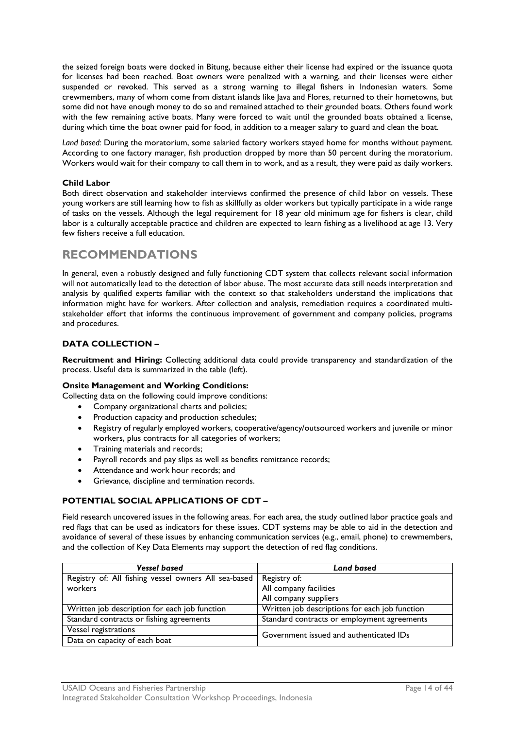the seized foreign boats were docked in Bitung, because either their license had expired or the issuance quota for licenses had been reached. Boat owners were penalized with a warning, and their licenses were either suspended or revoked. This served as a strong warning to illegal fishers in Indonesian waters. Some crewmembers, many of whom come from distant islands like Java and Flores, returned to their hometowns, but some did not have enough money to do so and remained attached to their grounded boats. Others found work with the few remaining active boats. Many were forced to wait until the grounded boats obtained a license, during which time the boat owner paid for food, in addition to a meager salary to guard and clean the boat.

*Land based:* During the moratorium, some salaried factory workers stayed home for months without payment. According to one factory manager, fish production dropped by more than 50 percent during the moratorium. Workers would wait for their company to call them in to work, and as a result, they were paid as daily workers.

**Child Labor**

Both direct observation and stakeholder interviews confirmed the presence of child labor on vessels. These young workers are still learning how to fish as skillfully as older workers but typically participate in a wide range of tasks on the vessels. Although the legal requirement for 18 year old minimum age for fishers is clear, child labor is a culturally acceptable practice and children are expected to learn fishing as a livelihood at age 13. Very few fishers receive a full education.

## RECOMMENDATIONS

In general, even a robustly designed and fully functioning CDT system that collects relevant social information will not automatically lead to the detection of labor abuse. The most accurate data still needs interpretation and analysis by qualified experts familiar with the context so that stakeholders understand the implications that information might have for workers. After collection and analysis, remediation requires a coordinated multi-stakeholder effort that informs the continuous improvement of government and company policies, programs and procedures.

### DATA COLLECTION –

**Recruitment and Hiring:** Collecting additional data could provide transparency and standardization of the process. Useful data is summarized in the table (left).

**Onsite Management and Working Conditions:**

Collecting data on the following could improve conditions:

- Company organizational charts and policies;
- Production capacity and production schedules;
- Registry of regularly employed workers, cooperative/agency/outsourced workers and juvenile or minor workers, plus contracts for all categories of workers;
- Training materials and records;
- Payroll records and pay slips as well as benefits remittance records;
- Attendance and work hour records; and
- Grievance, discipline and termination records.

### POTENTIAL SOCIAL APPLICATIONS OF CDT –

Field research uncovered issues in the following areas. For each area, the study outlined labor practice goals and red flags that can be used as indicators for these issues. CDT systems may be able to aid in the detection and avoidance of several of these issues by enhancing communication services (e.g., email, phone) to crewmembers, and the collection of Key Data Elements may support the detection of red flag conditions.

| *Vessel based* | *Land based* |
|---|---|
| Registry of: All fishing vessel owners All sea-based workers | Registry of:<br>All company facilities<br>All company suppliers |
| Written job description for each job function | Written job descriptions for each job function |
| Standard contracts or fishing agreements | Standard contracts or employment agreements |
| Vessel registrations | Government issued and authenticated IDs |
| Data on capacity of each boat | |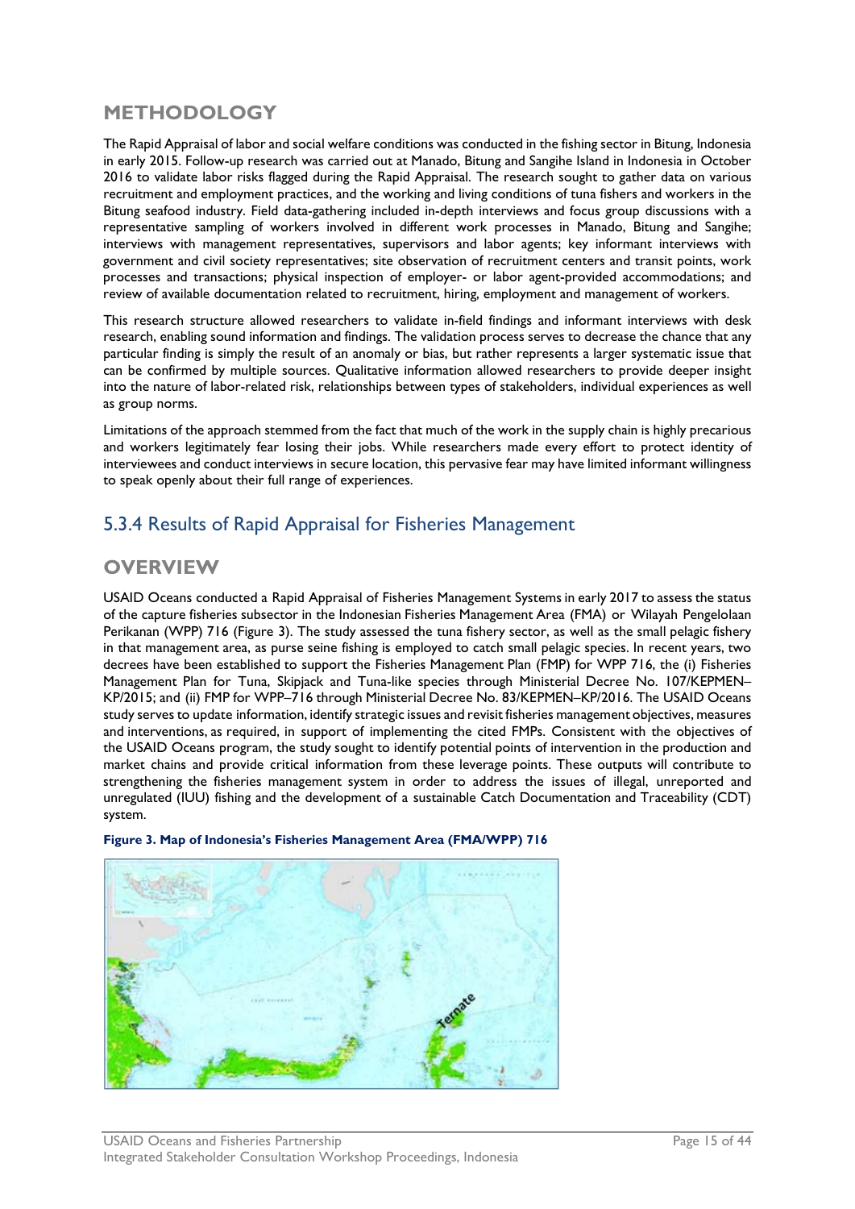## METHODOLOGY

The Rapid Appraisal of labor and social welfare conditions was conducted in the fishing sector in Bitung, Indonesia in early 2015. Follow-up research was carried out at Manado, Bitung and Sangihe Island in Indonesia in October 2016 to validate labor risks flagged during the Rapid Appraisal. The research sought to gather data on various recruitment and employment practices, and the working and living conditions of tuna fishers and workers in the Bitung seafood industry. Field data-gathering included in-depth interviews and focus group discussions with a representative sampling of workers involved in different work processes in Manado, Bitung and Sangihe; interviews with management representatives, supervisors and labor agents; key informant interviews with government and civil society representatives; site observation of recruitment centers and transit points, work processes and transactions; physical inspection of employer- or labor agent-provided accommodations; and review of available documentation related to recruitment, hiring, employment and management of workers.

This research structure allowed researchers to validate in-field findings and informant interviews with desk research, enabling sound information and findings. The validation process serves to decrease the chance that any particular finding is simply the result of an anomaly or bias, but rather represents a larger systematic issue that can be confirmed by multiple sources. Qualitative information allowed researchers to provide deeper insight into the nature of labor-related risk, relationships between types of stakeholders, individual experiences as well as group norms.

Limitations of the approach stemmed from the fact that much of the work in the supply chain is highly precarious and workers legitimately fear losing their jobs. While researchers made every effort to protect identity of interviewees and conduct interviews in secure location, this pervasive fear may have limited informant willingness to speak openly about their full range of experiences.

### 5.3.4 Results of Rapid Appraisal for Fisheries Management

## OVERVIEW

USAID Oceans conducted a Rapid Appraisal of Fisheries Management Systems in early 2017 to assess the status of the capture fisheries subsector in the Indonesian Fisheries Management Area (FMA) or Wilayah Pengelolaan Perikanan (WPP) 716 (Figure 3). The study assessed the tuna fishery sector, as well as the small pelagic fishery in that management area, as purse seine fishing is employed to catch small pelagic species. In recent years, two decrees have been established to support the Fisheries Management Plan (FMP) for WPP 716, the (i) Fisheries Management Plan for Tuna, Skipjack and Tuna-like species through Ministerial Decree No. 107/KEPMEN–KP/2015; and (ii) FMP for WPP–716 through Ministerial Decree No. 83/KEPMEN–KP/2016. The USAID Oceans study serves to update information, identify strategic issues and revisit fisheries management objectives, measures and interventions, as required, in support of implementing the cited FMPs. Consistent with the objectives of the USAID Oceans program, the study sought to identify potential points of intervention in the production and market chains and provide critical information from these leverage points. These outputs will contribute to strengthening the fisheries management system in order to address the issues of illegal, unreported and unregulated (IUU) fishing and the development of a sustainable Catch Documentation and Traceability (CDT) system.

**Figure 3. Map of Indonesia's Fisheries Management Area (FMA/WPP) 716**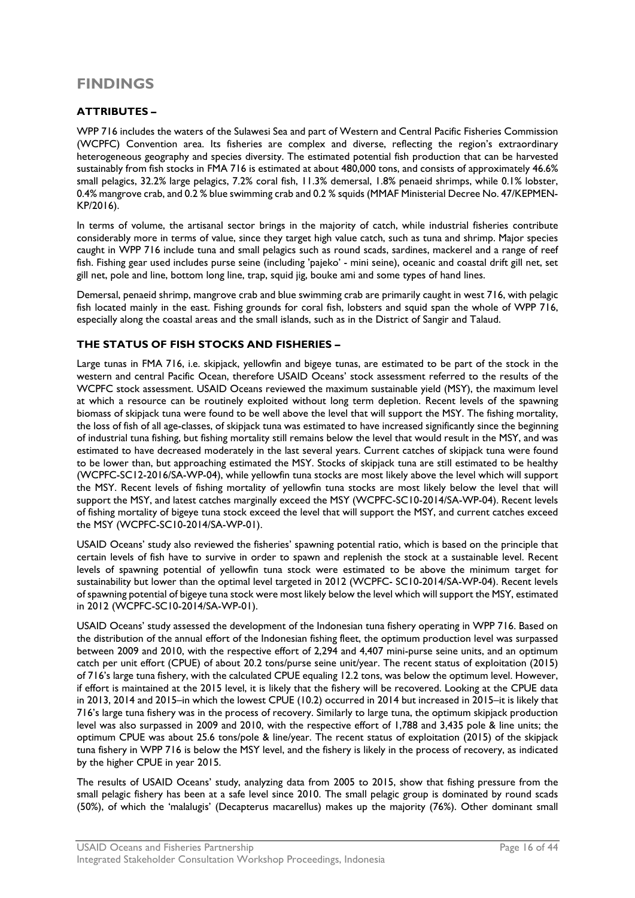# FINDINGS

### ATTRIBUTES –

WPP 716 includes the waters of the Sulawesi Sea and part of Western and Central Pacific Fisheries Commission (WCPFC) Convention area. Its fisheries are complex and diverse, reflecting the region's extraordinary heterogeneous geography and species diversity. The estimated potential fish production that can be harvested sustainably from fish stocks in FMA 716 is estimated at about 480,000 tons, and consists of approximately 46.6% small pelagics, 32.2% large pelagics, 7.2% coral fish, 11.3% demersal, 1.8% penaeid shrimps, while 0.1% lobster, 0.4% mangrove crab, and 0.2 % blue swimming crab and 0.2 % squids (MMAF Ministerial Decree No. 47/KEPMEN-KP/2016).

In terms of volume, the artisanal sector brings in the majority of catch, while industrial fisheries contribute considerably more in terms of value, since they target high value catch, such as tuna and shrimp. Major species caught in WPP 716 include tuna and small pelagics such as round scads, sardines, mackerel and a range of reef fish. Fishing gear used includes purse seine (including 'pajeko' - mini seine), oceanic and coastal drift gill net, set gill net, pole and line, bottom long line, trap, squid jig, bouke ami and some types of hand lines.

Demersal, penaeid shrimp, mangrove crab and blue swimming crab are primarily caught in west 716, with pelagic fish located mainly in the east. Fishing grounds for coral fish, lobsters and squid span the whole of WPP 716, especially along the coastal areas and the small islands, such as in the District of Sangir and Talaud.

### THE STATUS OF FISH STOCKS AND FISHERIES –

Large tunas in FMA 716, i.e. skipjack, yellowfin and bigeye tunas, are estimated to be part of the stock in the western and central Pacific Ocean, therefore USAID Oceans' stock assessment referred to the results of the WCPFC stock assessment. USAID Oceans reviewed the maximum sustainable yield (MSY), the maximum level at which a resource can be routinely exploited without long term depletion. Recent levels of the spawning biomass of skipjack tuna were found to be well above the level that will support the MSY. The fishing mortality, the loss of fish of all age-classes, of skipjack tuna was estimated to have increased significantly since the beginning of industrial tuna fishing, but fishing mortality still remains below the level that would result in the MSY, and was estimated to have decreased moderately in the last several years. Current catches of skipjack tuna were found to be lower than, but approaching estimated the MSY. Stocks of skipjack tuna are still estimated to be healthy (WCPFC-SC12-2016/SA-WP-04), while yellowfin tuna stocks are most likely above the level which will support the MSY. Recent levels of fishing mortality of yellowfin tuna stocks are most likely below the level that will support the MSY, and latest catches marginally exceed the MSY (WCPFC-SC10-2014/SA-WP-04). Recent levels of fishing mortality of bigeye tuna stock exceed the level that will support the MSY, and current catches exceed the MSY (WCPFC-SC10-2014/SA-WP-01).

USAID Oceans' study also reviewed the fisheries' spawning potential ratio, which is based on the principle that certain levels of fish have to survive in order to spawn and replenish the stock at a sustainable level. Recent levels of spawning potential of yellowfin tuna stock were estimated to be above the minimum target for sustainability but lower than the optimal level targeted in 2012 (WCPFC- SC10-2014/SA-WP-04). Recent levels of spawning potential of bigeye tuna stock were most likely below the level which will support the MSY, estimated in 2012 (WCPFC-SC10-2014/SA-WP-01).

USAID Oceans' study assessed the development of the Indonesian tuna fishery operating in WPP 716. Based on the distribution of the annual effort of the Indonesian fishing fleet, the optimum production level was surpassed between 2009 and 2010, with the respective effort of 2,294 and 4,407 mini-purse seine units, and an optimum catch per unit effort (CPUE) of about 20.2 tons/purse seine unit/year. The recent status of exploitation (2015) of 716's large tuna fishery, with the calculated CPUE equaling 12.2 tons, was below the optimum level. However, if effort is maintained at the 2015 level, it is likely that the fishery will be recovered. Looking at the CPUE data in 2013, 2014 and 2015–in which the lowest CPUE (10.2) occurred in 2014 but increased in 2015–it is likely that 716's large tuna fishery was in the process of recovery. Similarly to large tuna, the optimum skipjack production level was also surpassed in 2009 and 2010, with the respective effort of 1,788 and 3,435 pole & line units; the optimum CPUE was about 25.6 tons/pole & line/year. The recent status of exploitation (2015) of the skipjack tuna fishery in WPP 716 is below the MSY level, and the fishery is likely in the process of recovery, as indicated by the higher CPUE in year 2015.

The results of USAID Oceans' study, analyzing data from 2005 to 2015, show that fishing pressure from the small pelagic fishery has been at a safe level since 2010. The small pelagic group is dominated by round scads (50%), of which the 'malalugis' (Decapterus macarellus) makes up the majority (76%). Other dominant small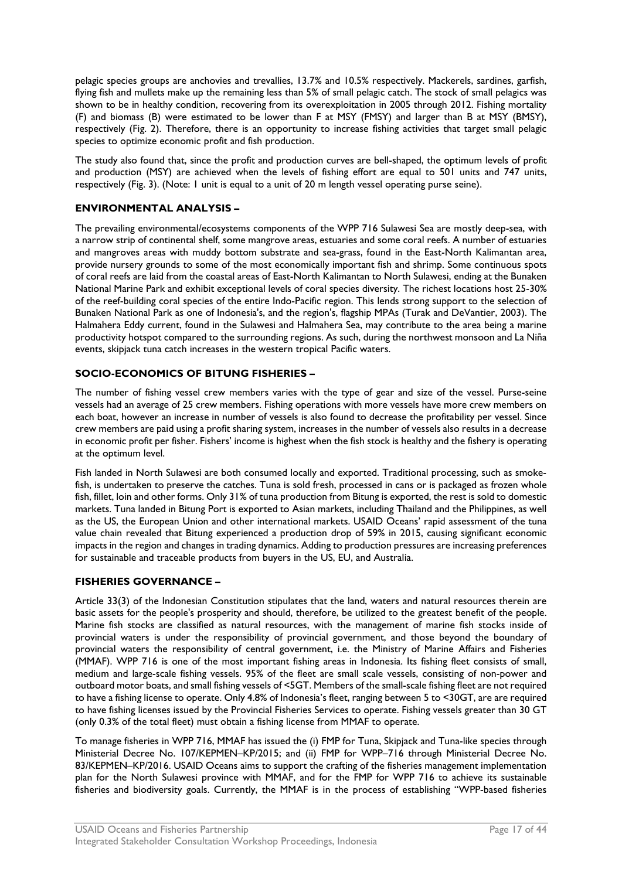pelagic species groups are anchovies and trevallies, 13.7% and 10.5% respectively. Mackerels, sardines, garfish, flying fish and mullets make up the remaining less than 5% of small pelagic catch. The stock of small pelagics was shown to be in healthy condition, recovering from its overexploitation in 2005 through 2012. Fishing mortality (F) and biomass (B) were estimated to be lower than F at MSY (FMSY) and larger than B at MSY (BMSY), respectively (Fig. 2). Therefore, there is an opportunity to increase fishing activities that target small pelagic species to optimize economic profit and fish production.

The study also found that, since the profit and production curves are bell-shaped, the optimum levels of profit and production (MSY) are achieved when the levels of fishing effort are equal to 501 units and 747 units, respectively (Fig. 3). (Note: 1 unit is equal to a unit of 20 m length vessel operating purse seine).

### ENVIRONMENTAL ANALYSIS –

The prevailing environmental/ecosystems components of the WPP 716 Sulawesi Sea are mostly deep-sea, with a narrow strip of continental shelf, some mangrove areas, estuaries and some coral reefs. A number of estuaries and mangroves areas with muddy bottom substrate and sea-grass, found in the East-North Kalimantan area, provide nursery grounds to some of the most economically important fish and shrimp. Some continuous spots of coral reefs are laid from the coastal areas of East-North Kalimantan to North Sulawesi, ending at the Bunaken National Marine Park and exhibit exceptional levels of coral species diversity. The richest locations host 25-30% of the reef-building coral species of the entire Indo-Pacific region. This lends strong support to the selection of Bunaken National Park as one of Indonesia's, and the region's, flagship MPAs (Turak and DeVantier, 2003). The Halmahera Eddy current, found in the Sulawesi and Halmahera Sea, may contribute to the area being a marine productivity hotspot compared to the surrounding regions. As such, during the northwest monsoon and La Niña events, skipjack tuna catch increases in the western tropical Pacific waters.

### SOCIO-ECONOMICS OF BITUNG FISHERIES –

The number of fishing vessel crew members varies with the type of gear and size of the vessel. Purse-seine vessels had an average of 25 crew members. Fishing operations with more vessels have more crew members on each boat, however an increase in number of vessels is also found to decrease the profitability per vessel. Since crew members are paid using a profit sharing system, increases in the number of vessels also results in a decrease in economic profit per fisher. Fishers' income is highest when the fish stock is healthy and the fishery is operating at the optimum level.

Fish landed in North Sulawesi are both consumed locally and exported. Traditional processing, such as smoke-fish, is undertaken to preserve the catches. Tuna is sold fresh, processed in cans or is packaged as frozen whole fish, fillet, loin and other forms. Only 31% of tuna production from Bitung is exported, the rest is sold to domestic markets. Tuna landed in Bitung Port is exported to Asian markets, including Thailand and the Philippines, as well as the US, the European Union and other international markets. USAID Oceans' rapid assessment of the tuna value chain revealed that Bitung experienced a production drop of 59% in 2015, causing significant economic impacts in the region and changes in trading dynamics. Adding to production pressures are increasing preferences for sustainable and traceable products from buyers in the US, EU, and Australia.

### FISHERIES GOVERNANCE –

Article 33(3) of the Indonesian Constitution stipulates that the land, waters and natural resources therein are basic assets for the people's prosperity and should, therefore, be utilized to the greatest benefit of the people. Marine fish stocks are classified as natural resources, with the management of marine fish stocks inside of provincial waters is under the responsibility of provincial government, and those beyond the boundary of provincial waters the responsibility of central government, i.e. the Ministry of Marine Affairs and Fisheries (MMAF). WPP 716 is one of the most important fishing areas in Indonesia. Its fishing fleet consists of small, medium and large-scale fishing vessels. 95% of the fleet are small scale vessels, consisting of non-power and outboard motor boats, and small fishing vessels of <5GT. Members of the small-scale fishing fleet are not required to have a fishing license to operate. Only 4.8% of Indonesia's fleet, ranging between 5 to <30GT, are are required to have fishing licenses issued by the Provincial Fisheries Services to operate. Fishing vessels greater than 30 GT (only 0.3% of the total fleet) must obtain a fishing license from MMAF to operate.

To manage fisheries in WPP 716, MMAF has issued the (i) FMP for Tuna, Skipjack and Tuna-like species through Ministerial Decree No. 107/KEPMEN–KP/2015; and (ii) FMP for WPP–716 through Ministerial Decree No. 83/KEPMEN–KP/2016. USAID Oceans aims to support the crafting of the fisheries management implementation plan for the North Sulawesi province with MMAF, and for the FMP for WPP 716 to achieve its sustainable fisheries and biodiversity goals. Currently, the MMAF is in the process of establishing "WPP-based fisheries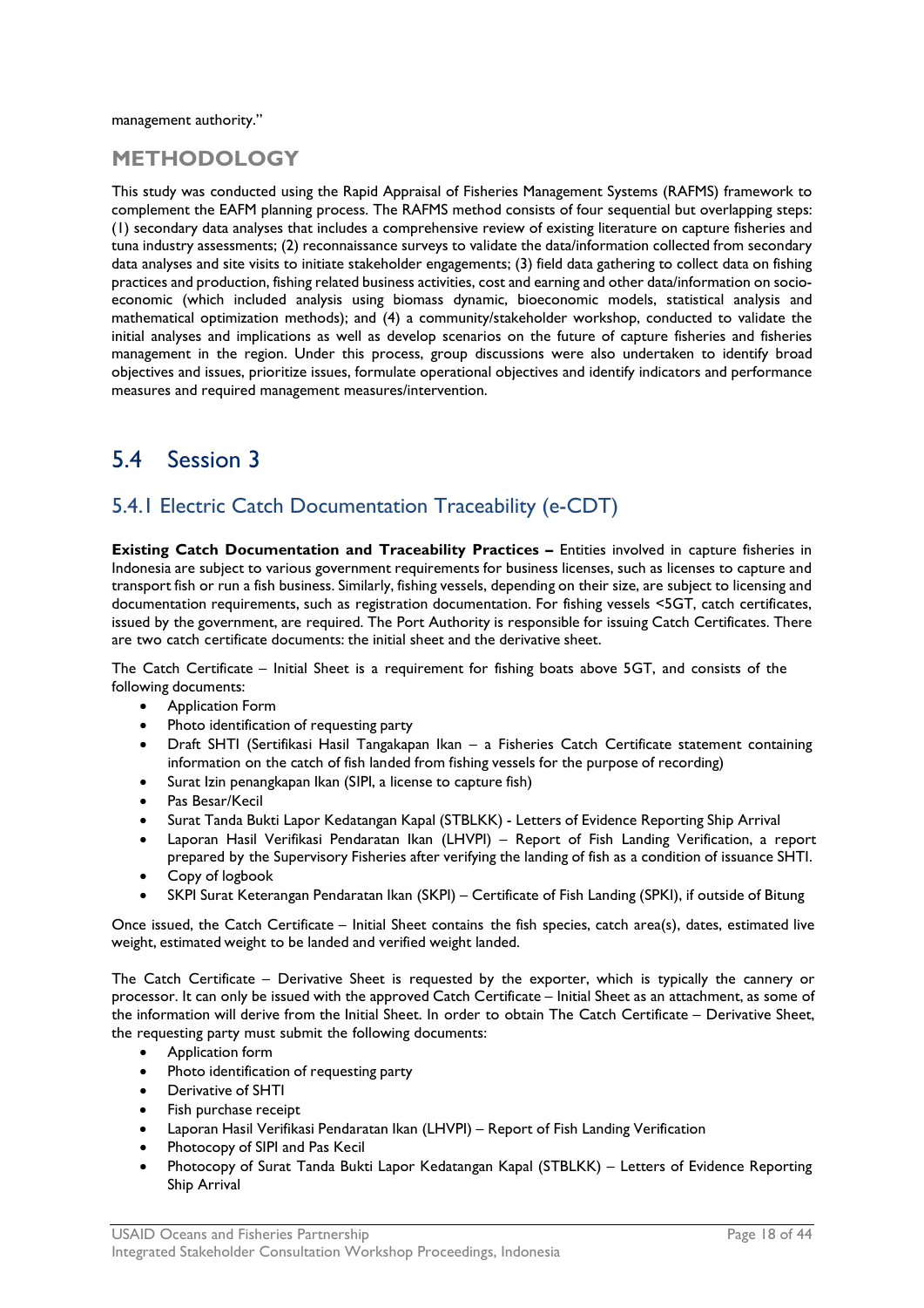management authority."

## METHODOLOGY

This study was conducted using the Rapid Appraisal of Fisheries Management Systems (RAFMS) framework to complement the EAFM planning process. The RAFMS method consists of four sequential but overlapping steps: (1) secondary data analyses that includes a comprehensive review of existing literature on capture fisheries and tuna industry assessments; (2) reconnaissance surveys to validate the data/information collected from secondary data analyses and site visits to initiate stakeholder engagements; (3) field data gathering to collect data on fishing practices and production, fishing related business activities, cost and earning and other data/information on socio-economic (which included analysis using biomass dynamic, bioeconomic models, statistical analysis and mathematical optimization methods); and (4) a community/stakeholder workshop, conducted to validate the initial analyses and implications as well as develop scenarios on the future of capture fisheries and fisheries management in the region. Under this process, group discussions were also undertaken to identify broad objectives and issues, prioritize issues, formulate operational objectives and identify indicators and performance measures and required management measures/intervention.

# 5.4 Session 3

## 5.4.1 Electric Catch Documentation Traceability (e-CDT)

**Existing Catch Documentation and Traceability Practices –** Entities involved in capture fisheries in Indonesia are subject to various government requirements for business licenses, such as licenses to capture and transport fish or run a fish business. Similarly, fishing vessels, depending on their size, are subject to licensing and documentation requirements, such as registration documentation. For fishing vessels <5GT, catch certificates, issued by the government, are required. The Port Authority is responsible for issuing Catch Certificates. There are two catch certificate documents: the initial sheet and the derivative sheet.

The Catch Certificate – Initial Sheet is a requirement for fishing boats above 5GT, and consists of the following documents:

- Application Form
- Photo identification of requesting party
- Draft SHTI (Sertifikasi Hasil Tangakapan Ikan – a Fisheries Catch Certificate statement containing information on the catch of fish landed from fishing vessels for the purpose of recording)
- Surat Izin penangkapan Ikan (SIPI, a license to capture fish)
- Pas Besar/Kecil
- Surat Tanda Bukti Lapor Kedatangan Kapal (STBLKK) - Letters of Evidence Reporting Ship Arrival
- Laporan Hasil Verifikasi Pendaratan Ikan (LHVPI) – Report of Fish Landing Verification, a report prepared by the Supervisory Fisheries after verifying the landing of fish as a condition of issuance SHTI.
- Copy of logbook
- SKPI Surat Keterangan Pendaratan Ikan (SKPI) – Certificate of Fish Landing (SPKI), if outside of Bitung

Once issued, the Catch Certificate – Initial Sheet contains the fish species, catch area(s), dates, estimated live weight, estimated weight to be landed and verified weight landed.

The Catch Certificate – Derivative Sheet is requested by the exporter, which is typically the cannery or processor. It can only be issued with the approved Catch Certificate – Initial Sheet as an attachment, as some of the information will derive from the Initial Sheet. In order to obtain The Catch Certificate – Derivative Sheet, the requesting party must submit the following documents:

- Application form
- Photo identification of requesting party
- Derivative of SHTI
- Fish purchase receipt
- Laporan Hasil Verifikasi Pendaratan Ikan (LHVPI) – Report of Fish Landing Verification
- Photocopy of SIPI and Pas Kecil
- Photocopy of Surat Tanda Bukti Lapor Kedatangan Kapal (STBLKK) – Letters of Evidence Reporting Ship Arrival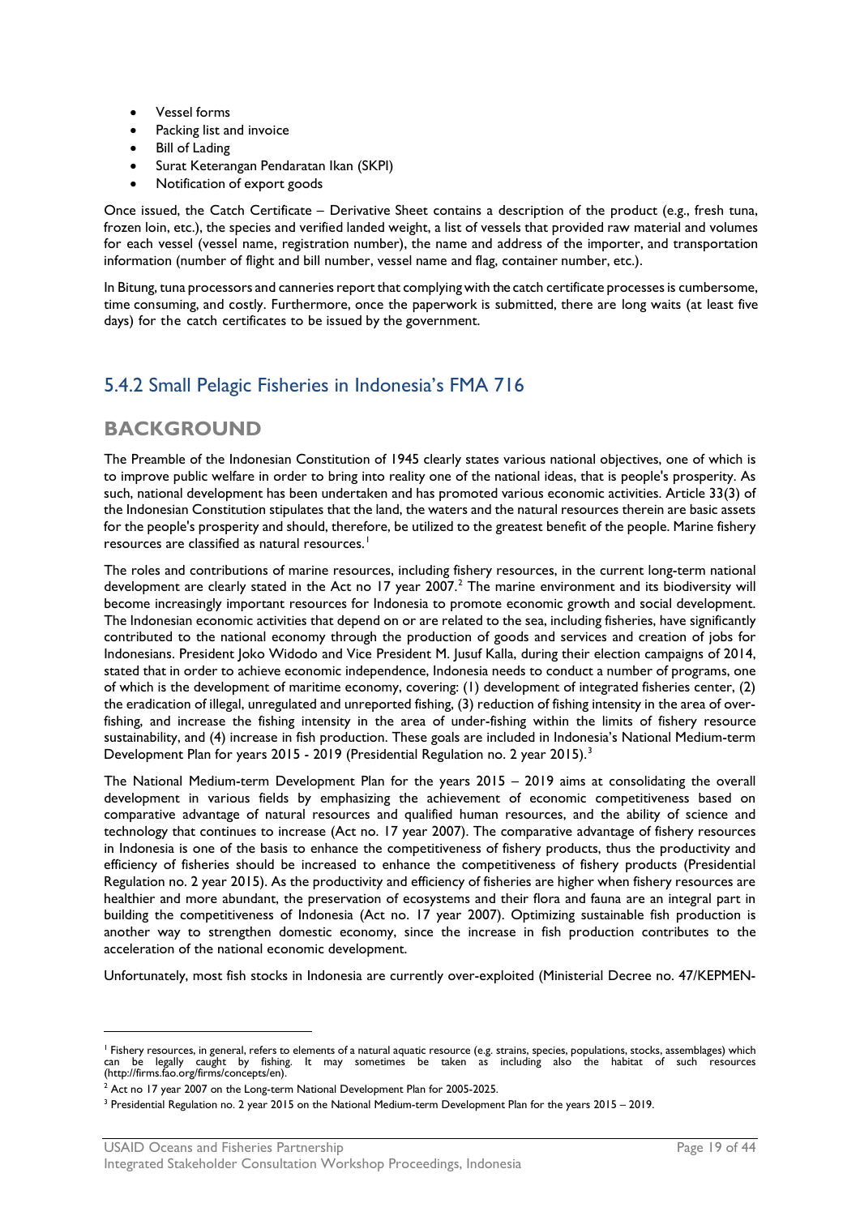- Vessel forms
- Packing list and invoice
- Bill of Lading
- Surat Keterangan Pendaratan Ikan (SKPI)
- Notification of export goods

Once issued, the Catch Certificate – Derivative Sheet contains a description of the product (e.g., fresh tuna, frozen loin, etc.), the species and verified landed weight, a list of vessels that provided raw material and volumes for each vessel (vessel name, registration number), the name and address of the importer, and transportation information (number of flight and bill number, vessel name and flag, container number, etc.).

In Bitung, tuna processors and canneries report that complying with the catch certificate processes is cumbersome, time consuming, and costly. Furthermore, once the paperwork is submitted, there are long waits (at least five days) for the catch certificates to be issued by the government.

## 5.4.2 Small Pelagic Fisheries in Indonesia's FMA 716

### BACKGROUND

The Preamble of the Indonesian Constitution of 1945 clearly states various national objectives, one of which is to improve public welfare in order to bring into reality one of the national ideas, that is people's prosperity. As such, national development has been undertaken and has promoted various economic activities. Article 33(3) of the Indonesian Constitution stipulates that the land, the waters and the natural resources therein are basic assets for the people's prosperity and should, therefore, be utilized to the greatest benefit of the people. Marine fishery resources are classified as natural resources.[1]

The roles and contributions of marine resources, including fishery resources, in the current long-term national development are clearly stated in the Act no 17 year 2007.[2] The marine environment and its biodiversity will become increasingly important resources for Indonesia to promote economic growth and social development. The Indonesian economic activities that depend on or are related to the sea, including fisheries, have significantly contributed to the national economy through the production of goods and services and creation of jobs for Indonesians. President Joko Widodo and Vice President M. Jusuf Kalla, during their election campaigns of 2014, stated that in order to achieve economic independence, Indonesia needs to conduct a number of programs, one of which is the development of maritime economy, covering: (1) development of integrated fisheries center, (2) the eradication of illegal, unregulated and unreported fishing, (3) reduction of fishing intensity in the area of over-fishing, and increase the fishing intensity in the area of under-fishing within the limits of fishery resource sustainability, and (4) increase in fish production. These goals are included in Indonesia's National Medium-term Development Plan for years 2015 - 2019 (Presidential Regulation no. 2 year 2015).[3]

The National Medium-term Development Plan for the years 2015 – 2019 aims at consolidating the overall development in various fields by emphasizing the achievement of economic competitiveness based on comparative advantage of natural resources and qualified human resources, and the ability of science and technology that continues to increase (Act no. 17 year 2007). The comparative advantage of fishery resources in Indonesia is one of the basis to enhance the competitiveness of fishery products, thus the productivity and efficiency of fisheries should be increased to enhance the competitiveness of fishery products (Presidential Regulation no. 2 year 2015). As the productivity and efficiency of fisheries are higher when fishery resources are healthier and more abundant, the preservation of ecosystems and their flora and fauna are an integral part in building the competitiveness of Indonesia (Act no. 17 year 2007). Optimizing sustainable fish production is another way to strengthen domestic economy, since the increase in fish production contributes to the acceleration of the national economic development.

Unfortunately, most fish stocks in Indonesia are currently over-exploited (Ministerial Decree no. 47/KEPMEN-

---

[1] Fishery resources, in general, refers to elements of a natural aquatic resource (e.g. strains, species, populations, stocks, assemblages) which can be legally caught by fishing. It may sometimes be taken as including also the habitat of such resources (http://firms.fao.org/firms/concepts/en).

[2] Act no 17 year 2007 on the Long-term National Development Plan for 2005-2025.

[3] Presidential Regulation no. 2 year 2015 on the National Medium-term Development Plan for the years 2015 – 2019.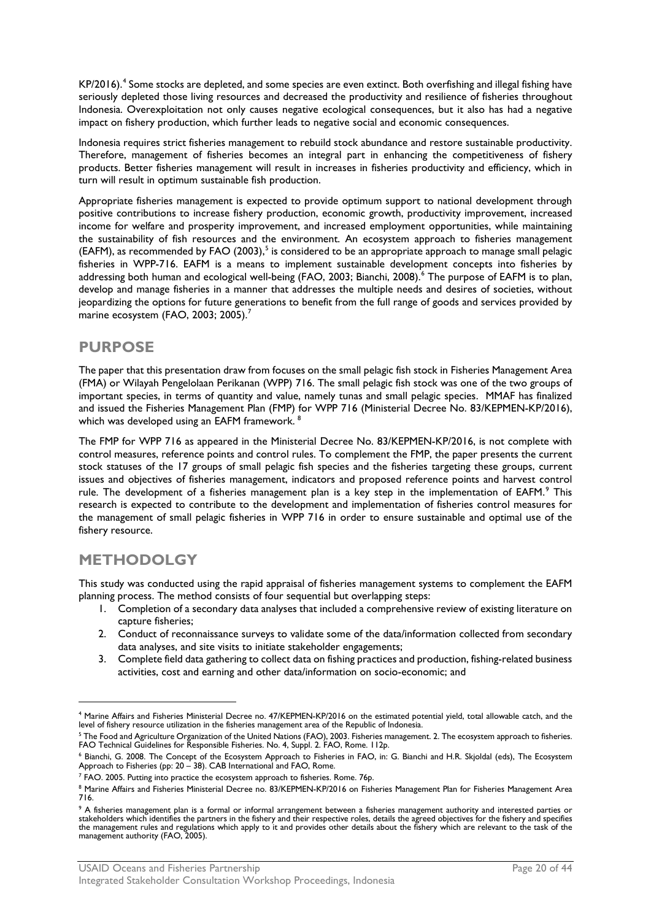KP/2016).[4] Some stocks are depleted, and some species are even extinct. Both overfishing and illegal fishing have seriously depleted those living resources and decreased the productivity and resilience of fisheries throughout Indonesia. Overexploitation not only causes negative ecological consequences, but it also has had a negative impact on fishery production, which further leads to negative social and economic consequences.

Indonesia requires strict fisheries management to rebuild stock abundance and restore sustainable productivity. Therefore, management of fisheries becomes an integral part in enhancing the competitiveness of fishery products. Better fisheries management will result in increases in fisheries productivity and efficiency, which in turn will result in optimum sustainable fish production.

Appropriate fisheries management is expected to provide optimum support to national development through positive contributions to increase fishery production, economic growth, productivity improvement, increased income for welfare and prosperity improvement, and increased employment opportunities, while maintaining the sustainability of fish resources and the environment. An ecosystem approach to fisheries management (EAFM), as recommended by FAO (2003),[5] is considered to be an appropriate approach to manage small pelagic fisheries in WPP-716. EAFM is a means to implement sustainable development concepts into fisheries by addressing both human and ecological well-being (FAO, 2003; Bianchi, 2008).[6] The purpose of EAFM is to plan, develop and manage fisheries in a manner that addresses the multiple needs and desires of societies, without jeopardizing the options for future generations to benefit from the full range of goods and services provided by marine ecosystem (FAO, 2003; 2005).[7]

## PURPOSE

The paper that this presentation draw from focuses on the small pelagic fish stock in Fisheries Management Area (FMA) or Wilayah Pengelolaan Perikanan (WPP) 716. The small pelagic fish stock was one of the two groups of important species, in terms of quantity and value, namely tunas and small pelagic species. MMAF has finalized and issued the Fisheries Management Plan (FMP) for WPP 716 (Ministerial Decree No. 83/KEPMEN-KP/2016), which was developed using an EAFM framework. [8]

The FMP for WPP 716 as appeared in the Ministerial Decree No. 83/KEPMEN-KP/2016, is not complete with control measures, reference points and control rules. To complement the FMP, the paper presents the current stock statuses of the 17 groups of small pelagic fish species and the fisheries targeting these groups, current issues and objectives of fisheries management, indicators and proposed reference points and harvest control rule. The development of a fisheries management plan is a key step in the implementation of EAFM.[9] This research is expected to contribute to the development and implementation of fisheries control measures for the management of small pelagic fisheries in WPP 716 in order to ensure sustainable and optimal use of the fishery resource.

## METHODOLGY

This study was conducted using the rapid appraisal of fisheries management systems to complement the EAFM planning process. The method consists of four sequential but overlapping steps:

1. Completion of a secondary data analyses that included a comprehensive review of existing literature on capture fisheries;
2. Conduct of reconnaissance surveys to validate some of the data/information collected from secondary data analyses, and site visits to initiate stakeholder engagements;
3. Complete field data gathering to collect data on fishing practices and production, fishing-related business activities, cost and earning and other data/information on socio-economic; and

---

[4] Marine Affairs and Fisheries Ministerial Decree no. 47/KEPMEN-KP/2016 on the estimated potential yield, total allowable catch, and the level of fishery resource utilization in the fisheries management area of the Republic of Indonesia.

[5] The Food and Agriculture Organization of the United Nations (FAO), 2003. Fisheries management. 2. The ecosystem approach to fisheries. FAO Technical Guidelines for Responsible Fisheries. No. 4, Suppl. 2. FAO, Rome. 112p.

[6] Bianchi, G. 2008. The Concept of the Ecosystem Approach to Fisheries in FAO, in: G. Bianchi and H.R. Skjoldal (eds), The Ecosystem Approach to Fisheries (pp: 20 – 38). CAB International and FAO, Rome.

[7] FAO. 2005. Putting into practice the ecosystem approach to fisheries. Rome. 76p.

[8] Marine Affairs and Fisheries Ministerial Decree no. 83/KEPMEN-KP/2016 on Fisheries Management Plan for Fisheries Management Area 716.

[9] A fisheries management plan is a formal or informal arrangement between a fisheries management authority and interested parties or stakeholders which identifies the partners in the fishery and their respective roles, details the agreed objectives for the fishery and specifies the management rules and regulations which apply to it and provides other details about the fishery which are relevant to the task of the management authority (FAO, 2005).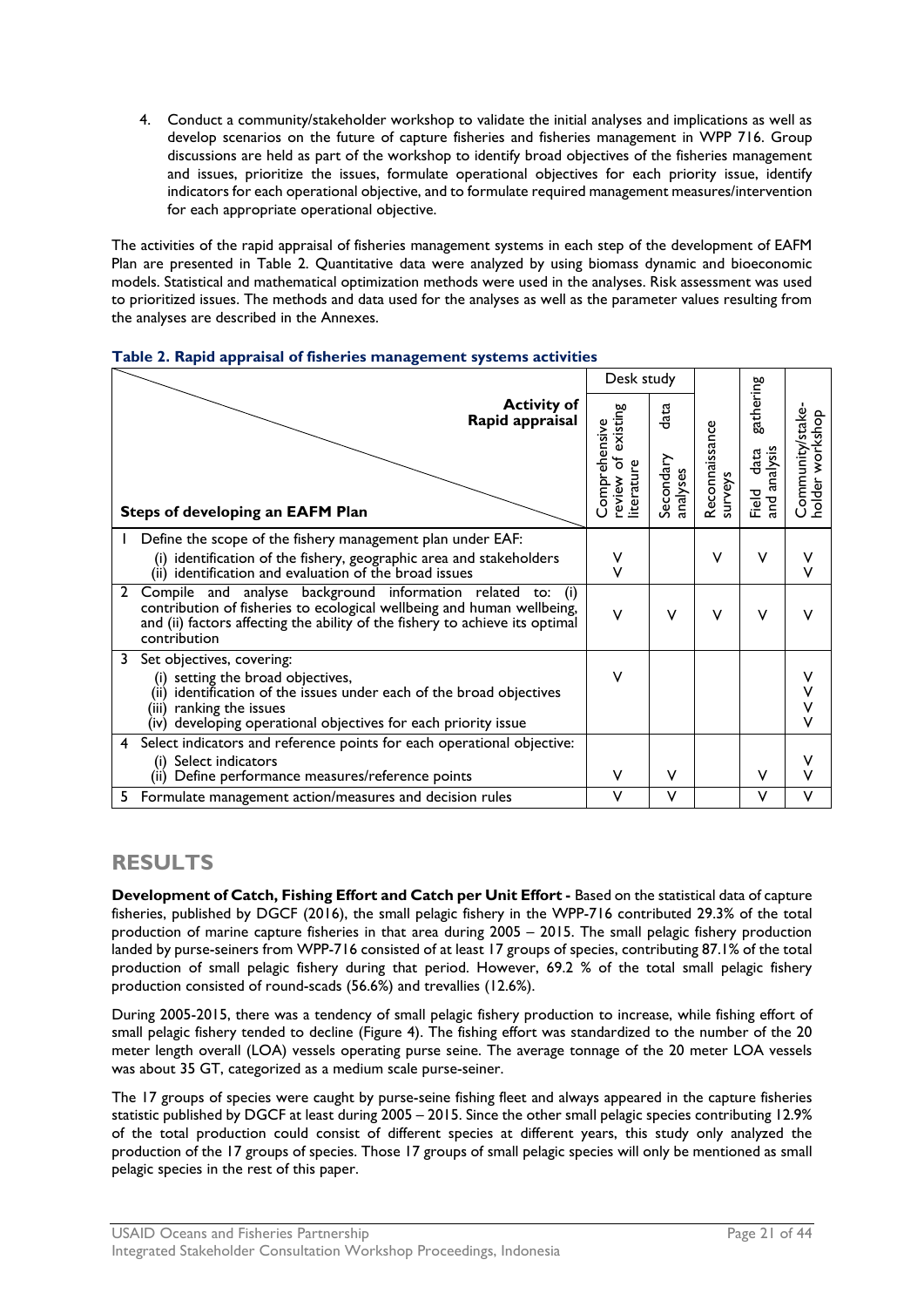4. Conduct a community/stakeholder workshop to validate the initial analyses and implications as well as develop scenarios on the future of capture fisheries and fisheries management in WPP 716. Group discussions are held as part of the workshop to identify broad objectives of the fisheries management and issues, prioritize the issues, formulate operational objectives for each priority issue, identify indicators for each operational objective, and to formulate required management measures/intervention for each appropriate operational objective.

The activities of the rapid appraisal of fisheries management systems in each step of the development of EAFM Plan are presented in Table 2. Quantitative data were analyzed by using biomass dynamic and bioeconomic models. Statistical and mathematical optimization methods were used in the analyses. Risk assessment was used to prioritized issues. The methods and data used for the analyses as well as the parameter values resulting from the analyses are described in the Annexes.

**Table 2. Rapid appraisal of fisheries management systems activities**

| Activity of Rapid appraisal / Steps of developing an EAFM Plan | Desk study | | Reconnaissance surveys | Field data gathering and analysis | Community/stake-holder workshop |
|---|---|---|---|---|---|
| | Comprehensive review of existing literature | Secondary data analyses | | | |
| 1 Define the scope of the fishery management plan under EAF:<br>(i) identification of the fishery, geographic area and stakeholders<br>(ii) identification and evaluation of the broad issues | V<br>V | | V | V | V<br>V |
| 2 Compile and analyse background information related to: (i) contribution of fisheries to ecological wellbeing and human wellbeing, and (ii) factors affecting the ability of the fishery to achieve its optimal contribution | V | V | V | V | V |
| 3 Set objectives, covering:<br>(i) setting the broad objectives,<br>(ii) identification of the issues under each of the broad objectives<br>(iii) ranking the issues<br>(iv) developing operational objectives for each priority issue | V | | | | V<br>V<br>V<br>V |
| 4 Select indicators and reference points for each operational objective:<br>(i) Select indicators<br>(ii) Define performance measures/reference points | V | V | | V | V<br>V |
| 5 Formulate management action/measures and decision rules | V | V | | V | V |

## RESULTS

**Development of Catch, Fishing Effort and Catch per Unit Effort -** Based on the statistical data of capture fisheries, published by DGCF (2016), the small pelagic fishery in the WPP-716 contributed 29.3% of the total production of marine capture fisheries in that area during 2005 – 2015. The small pelagic fishery production landed by purse-seiners from WPP-716 consisted of at least 17 groups of species, contributing 87.1% of the total production of small pelagic fishery during that period. However, 69.2 % of the total small pelagic fishery production consisted of round-scads (56.6%) and trevallies (12.6%).

During 2005-2015, there was a tendency of small pelagic fishery production to increase, while fishing effort of small pelagic fishery tended to decline (Figure 4). The fishing effort was standardized to the number of the 20 meter length overall (LOA) vessels operating purse seine. The average tonnage of the 20 meter LOA vessels was about 35 GT, categorized as a medium scale purse-seiner.

The 17 groups of species were caught by purse-seine fishing fleet and always appeared in the capture fisheries statistic published by DGCF at least during 2005 – 2015. Since the other small pelagic species contributing 12.9% of the total production could consist of different species at different years, this study only analyzed the production of the 17 groups of species. Those 17 groups of small pelagic species will only be mentioned as small pelagic species in the rest of this paper.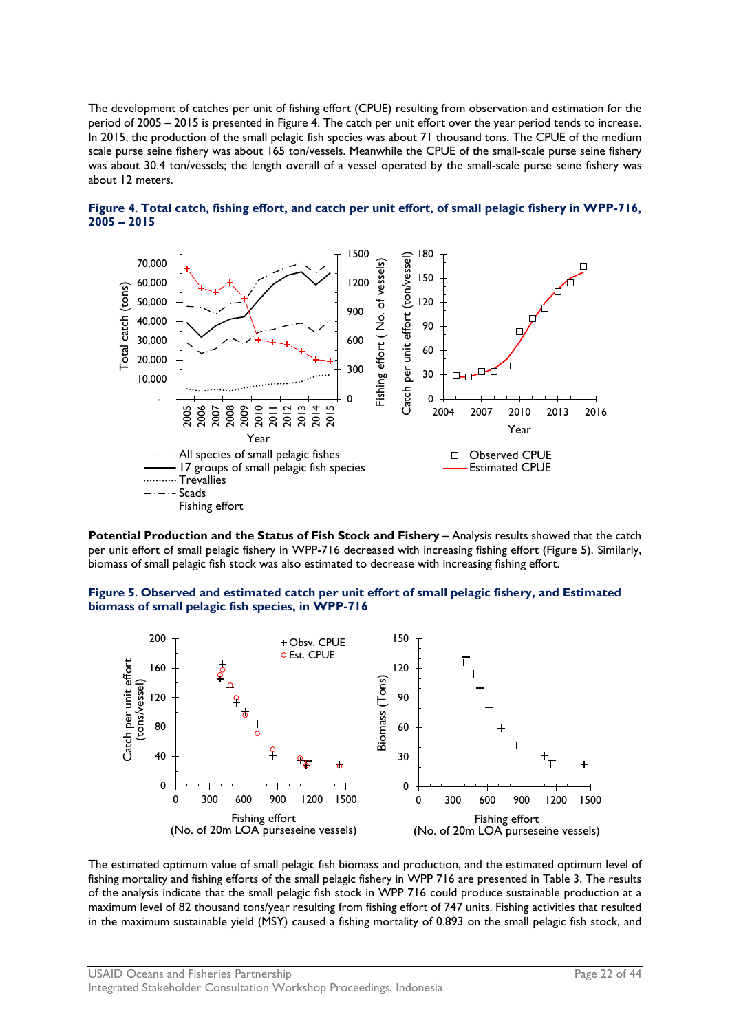The development of catches per unit of fishing effort (CPUE) resulting from observation and estimation for the period of 2005 – 2015 is presented in Figure 4. The catch per unit effort over the year period tends to increase. In 2015, the production of the small pelagic fish species was about 71 thousand tons. The CPUE of the medium scale purse seine fishery was about 165 ton/vessels. Meanwhile the CPUE of the small-scale purse seine fishery was about 30.4 ton/vessels; the length overall of a vessel operated by the small-scale purse seine fishery was about 12 meters.

**Figure 4. Total catch, fishing effort, and catch per unit effort, of small pelagic fishery in WPP-716, 2005 – 2015**

**Potential Production and the Status of Fish Stock and Fishery –** Analysis results showed that the catch per unit effort of small pelagic fishery in WPP-716 decreased with increasing fishing effort (Figure 5). Similarly, biomass of small pelagic fish stock was also estimated to decrease with increasing fishing effort.

**Figure 5. Observed and estimated catch per unit effort of small pelagic fishery, and Estimated biomass of small pelagic fish species, in WPP-716**

The estimated optimum value of small pelagic fish biomass and production, and the estimated optimum level of fishing mortality and fishing efforts of the small pelagic fishery in WPP 716 are presented in Table 3. The results of the analysis indicate that the small pelagic fish stock in WPP 716 could produce sustainable production at a maximum level of 82 thousand tons/year resulting from fishing effort of 747 units. Fishing activities that resulted in the maximum sustainable yield (MSY) caused a fishing mortality of 0.893 on the small pelagic fish stock, and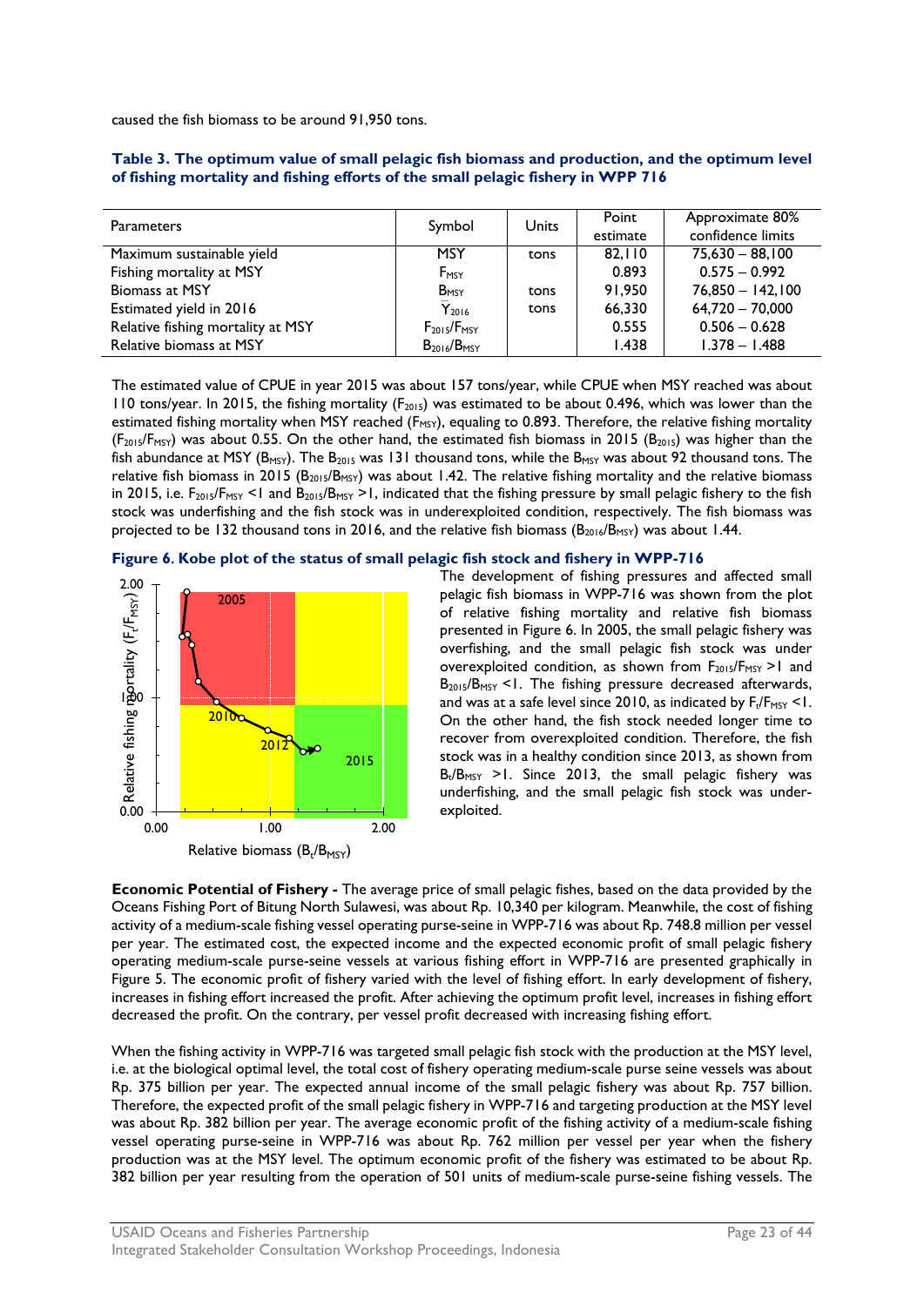caused the fish biomass to be around 91,950 tons.

**Table 3. The optimum value of small pelagic fish biomass and production, and the optimum level of fishing mortality and fishing efforts of the small pelagic fishery in WPP 716**

| Parameters | Symbol | Units | Point estimate | Approximate 80% confidence limits |
|---|---|---|---|---|
| Maximum sustainable yield | MSY | tons | 82,110 | 75,630 – 88,100 |
| Fishing mortality at MSY | $F_{MSY}$ | | 0.893 | 0.575 – 0.992 |
| Biomass at MSY | $B_{MSY}$ | tons | 91,950 | 76,850 – 142,100 |
| Estimated yield in 2016 | $\bar{Y}_{2016}$ | tons | 66,330 | 64,720 – 70,000 |
| Relative fishing mortality at MSY | $F_{2015}/F_{MSY}$ | | 0.555 | 0.506 – 0.628 |
| Relative biomass at MSY | $B_{2016}/B_{MSY}$ | | 1.438 | 1.378 – 1.488 |

The estimated value of CPUE in year 2015 was about 157 tons/year, while CPUE when MSY reached was about 110 tons/year. In 2015, the fishing mortality ($F_{2015}$) was estimated to be about 0.496, which was lower than the estimated fishing mortality when MSY reached ($F_{MSY}$), equaling to 0.893. Therefore, the relative fishing mortality ($F_{2015}/F_{MSY}$) was about 0.55. On the other hand, the estimated fish biomass in 2015 ($B_{2015}$) was higher than the fish abundance at MSY ($B_{MSY}$). The $B_{2015}$ was 131 thousand tons, while the $B_{MSY}$ was about 92 thousand tons. The relative fish biomass in 2015 ($B_{2015}/B_{MSY}$) was about 1.42. The relative fishing mortality and the relative biomass in 2015, i.e. $F_{2015}/F_{MSY} < 1$ and $B_{2015}/B_{MSY} > 1$, indicated that the fishing pressure by small pelagic fishery to the fish stock was underfishing and the fish stock was in underexploited condition, respectively. The fish biomass was projected to be 132 thousand tons in 2016, and the relative fish biomass ($B_{2016}/B_{MSY}$) was about 1.44.

**Figure 6. Kobe plot of the status of small pelagic fish stock and fishery in WPP-716**

The development of fishing pressures and affected small pelagic fish biomass in WPP-716 was shown from the plot of relative fishing mortality and relative fish biomass presented in Figure 6. In 2005, the small pelagic fishery was overfishing, and the small pelagic fish stock was under overexploited condition, as shown from $F_{2015}/F_{MSY} > 1$ and $B_{2015}/B_{MSY} < 1$. The fishing pressure decreased afterwards, and was at a safe level since 2010, as indicated by $F_t/F_{MSY} < 1$. On the other hand, the fish stock needed longer time to recover from overexploited condition. Therefore, the fish stock was in a healthy condition since 2013, as shown from $B_t/B_{MSY} > 1$. Since 2013, the small pelagic fishery was underfishing, and the small pelagic fish stock was under-exploited.

**Economic Potential of Fishery -** The average price of small pelagic fishes, based on the data provided by the Oceans Fishing Port of Bitung North Sulawesi, was about Rp. 10,340 per kilogram. Meanwhile, the cost of fishing activity of a medium-scale fishing vessel operating purse-seine in WPP-716 was about Rp. 748.8 million per vessel per year. The estimated cost, the expected income and the expected economic profit of small pelagic fishery operating medium-scale purse-seine vessels at various fishing effort in WPP-716 are presented graphically in Figure 5. The economic profit of fishery varied with the level of fishing effort. In early development of fishery, increases in fishing effort increased the profit. After achieving the optimum profit level, increases in fishing effort decreased the profit. On the contrary, per vessel profit decreased with increasing fishing effort.

When the fishing activity in WPP-716 was targeted small pelagic fish stock with the production at the MSY level, i.e. at the biological optimal level, the total cost of fishery operating medium-scale purse seine vessels was about Rp. 375 billion per year. The expected annual income of the small pelagic fishery was about Rp. 757 billion. Therefore, the expected profit of the small pelagic fishery in WPP-716 and targeting production at the MSY level was about Rp. 382 billion per year. The average economic profit of the fishing activity of a medium-scale fishing vessel operating purse-seine in WPP-716 was about Rp. 762 million per vessel per year when the fishery production was at the MSY level. The optimum economic profit of the fishery was estimated to be about Rp. 382 billion per year resulting from the operation of 501 units of medium-scale purse-seine fishing vessels. The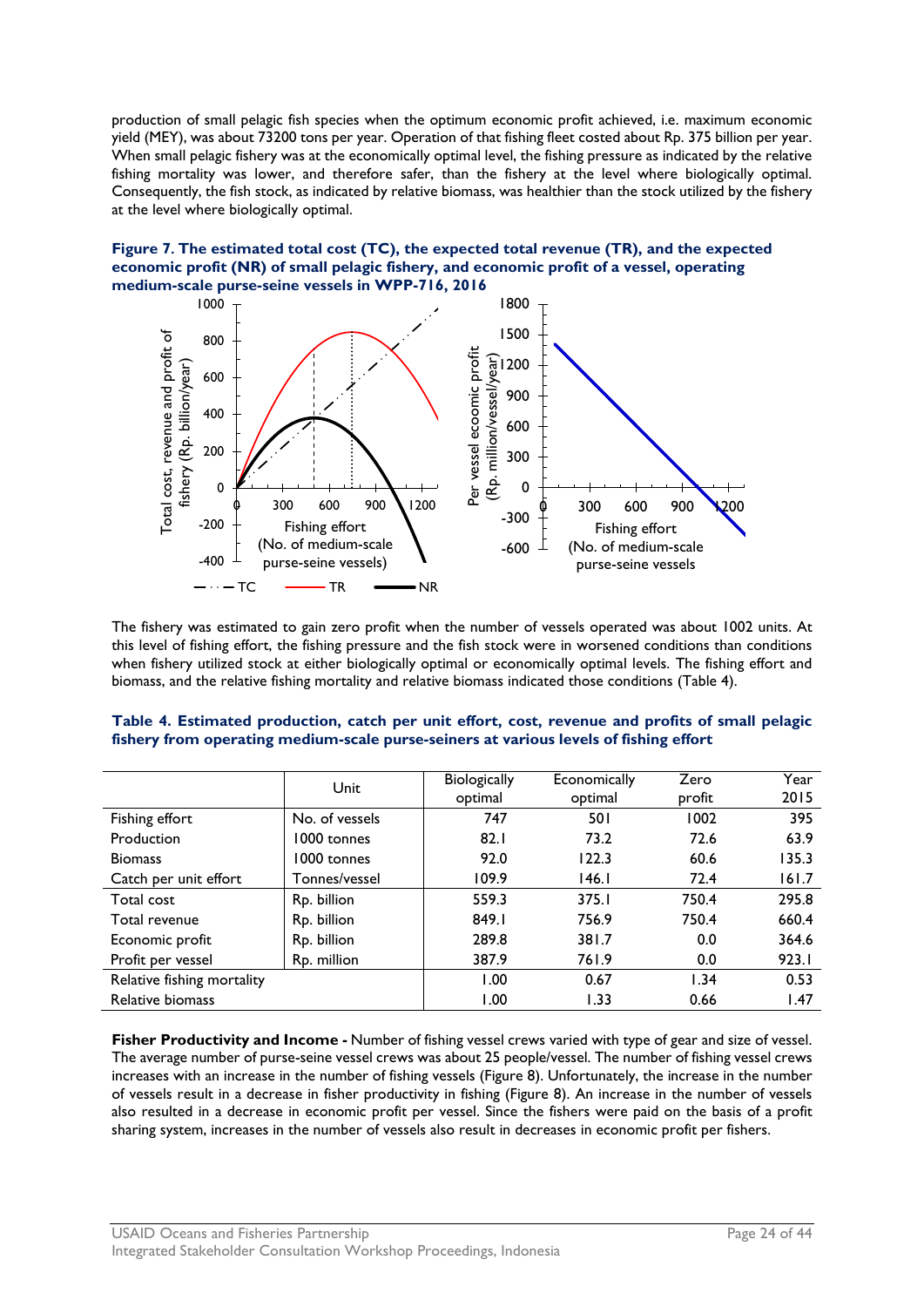production of small pelagic fish species when the optimum economic profit achieved, i.e. maximum economic yield (MEY), was about 73200 tons per year. Operation of that fishing fleet costed about Rp. 375 billion per year. When small pelagic fishery was at the economically optimal level, the fishing pressure as indicated by the relative fishing mortality was lower, and therefore safer, than the fishery at the level where biologically optimal. Consequently, the fish stock, as indicated by relative biomass, was healthier than the stock utilized by the fishery at the level where biologically optimal.

**Figure 7. The estimated total cost (TC), the expected total revenue (TR), and the expected economic profit (NR) of small pelagic fishery, and economic profit of a vessel, operating medium-scale purse-seine vessels in WPP-716, 2016**

The fishery was estimated to gain zero profit when the number of vessels operated was about 1002 units. At this level of fishing effort, the fishing pressure and the fish stock were in worsened conditions than conditions when fishery utilized stock at either biologically optimal or economically optimal levels. The fishing effort and biomass, and the relative fishing mortality and relative biomass indicated those conditions (Table 4).

**Table 4. Estimated production, catch per unit effort, cost, revenue and profits of small pelagic fishery from operating medium-scale purse-seiners at various levels of fishing effort**

| | Unit | Biologically optimal | Economically optimal | Zero profit | Year 2015 |
|---|---|---|---|---|---|
| Fishing effort | No. of vessels | 747 | 501 | 1002 | 395 |
| Production | 1000 tonnes | 82.1 | 73.2 | 72.6 | 63.9 |
| Biomass | 1000 tonnes | 92.0 | 122.3 | 60.6 | 135.3 |
| Catch per unit effort | Tonnes/vessel | 109.9 | 146.1 | 72.4 | 161.7 |
| Total cost | Rp. billion | 559.3 | 375.1 | 750.4 | 295.8 |
| Total revenue | Rp. billion | 849.1 | 756.9 | 750.4 | 660.4 |
| Economic profit | Rp. billion | 289.8 | 381.7 | 0.0 | 364.6 |
| Profit per vessel | Rp. million | 387.9 | 761.9 | 0.0 | 923.1 |
| Relative fishing mortality | | 1.00 | 0.67 | 1.34 | 0.53 |
| Relative biomass | | 1.00 | 1.33 | 0.66 | 1.47 |

**Fisher Productivity and Income -** Number of fishing vessel crews varied with type of gear and size of vessel. The average number of purse-seine vessel crews was about 25 people/vessel. The number of fishing vessel crews increases with an increase in the number of fishing vessels (Figure 8). Unfortunately, the increase in the number of vessels result in a decrease in fisher productivity in fishing (Figure 8). An increase in the number of vessels also resulted in a decrease in economic profit per vessel. Since the fishers were paid on the basis of a profit sharing system, increases in the number of vessels also result in decreases in economic profit per fishers.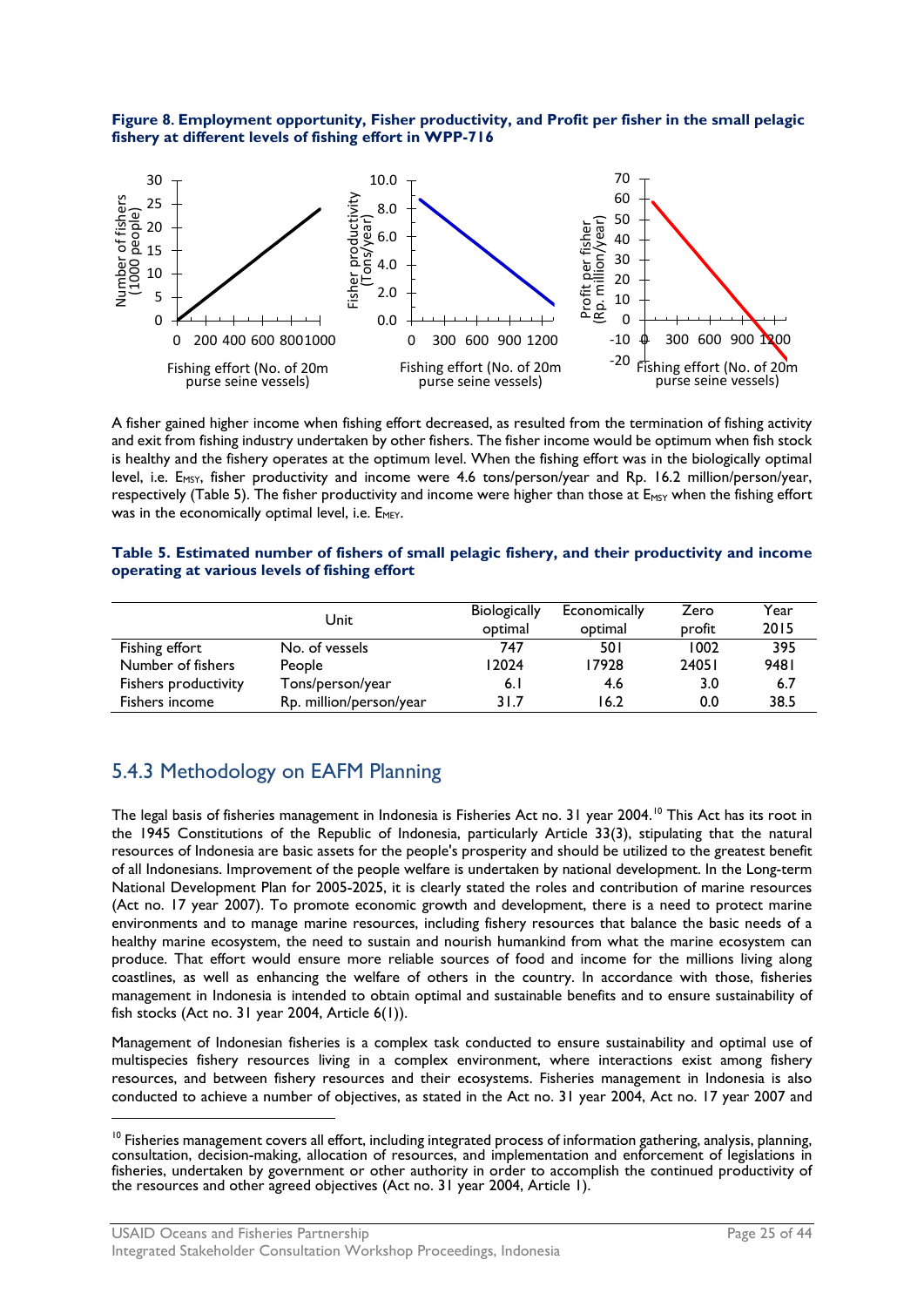**Figure 8. Employment opportunity, Fisher productivity, and Profit per fisher in the small pelagic fishery at different levels of fishing effort in WPP-716**

A fisher gained higher income when fishing effort decreased, as resulted from the termination of fishing activity and exit from fishing industry undertaken by other fishers. The fisher income would be optimum when fish stock is healthy and the fishery operates at the optimum level. When the fishing effort was in the biologically optimal level, i.e. $E_{MSY}$, fisher productivity and income were 4.6 tons/person/year and Rp. 16.2 million/person/year, respectively (Table 5). The fisher productivity and income were higher than those at $E_{MSY}$ when the fishing effort was in the economically optimal level, i.e. $E_{MEY}$.

**Table 5. Estimated number of fishers of small pelagic fishery, and their productivity and income operating at various levels of fishing effort**

| | Unit | Biologically optimal | Economically optimal | Zero profit | Year 2015 |
|---|---|---|---|---|---|
| Fishing effort | No. of vessels | 747 | 501 | 1002 | 395 |
| Number of fishers | People | 12024 | 17928 | 24051 | 9481 |
| Fishers productivity | Tons/person/year | 6.1 | 4.6 | 3.0 | 6.7 |
| Fishers income | Rp. million/person/year | 31.7 | 16.2 | 0.0 | 38.5 |

## 5.4.3 Methodology on EAFM Planning

The legal basis of fisheries management in Indonesia is Fisheries Act no. 31 year 2004.[10] This Act has its root in the 1945 Constitutions of the Republic of Indonesia, particularly Article 33(3), stipulating that the natural resources of Indonesia are basic assets for the people's prosperity and should be utilized to the greatest benefit of all Indonesians. Improvement of the people welfare is undertaken by national development. In the Long-term National Development Plan for 2005-2025, it is clearly stated the roles and contribution of marine resources (Act no. 17 year 2007). To promote economic growth and development, there is a need to protect marine environments and to manage marine resources, including fishery resources that balance the basic needs of a healthy marine ecosystem, the need to sustain and nourish humankind from what the marine ecosystem can produce. That effort would ensure more reliable sources of food and income for the millions living along coastlines, as well as enhancing the welfare of others in the country. In accordance with those, fisheries management in Indonesia is intended to obtain optimal and sustainable benefits and to ensure sustainability of fish stocks (Act no. 31 year 2004, Article 6(1)).

Management of Indonesian fisheries is a complex task conducted to ensure sustainability and optimal use of multispecies fishery resources living in a complex environment, where interactions exist among fishery resources, and between fishery resources and their ecosystems. Fisheries management in Indonesia is also conducted to achieve a number of objectives, as stated in the Act no. 31 year 2004, Act no. 17 year 2007 and

[10] Fisheries management covers all effort, including integrated process of information gathering, analysis, planning, consultation, decision-making, allocation of resources, and implementation and enforcement of legislations in fisheries, undertaken by government or other authority in order to accomplish the continued productivity of the resources and other agreed objectives (Act no. 31 year 2004, Article 1).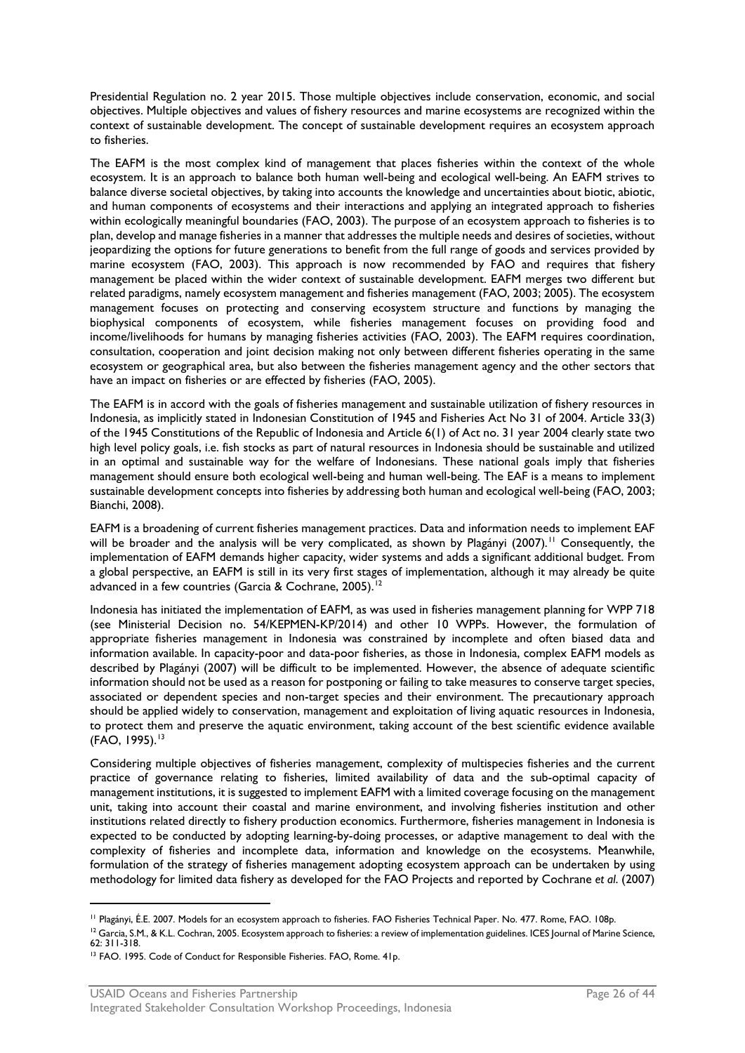Presidential Regulation no. 2 year 2015. Those multiple objectives include conservation, economic, and social objectives. Multiple objectives and values of fishery resources and marine ecosystems are recognized within the context of sustainable development. The concept of sustainable development requires an ecosystem approach to fisheries.

The EAFM is the most complex kind of management that places fisheries within the context of the whole ecosystem. It is an approach to balance both human well-being and ecological well-being. An EAFM strives to balance diverse societal objectives, by taking into accounts the knowledge and uncertainties about biotic, abiotic, and human components of ecosystems and their interactions and applying an integrated approach to fisheries within ecologically meaningful boundaries (FAO, 2003). The purpose of an ecosystem approach to fisheries is to plan, develop and manage fisheries in a manner that addresses the multiple needs and desires of societies, without jeopardizing the options for future generations to benefit from the full range of goods and services provided by marine ecosystem (FAO, 2003). This approach is now recommended by FAO and requires that fishery management be placed within the wider context of sustainable development. EAFM merges two different but related paradigms, namely ecosystem management and fisheries management (FAO, 2003; 2005). The ecosystem management focuses on protecting and conserving ecosystem structure and functions by managing the biophysical components of ecosystem, while fisheries management focuses on providing food and income/livelihoods for humans by managing fisheries activities (FAO, 2003). The EAFM requires coordination, consultation, cooperation and joint decision making not only between different fisheries operating in the same ecosystem or geographical area, but also between the fisheries management agency and the other sectors that have an impact on fisheries or are effected by fisheries (FAO, 2005).

The EAFM is in accord with the goals of fisheries management and sustainable utilization of fishery resources in Indonesia, as implicitly stated in Indonesian Constitution of 1945 and Fisheries Act No 31 of 2004. Article 33(3) of the 1945 Constitutions of the Republic of Indonesia and Article 6(1) of Act no. 31 year 2004 clearly state two high level policy goals, i.e. fish stocks as part of natural resources in Indonesia should be sustainable and utilized in an optimal and sustainable way for the welfare of Indonesians. These national goals imply that fisheries management should ensure both ecological well-being and human well-being. The EAF is a means to implement sustainable development concepts into fisheries by addressing both human and ecological well-being (FAO, 2003; Bianchi, 2008).

EAFM is a broadening of current fisheries management practices. Data and information needs to implement EAF will be broader and the analysis will be very complicated, as shown by Plagányi (2007).[11] Consequently, the implementation of EAFM demands higher capacity, wider systems and adds a significant additional budget. From a global perspective, an EAFM is still in its very first stages of implementation, although it may already be quite advanced in a few countries (Garcia & Cochrane, 2005).[12]

Indonesia has initiated the implementation of EAFM, as was used in fisheries management planning for WPP 718 (see Ministerial Decision no. 54/KEPMEN-KP/2014) and other 10 WPPs. However, the formulation of appropriate fisheries management in Indonesia was constrained by incomplete and often biased data and information available. In capacity-poor and data-poor fisheries, as those in Indonesia, complex EAFM models as described by Plagányi (2007) will be difficult to be implemented. However, the absence of adequate scientific information should not be used as a reason for postponing or failing to take measures to conserve target species, associated or dependent species and non-target species and their environment. The precautionary approach should be applied widely to conservation, management and exploitation of living aquatic resources in Indonesia, to protect them and preserve the aquatic environment, taking account of the best scientific evidence available (FAO, 1995).[13]

Considering multiple objectives of fisheries management, complexity of multispecies fisheries and the current practice of governance relating to fisheries, limited availability of data and the sub-optimal capacity of management institutions, it is suggested to implement EAFM with a limited coverage focusing on the management unit, taking into account their coastal and marine environment, and involving fisheries institution and other institutions related directly to fishery production economics. Furthermore, fisheries management in Indonesia is expected to be conducted by adopting learning-by-doing processes, or adaptive management to deal with the complexity of fisheries and incomplete data, information and knowledge on the ecosystems. Meanwhile, formulation of the strategy of fisheries management adopting ecosystem approach can be undertaken by using methodology for limited data fishery as developed for the FAO Projects and reported by Cochrane *et al.* (2007)

---

[11] Plagányi, É.E. 2007. Models for an ecosystem approach to fisheries. FAO Fisheries Technical Paper. No. 477. Rome, FAO. 108p.

[12] Garcia, S.M., & K.L. Cochran, 2005. Ecosystem approach to fisheries: a review of implementation guidelines. ICES Journal of Marine Science, 62: 311-318.

[13] FAO. 1995. Code of Conduct for Responsible Fisheries. FAO, Rome. 41p.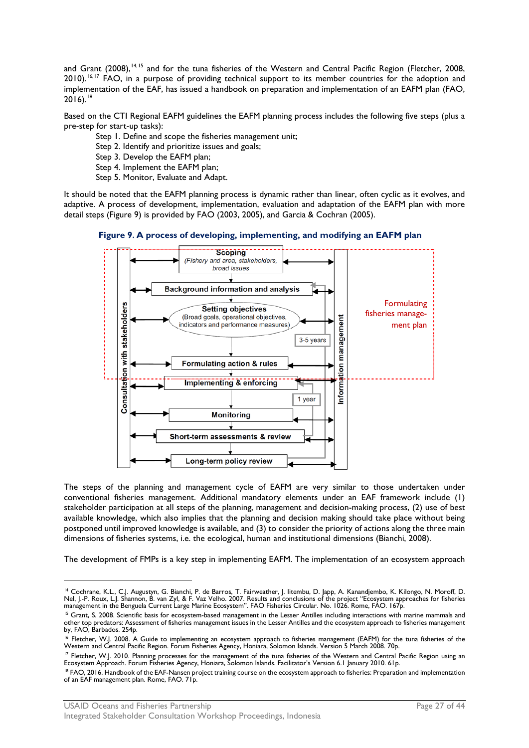and Grant (2008),[14,15] and for the tuna fisheries of the Western and Central Pacific Region (Fletcher, 2008, 2010).[16,17] FAO, in a purpose of providing technical support to its member countries for the adoption and implementation of the EAF, has issued a handbook on preparation and implementation of an EAFM plan (FAO, 2016).[18]

Based on the CTI Regional EAFM guidelines the EAFM planning process includes the following five steps (plus a pre-step for start-up tasks):

Step 1. Define and scope the fisheries management unit;
Step 2. Identify and prioritize issues and goals;
Step 3. Develop the EAFM plan;
Step 4. Implement the EAFM plan;
Step 5. Monitor, Evaluate and Adapt.

It should be noted that the EAFM planning process is dynamic rather than linear, often cyclic as it evolves, and adaptive. A process of development, implementation, evaluation and adaptation of the EAFM plan with more detail steps (Figure 9) is provided by FAO (2003, 2005), and Garcia & Cochran (2005).

**Figure 9. A process of developing, implementing, and modifying an EAFM plan**

Consultation with stakeholders | Information management

- **Scoping** (Fishery and area, stakeholders, broad issues)
- **Background information and analysis**
- **Setting objectives** (Broad goals, operational objectives, indicators and performance measures)
- **Formulating action & rules**
- **Implementing & enforcing**
- **Monitoring**
- **Short-term assessments & review**
- **Long-term policy review**

3-5 years | 1 year

Formulating fisheries management plan

The steps of the planning and management cycle of EAFM are very similar to those undertaken under conventional fisheries management. Additional mandatory elements under an EAF framework include (1) stakeholder participation at all steps of the planning, management and decision-making process, (2) use of best available knowledge, which also implies that the planning and decision making should take place without being postponed until improved knowledge is available, and (3) to consider the priority of actions along the three main dimensions of fisheries systems, i.e. the ecological, human and institutional dimensions (Bianchi, 2008).

The development of FMPs is a key step in implementing EAFM. The implementation of an ecosystem approach

---

[14] Cochrane, K.L., C.J. Augustyn, G. Bianchi, P. de Barros, T. Fairweather, J. Iitembu, D. Japp, A. Kanandjembo, K. Kilongo, N. Moroff, D. Nel, J.-P. Roux, L.J. Shannon, B. van Zyl, & F. Vaz Velho. 2007. Results and conclusions of the project "Ecosystem approaches for fisheries management in the Benguela Current Large Marine Ecosystem". FAO Fisheries Circular. No. 1026. Rome, FAO. 167p.

[15] Grant, S. 2008. Scientific basis for ecosystem-based management in the Lesser Antilles including interactions with marine mammals and other top predators: Assessment of fisheries management issues in the Lesser Antilles and the ecosystem approach to fisheries management by, FAO, Barbados. 254p.

[16] Fletcher, W.J. 2008. A Guide to implementing an ecosystem approach to fisheries management (EAFM) for the tuna fisheries of the Western and Central Pacific Region. Forum Fisheries Agency, Honiara, Solomon Islands. Version 5 March 2008. 70p.

[17] Fletcher, W.J. 2010. Planning processes for the management of the tuna fisheries of the Western and Central Pacific Region using an Ecosystem Approach. Forum Fisheries Agency, Honiara, Solomon Islands. Facilitator's Version 6.1 January 2010. 61p.

[18] FAO, 2016. Handbook of the EAF-Nansen project training course on the ecosystem approach to fisheries: Preparation and implementation of an EAF management plan. Rome, FAO. 71p.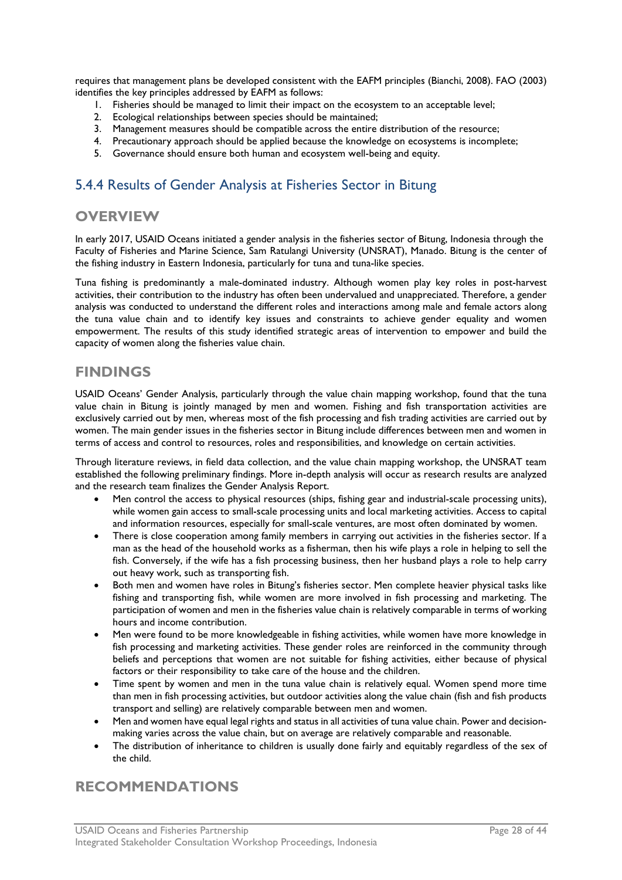requires that management plans be developed consistent with the EAFM principles (Bianchi, 2008). FAO (2003) identifies the key principles addressed by EAFM as follows:

1. Fisheries should be managed to limit their impact on the ecosystem to an acceptable level;
2. Ecological relationships between species should be maintained;
3. Management measures should be compatible across the entire distribution of the resource;
4. Precautionary approach should be applied because the knowledge on ecosystems is incomplete;
5. Governance should ensure both human and ecosystem well-being and equity.

### 5.4.4 Results of Gender Analysis at Fisheries Sector in Bitung

## OVERVIEW

In early 2017, USAID Oceans initiated a gender analysis in the fisheries sector of Bitung, Indonesia through the Faculty of Fisheries and Marine Science, Sam Ratulangi University (UNSRAT), Manado. Bitung is the center of the fishing industry in Eastern Indonesia, particularly for tuna and tuna-like species.

Tuna fishing is predominantly a male-dominated industry. Although women play key roles in post-harvest activities, their contribution to the industry has often been undervalued and unappreciated. Therefore, a gender analysis was conducted to understand the different roles and interactions among male and female actors along the tuna value chain and to identify key issues and constraints to achieve gender equality and women empowerment. The results of this study identified strategic areas of intervention to empower and build the capacity of women along the fisheries value chain.

## FINDINGS

USAID Oceans' Gender Analysis, particularly through the value chain mapping workshop, found that the tuna value chain in Bitung is jointly managed by men and women. Fishing and fish transportation activities are exclusively carried out by men, whereas most of the fish processing and fish trading activities are carried out by women. The main gender issues in the fisheries sector in Bitung include differences between men and women in terms of access and control to resources, roles and responsibilities, and knowledge on certain activities.

Through literature reviews, in field data collection, and the value chain mapping workshop, the UNSRAT team established the following preliminary findings. More in-depth analysis will occur as research results are analyzed and the research team finalizes the Gender Analysis Report.

- Men control the access to physical resources (ships, fishing gear and industrial-scale processing units), while women gain access to small-scale processing units and local marketing activities. Access to capital and information resources, especially for small-scale ventures, are most often dominated by women.
- There is close cooperation among family members in carrying out activities in the fisheries sector. If a man as the head of the household works as a fisherman, then his wife plays a role in helping to sell the fish. Conversely, if the wife has a fish processing business, then her husband plays a role to help carry out heavy work, such as transporting fish.
- Both men and women have roles in Bitung's fisheries sector. Men complete heavier physical tasks like fishing and transporting fish, while women are more involved in fish processing and marketing. The participation of women and men in the fisheries value chain is relatively comparable in terms of working hours and income contribution.
- Men were found to be more knowledgeable in fishing activities, while women have more knowledge in fish processing and marketing activities. These gender roles are reinforced in the community through beliefs and perceptions that women are not suitable for fishing activities, either because of physical factors or their responsibility to take care of the house and the children.
- Time spent by women and men in the tuna value chain is relatively equal. Women spend more time than men in fish processing activities, but outdoor activities along the value chain (fish and fish products transport and selling) are relatively comparable between men and women.
- Men and women have equal legal rights and status in all activities of tuna value chain. Power and decision-making varies across the value chain, but on average are relatively comparable and reasonable.
- The distribution of inheritance to children is usually done fairly and equitably regardless of the sex of the child.

## RECOMMENDATIONS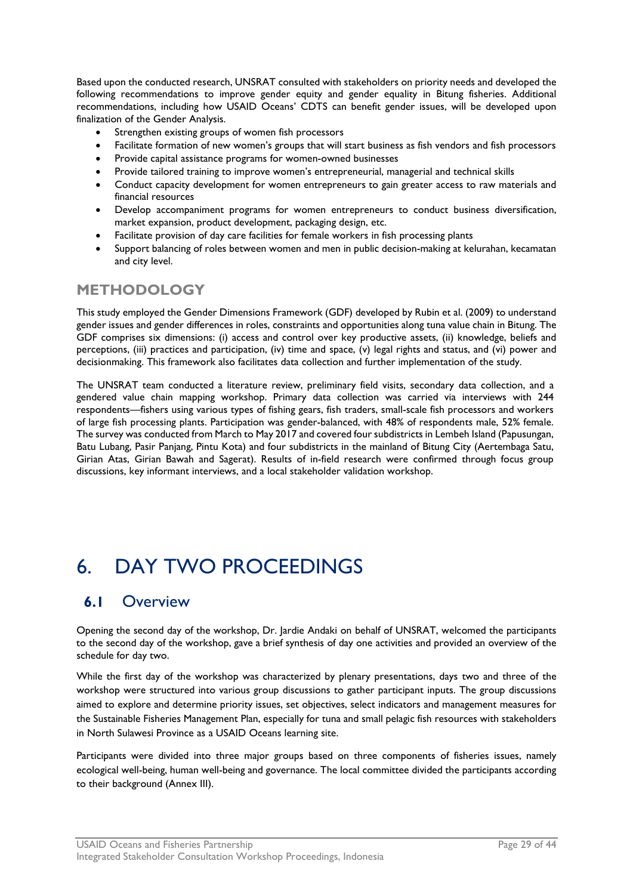Based upon the conducted research, UNSRAT consulted with stakeholders on priority needs and developed the following recommendations to improve gender equity and gender equality in Bitung fisheries. Additional recommendations, including how USAID Oceans' CDTS can benefit gender issues, will be developed upon finalization of the Gender Analysis.

- Strengthen existing groups of women fish processors
- Facilitate formation of new women's groups that will start business as fish vendors and fish processors
- Provide capital assistance programs for women-owned businesses
- Provide tailored training to improve women's entrepreneurial, managerial and technical skills
- Conduct capacity development for women entrepreneurs to gain greater access to raw materials and financial resources
- Develop accompaniment programs for women entrepreneurs to conduct business diversification, market expansion, product development, packaging design, etc.
- Facilitate provision of day care facilities for female workers in fish processing plants
- Support balancing of roles between women and men in public decision-making at kelurahan, kecamatan and city level.

### METHODOLOGY

This study employed the Gender Dimensions Framework (GDF) developed by Rubin et al. (2009) to understand gender issues and gender differences in roles, constraints and opportunities along tuna value chain in Bitung. The GDF comprises six dimensions: (i) access and control over key productive assets, (ii) knowledge, beliefs and perceptions, (iii) practices and participation, (iv) time and space, (v) legal rights and status, and (vi) power and decisionmaking. This framework also facilitates data collection and further implementation of the study.

The UNSRAT team conducted a literature review, preliminary field visits, secondary data collection, and a gendered value chain mapping workshop. Primary data collection was carried via interviews with 244 respondents—fishers using various types of fishing gears, fish traders, small-scale fish processors and workers of large fish processing plants. Participation was gender-balanced, with 48% of respondents male, 52% female. The survey was conducted from March to May 2017 and covered four subdistricts in Lembeh Island (Papusungan, Batu Lubang, Pasir Panjang, Pintu Kota) and four subdistricts in the mainland of Bitung City (Aertembaga Satu, Girian Atas, Girian Bawah and Sagerat). Results of in-field research were confirmed through focus group discussions, key informant interviews, and a local stakeholder validation workshop.

# 6. DAY TWO PROCEEDINGS

## 6.1 Overview

Opening the second day of the workshop, Dr. Jardie Andaki on behalf of UNSRAT, welcomed the participants to the second day of the workshop, gave a brief synthesis of day one activities and provided an overview of the schedule for day two.

While the first day of the workshop was characterized by plenary presentations, days two and three of the workshop were structured into various group discussions to gather participant inputs. The group discussions aimed to explore and determine priority issues, set objectives, select indicators and management measures for the Sustainable Fisheries Management Plan, especially for tuna and small pelagic fish resources with stakeholders in North Sulawesi Province as a USAID Oceans learning site.

Participants were divided into three major groups based on three components of fisheries issues, namely ecological well-being, human well-being and governance. The local committee divided the participants according to their background (Annex III).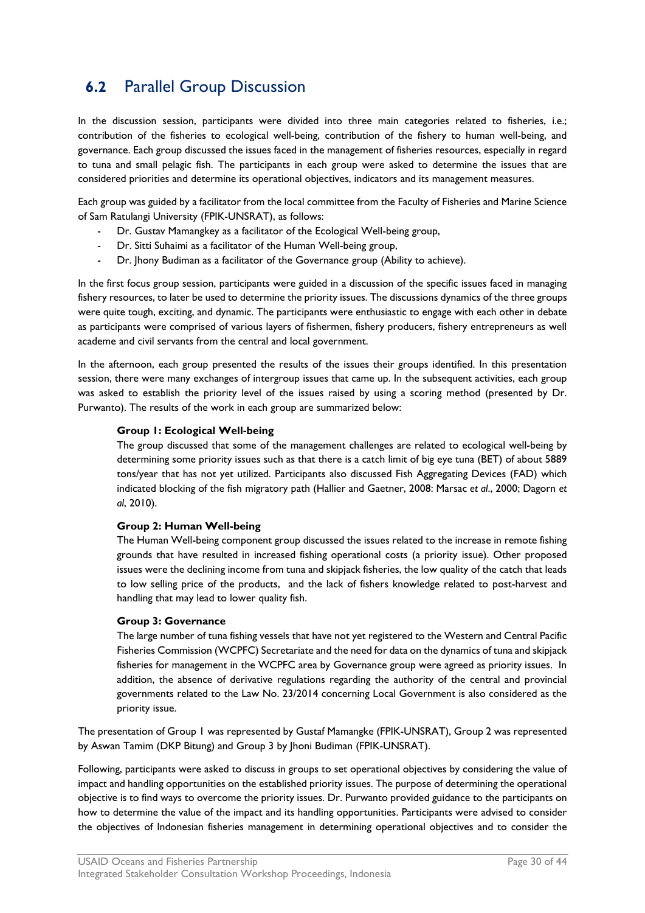## 6.2 Parallel Group Discussion

In the discussion session, participants were divided into three main categories related to fisheries, i.e.; contribution of the fisheries to ecological well-being, contribution of the fishery to human well-being, and governance. Each group discussed the issues faced in the management of fisheries resources, especially in regard to tuna and small pelagic fish. The participants in each group were asked to determine the issues that are considered priorities and determine its operational objectives, indicators and its management measures.

Each group was guided by a facilitator from the local committee from the Faculty of Fisheries and Marine Science of Sam Ratulangi University (FPIK-UNSRAT), as follows:

- Dr. Gustav Mamangkey as a facilitator of the Ecological Well-being group,
- Dr. Sitti Suhaimi as a facilitator of the Human Well-being group,
- Dr. Jhony Budiman as a facilitator of the Governance group (Ability to achieve).

In the first focus group session, participants were guided in a discussion of the specific issues faced in managing fishery resources, to later be used to determine the priority issues. The discussions dynamics of the three groups were quite tough, exciting, and dynamic. The participants were enthusiastic to engage with each other in debate as participants were comprised of various layers of fishermen, fishery producers, fishery entrepreneurs as well academe and civil servants from the central and local government.

In the afternoon, each group presented the results of the issues their groups identified. In this presentation session, there were many exchanges of intergroup issues that came up. In the subsequent activities, each group was asked to establish the priority level of the issues raised by using a scoring method (presented by Dr. Purwanto). The results of the work in each group are summarized below:

**Group 1: Ecological Well-being**
The group discussed that some of the management challenges are related to ecological well-being by determining some priority issues such as that there is a catch limit of big eye tuna (BET) of about 5889 tons/year that has not yet utilized. Participants also discussed Fish Aggregating Devices (FAD) which indicated blocking of the fish migratory path (Hallier and Gaetner, 2008: Marsac *et al*., 2000; Dagorn *et al*, 2010).

**Group 2: Human Well-being**
The Human Well-being component group discussed the issues related to the increase in remote fishing grounds that have resulted in increased fishing operational costs (a priority issue). Other proposed issues were the declining income from tuna and skipjack fisheries, the low quality of the catch that leads to low selling price of the products, and the lack of fishers knowledge related to post-harvest and handling that may lead to lower quality fish.

**Group 3: Governance**
The large number of tuna fishing vessels that have not yet registered to the Western and Central Pacific Fisheries Commission (WCPFC) Secretariate and the need for data on the dynamics of tuna and skipjack fisheries for management in the WCPFC area by Governance group were agreed as priority issues. In addition, the absence of derivative regulations regarding the authority of the central and provincial governments related to the Law No. 23/2014 concerning Local Government is also considered as the priority issue.

The presentation of Group 1 was represented by Gustaf Mamangke (FPIK-UNSRAT), Group 2 was represented by Aswan Tamim (DKP Bitung) and Group 3 by Jhoni Budiman (FPIK-UNSRAT).

Following, participants were asked to discuss in groups to set operational objectives by considering the value of impact and handling opportunities on the established priority issues. The purpose of determining the operational objective is to find ways to overcome the priority issues. Dr. Purwanto provided guidance to the participants on how to determine the value of the impact and its handling opportunities. Participants were advised to consider the objectives of Indonesian fisheries management in determining operational objectives and to consider the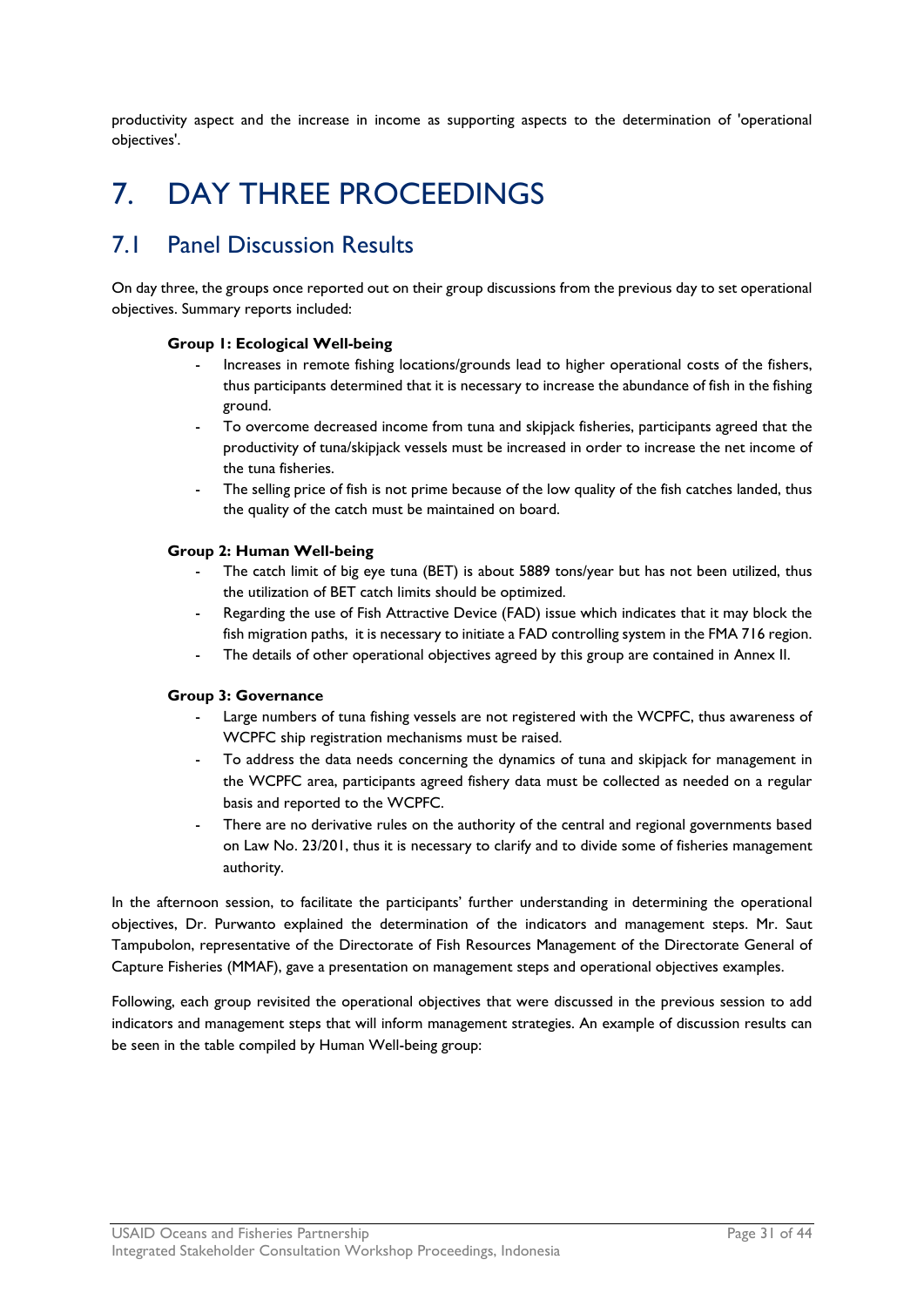productivity aspect and the increase in income as supporting aspects to the determination of 'operational objectives'.

# 7. DAY THREE PROCEEDINGS

## 7.1 Panel Discussion Results

On day three, the groups once reported out on their group discussions from the previous day to set operational objectives. Summary reports included:

**Group 1: Ecological Well-being**

- Increases in remote fishing locations/grounds lead to higher operational costs of the fishers, thus participants determined that it is necessary to increase the abundance of fish in the fishing ground.
- To overcome decreased income from tuna and skipjack fisheries, participants agreed that the productivity of tuna/skipjack vessels must be increased in order to increase the net income of the tuna fisheries.
- The selling price of fish is not prime because of the low quality of the fish catches landed, thus the quality of the catch must be maintained on board.

**Group 2: Human Well-being**

- The catch limit of big eye tuna (BET) is about 5889 tons/year but has not been utilized, thus the utilization of BET catch limits should be optimized.
- Regarding the use of Fish Attractive Device (FAD) issue which indicates that it may block the fish migration paths, it is necessary to initiate a FAD controlling system in the FMA 716 region.
- The details of other operational objectives agreed by this group are contained in Annex II.

**Group 3: Governance**

- Large numbers of tuna fishing vessels are not registered with the WCPFC, thus awareness of WCPFC ship registration mechanisms must be raised.
- To address the data needs concerning the dynamics of tuna and skipjack for management in the WCPFC area, participants agreed fishery data must be collected as needed on a regular basis and reported to the WCPFC.
- There are no derivative rules on the authority of the central and regional governments based on Law No. 23/201, thus it is necessary to clarify and to divide some of fisheries management authority.

In the afternoon session, to facilitate the participants' further understanding in determining the operational objectives, Dr. Purwanto explained the determination of the indicators and management steps. Mr. Saut Tampubolon, representative of the Directorate of Fish Resources Management of the Directorate General of Capture Fisheries (MMAF), gave a presentation on management steps and operational objectives examples.

Following, each group revisited the operational objectives that were discussed in the previous session to add indicators and management steps that will inform management strategies. An example of discussion results can be seen in the table compiled by Human Well-being group: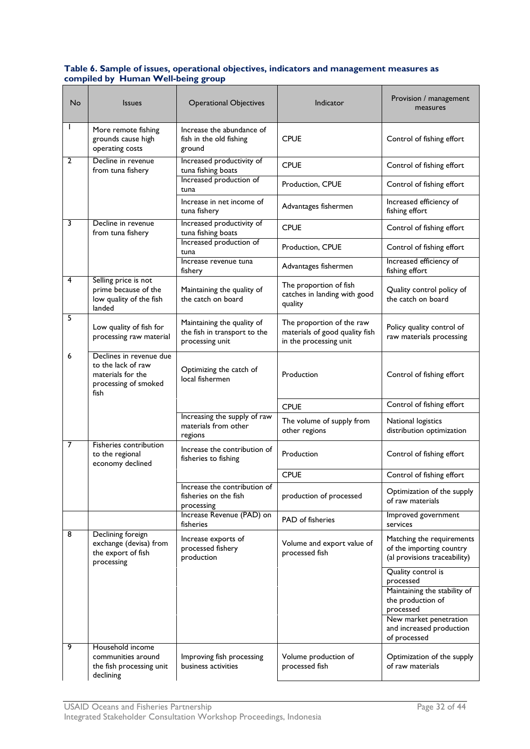**Table 6. Sample of issues, operational objectives, indicators and management measures as compiled by Human Well-being group**

| No | Issues | Operational Objectives | Indicator | Provision / management measures |
|---|---|---|---|---|
| 1 | More remote fishing grounds cause high operating costs | Increase the abundance of fish in the old fishing ground | CPUE | Control of fishing effort |
| 2 | Decline in revenue from tuna fishery | Increased productivity of tuna fishing boats | CPUE | Control of fishing effort |
| | | Increased production of tuna | Production, CPUE | Control of fishing effort |
| | | Increase in net income of tuna fishery | Advantages fishermen | Increased efficiency of fishing effort |
| 3 | Decline in revenue from tuna fishery | Increased productivity of tuna fishing boats | CPUE | Control of fishing effort |
| | | Increased production of tuna | Production, CPUE | Control of fishing effort |
| | | Increase revenue tuna fishery | Advantages fishermen | Increased efficiency of fishing effort |
| 4 | Selling price is not prime because of the low quality of the fish landed | Maintaining the quality of the catch on board | The proportion of fish catches in landing with good quality | Quality control policy of the catch on board |
| 5 | Low quality of fish for processing raw material | Maintaining the quality of the fish in transport to the processing unit | The proportion of the raw materials of good quality fish in the processing unit | Policy quality control of raw materials processing |
| 6 | Declines in revenue due to the lack of raw materials for the processing of smoked fish | Optimizing the catch of local fishermen | Production | Control of fishing effort |
| | | | CPUE | Control of fishing effort |
| | | Increasing the supply of raw materials from other regions | The volume of supply from other regions | National logistics distribution optimization |
| 7 | Fisheries contribution to the regional economy declined | Increase the contribution of fisheries to fishing | Production | Control of fishing effort |
| | | | CPUE | Control of fishing effort |
| | | Increase the contribution of fisheries on the fish processing | production of processed | Optimization of the supply of raw materials |
| | | Increase Revenue (PAD) on fisheries | PAD of fisheries | Improved government services |
| 8 | Declining foreign exchange (devisa) from the export of fish processing | Increase exports of processed fishery production | Volume and export value of processed fish | Matching the requirements of the importing country (al provisions traceability) |
| | | | | Quality control is processed |
| | | | | Maintaining the stability of the production of processed |
| | | | | New market penetration and increased production of processed |
| 9 | Household income communities around the fish processing unit declining | Improving fish processing business activities | Volume production of processed fish | Optimization of the supply of raw materials |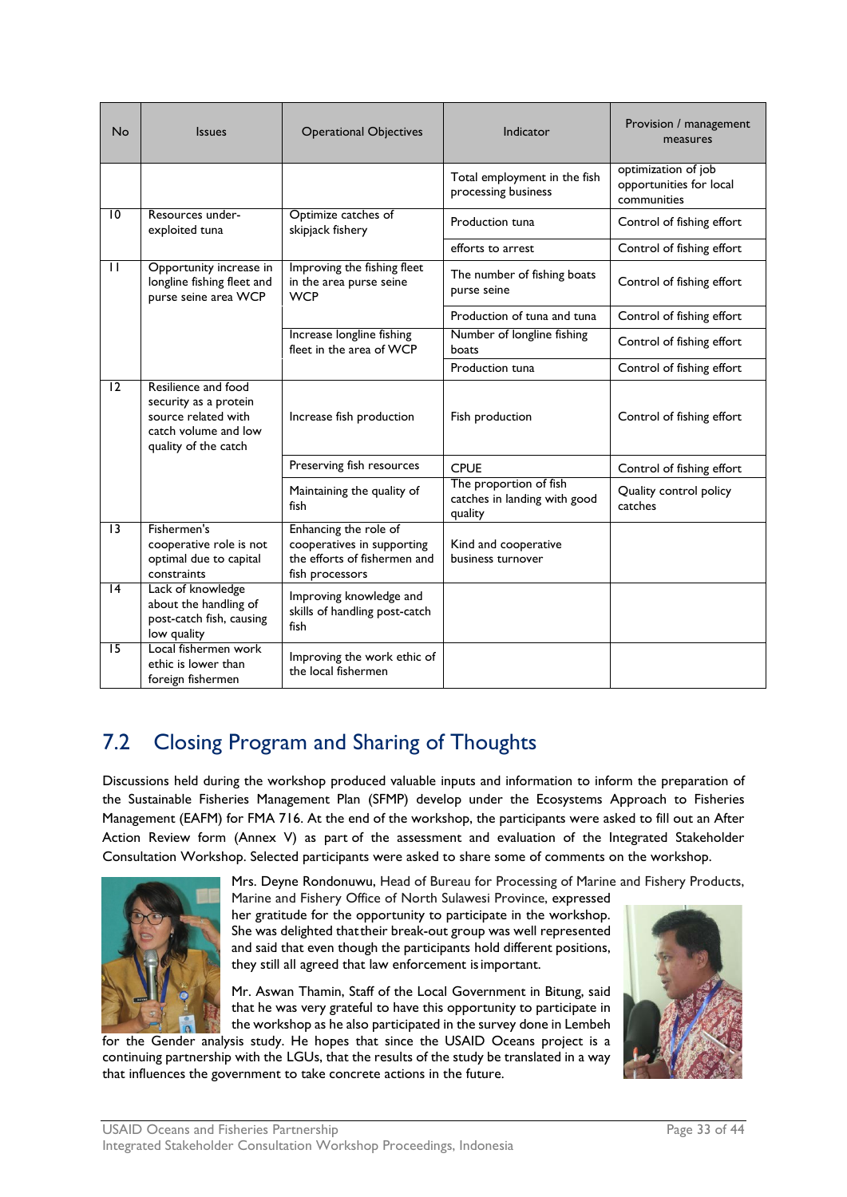| No | Issues | Operational Objectives | Indicator | Provision / management measures |
|---|---|---|---|---|
| | | | Total employment in the fish processing business | optimization of job opportunities for local communities |
| 10 | Resources under-exploited tuna | Optimize catches of skipjack fishery | Production tuna | Control of fishing effort |
| | | | efforts to arrest | Control of fishing effort |
| 11 | Opportunity increase in longline fishing fleet and purse seine area WCP | Improving the fishing fleet in the area purse seine WCP | The number of fishing boats purse seine | Control of fishing effort |
| | | | Production of tuna and tuna | Control of fishing effort |
| | | Increase longline fishing fleet in the area of WCP | Number of longline fishing boats | Control of fishing effort |
| | | | Production tuna | Control of fishing effort |
| 12 | Resilience and food security as a protein source related with catch volume and low quality of the catch | Increase fish production | Fish production | Control of fishing effort |
| | | Preserving fish resources | CPUE | Control of fishing effort |
| | | Maintaining the quality of fish | The proportion of fish catches in landing with good quality | Quality control policy catches |
| 13 | Fishermen's cooperative role is not optimal due to capital constraints | Enhancing the role of cooperatives in supporting the efforts of fishermen and fish processors | Kind and cooperative business turnover | |
| 14 | Lack of knowledge about the handling of post-catch fish, causing low quality | Improving knowledge and skills of handling post-catch fish | | |
| 15 | Local fishermen work ethic is lower than foreign fishermen | Improving the work ethic of the local fishermen | | |

## 7.2 Closing Program and Sharing of Thoughts

Discussions held during the workshop produced valuable inputs and information to inform the preparation of the Sustainable Fisheries Management Plan (SFMP) develop under the Ecosystems Approach to Fisheries Management (EAFM) for FMA 716. At the end of the workshop, the participants were asked to fill out an After Action Review form (Annex V) as part of the assessment and evaluation of the Integrated Stakeholder Consultation Workshop. Selected participants were asked to share some of comments on the workshop.

Mrs. Deyne Rondonuwu, Head of Bureau for Processing of Marine and Fishery Products, Marine and Fishery Office of North Sulawesi Province, expressed her gratitude for the opportunity to participate in the workshop. She was delighted that their break-out group was well represented and said that even though the participants hold different positions, they still all agreed that law enforcement is important.

Mr. Aswan Thamin, Staff of the Local Government in Bitung, said that he was very grateful to have this opportunity to participate in the workshop as he also participated in the survey done in Lembeh for the Gender analysis study. He hopes that since the USAID Oceans project is a continuing partnership with the LGUs, that the results of the study be translated in a way that influences the government to take concrete actions in the future.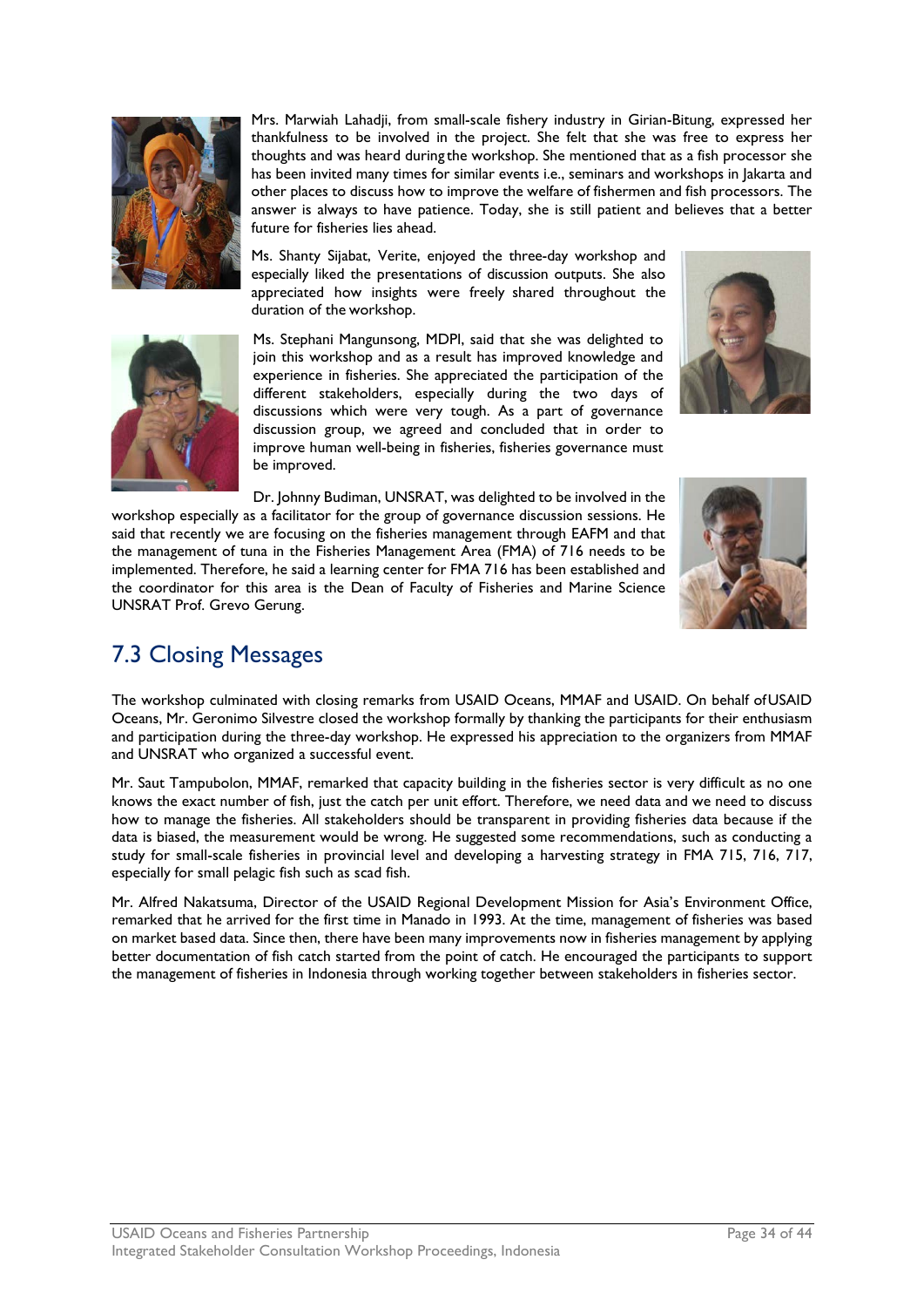Mrs. Marwiah Lahadji, from small-scale fishery industry in Girian-Bitung, expressed her thankfulness to be involved in the project. She felt that she was free to express her thoughts and was heard during the workshop. She mentioned that as a fish processor she has been invited many times for similar events i.e., seminars and workshops in Jakarta and other places to discuss how to improve the welfare of fishermen and fish processors. The answer is always to have patience. Today, she is still patient and believes that a better future for fisheries lies ahead.

Ms. Shanty Sijabat, Verite, enjoyed the three-day workshop and especially liked the presentations of discussion outputs. She also appreciated how insights were freely shared throughout the duration of the workshop.

Ms. Stephani Mangunsong, MDPI, said that she was delighted to join this workshop and as a result has improved knowledge and experience in fisheries. She appreciated the participation of the different stakeholders, especially during the two days of discussions which were very tough. As a part of governance discussion group, we agreed and concluded that in order to improve human well-being in fisheries, fisheries governance must be improved.

Dr. Johnny Budiman, UNSRAT, was delighted to be involved in the workshop especially as a facilitator for the group of governance discussion sessions. He said that recently we are focusing on the fisheries management through EAFM and that the management of tuna in the Fisheries Management Area (FMA) of 716 needs to be implemented. Therefore, he said a learning center for FMA 716 has been established and the coordinator for this area is the Dean of Faculty of Fisheries and Marine Science UNSRAT Prof. Grevo Gerung.

## 7.3 Closing Messages

The workshop culminated with closing remarks from USAID Oceans, MMAF and USAID. On behalf of USAID Oceans, Mr. Geronimo Silvestre closed the workshop formally by thanking the participants for their enthusiasm and participation during the three-day workshop. He expressed his appreciation to the organizers from MMAF and UNSRAT who organized a successful event.

Mr. Saut Tampubolon, MMAF, remarked that capacity building in the fisheries sector is very difficult as no one knows the exact number of fish, just the catch per unit effort. Therefore, we need data and we need to discuss how to manage the fisheries. All stakeholders should be transparent in providing fisheries data because if the data is biased, the measurement would be wrong. He suggested some recommendations, such as conducting a study for small-scale fisheries in provincial level and developing a harvesting strategy in FMA 715, 716, 717, especially for small pelagic fish such as scad fish.

Mr. Alfred Nakatsuma, Director of the USAID Regional Development Mission for Asia's Environment Office, remarked that he arrived for the first time in Manado in 1993. At the time, management of fisheries was based on market based data. Since then, there have been many improvements now in fisheries management by applying better documentation of fish catch started from the point of catch. He encouraged the participants to support the management of fisheries in Indonesia through working together between stakeholders in fisheries sector.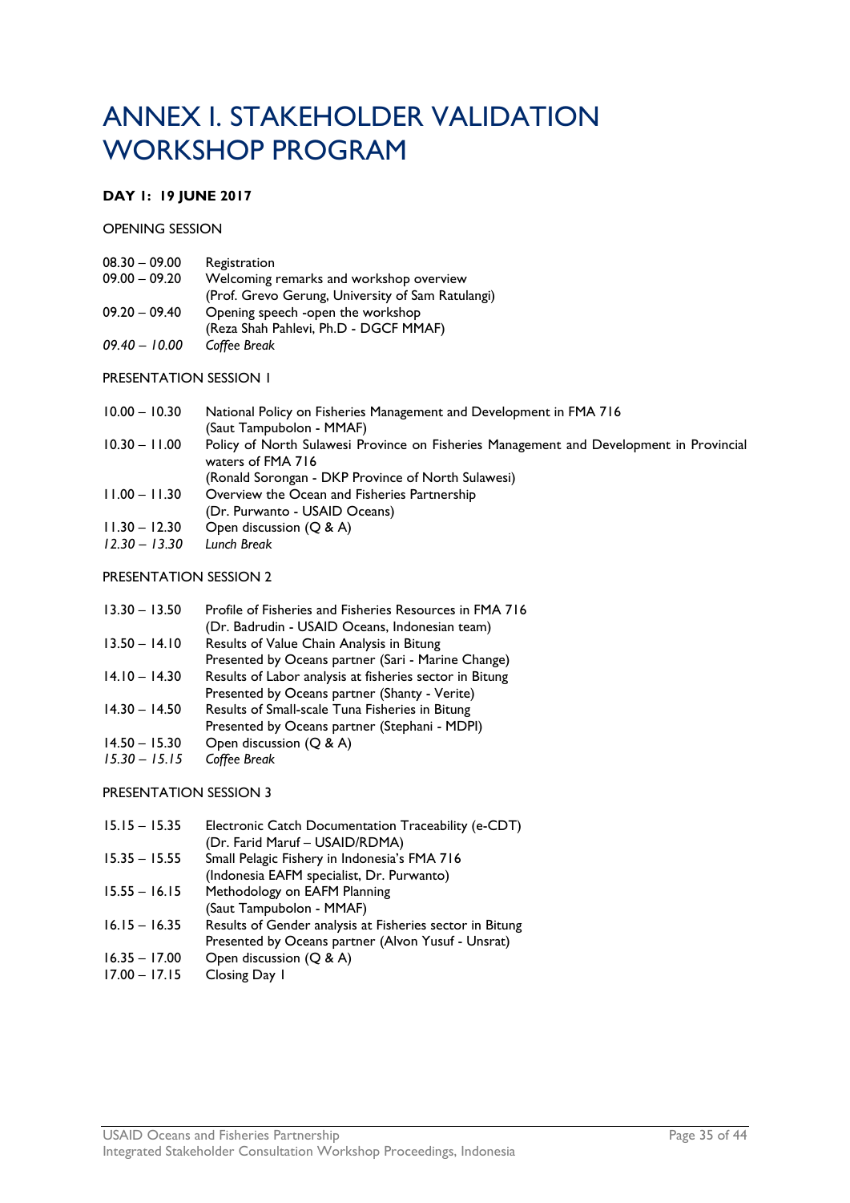# ANNEX I. STAKEHOLDER VALIDATION WORKSHOP PROGRAM

**DAY 1: 19 JUNE 2017**

OPENING SESSION

| | |
|---|---|
| 08.30 – 09.00 | Registration |
| 09.00 – 09.20 | Welcoming remarks and workshop overview<br>(Prof. Grevo Gerung, University of Sam Ratulangi) |
| 09.20 – 09.40 | Opening speech -open the workshop<br>(Reza Shah Pahlevi, Ph.D - DGCF MMAF) |
| *09.40 – 10.00* | *Coffee Break* |

PRESENTATION SESSION 1

| | |
|---|---|
| 10.00 – 10.30 | National Policy on Fisheries Management and Development in FMA 716<br>(Saut Tampubolon - MMAF) |
| 10.30 – 11.00 | Policy of North Sulawesi Province on Fisheries Management and Development in Provincial waters of FMA 716<br>(Ronald Sorongan - DKP Province of North Sulawesi) |
| 11.00 – 11.30 | Overview the Ocean and Fisheries Partnership<br>(Dr. Purwanto - USAID Oceans) |
| 11.30 – 12.30 | Open discussion (Q & A) |
| *12.30 – 13.30* | *Lunch Break* |

PRESENTATION SESSION 2

| | |
|---|---|
| 13.30 – 13.50 | Profile of Fisheries and Fisheries Resources in FMA 716<br>(Dr. Badrudin - USAID Oceans, Indonesian team) |
| 13.50 – 14.10 | Results of Value Chain Analysis in Bitung<br>Presented by Oceans partner (Sari - Marine Change) |
| 14.10 – 14.30 | Results of Labor analysis at fisheries sector in Bitung<br>Presented by Oceans partner (Shanty - Verite) |
| 14.30 – 14.50 | Results of Small-scale Tuna Fisheries in Bitung<br>Presented by Oceans partner (Stephani - MDPI) |
| 14.50 – 15.30 | Open discussion (Q & A) |
| *15.30 – 15.15* | *Coffee Break* |

PRESENTATION SESSION 3

| | |
|---|---|
| 15.15 – 15.35 | Electronic Catch Documentation Traceability (e-CDT)<br>(Dr. Farid Maruf – USAID/RDMA) |
| 15.35 – 15.55 | Small Pelagic Fishery in Indonesia's FMA 716<br>(Indonesia EAFM specialist, Dr. Purwanto) |
| 15.55 – 16.15 | Methodology on EAFM Planning<br>(Saut Tampubolon - MMAF) |
| 16.15 – 16.35 | Results of Gender analysis at Fisheries sector in Bitung<br>Presented by Oceans partner (Alvon Yusuf - Unsrat) |
| 16.35 – 17.00 | Open discussion (Q & A) |
| 17.00 – 17.15 | Closing Day 1 |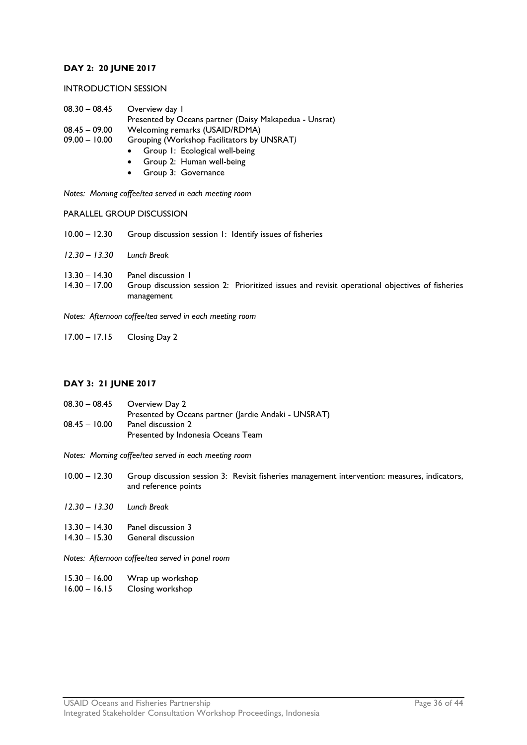**DAY 2: 20 JUNE 2017**

INTRODUCTION SESSION

08.30 – 08.45  Overview day 1
Presented by Oceans partner (Daisy Makapedua - Unsrat)
08.45 – 09.00  Welcoming remarks (USAID/RDMA)
09.00 – 10.00  Grouping (Workshop Facilitators by UNSRAT)

- Group 1: Ecological well-being
- Group 2: Human well-being
- Group 3: Governance

*Notes: Morning coffee/tea served in each meeting room*

PARALLEL GROUP DISCUSSION

10.00 – 12.30  Group discussion session 1: Identify issues of fisheries

*12.30 – 13.30  Lunch Break*

13.30 – 14.30  Panel discussion 1
14.30 – 17.00  Group discussion session 2: Prioritized issues and revisit operational objectives of fisheries management

*Notes: Afternoon coffee/tea served in each meeting room*

17.00 – 17.15  Closing Day 2

**DAY 3: 21 JUNE 2017**

08.30 – 08.45  Overview Day 2
Presented by Oceans partner (Jardie Andaki - UNSRAT)
08.45 – 10.00  Panel discussion 2
Presented by Indonesia Oceans Team

*Notes: Morning coffee/tea served in each meeting room*

10.00 – 12.30  Group discussion session 3: Revisit fisheries management intervention: measures, indicators, and reference points

*12.30 – 13.30  Lunch Break*

13.30 – 14.30  Panel discussion 3
14.30 – 15.30  General discussion

*Notes: Afternoon coffee/tea served in panel room*

15.30 – 16.00  Wrap up workshop
16.00 – 16.15  Closing workshop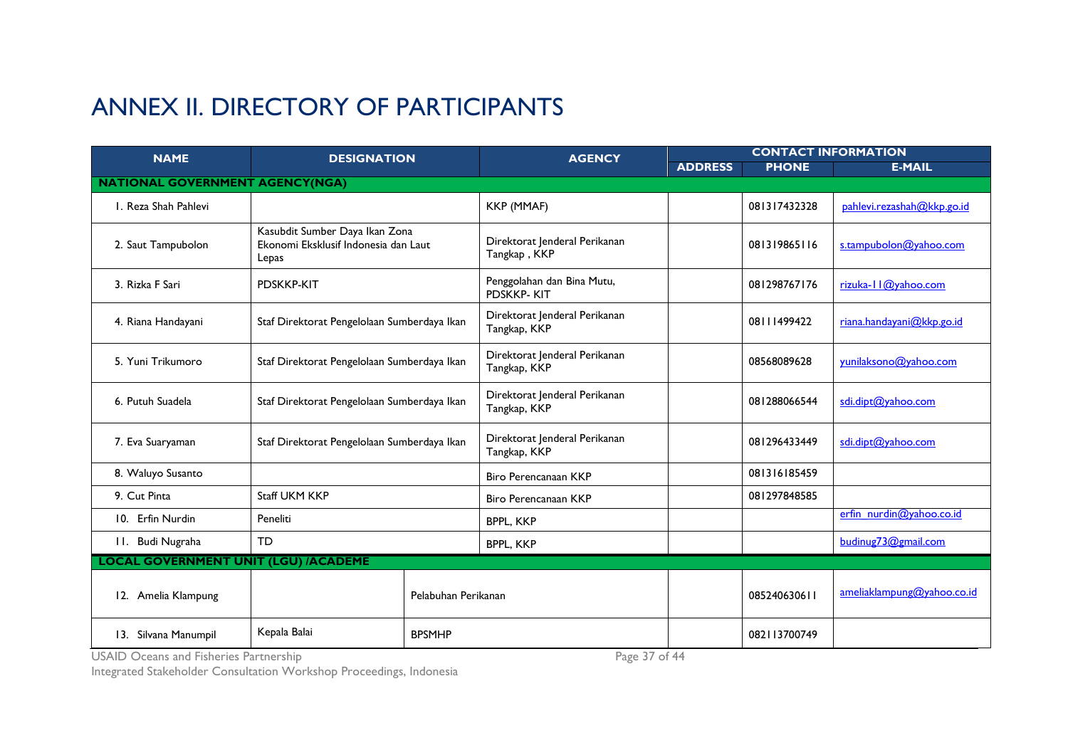# ANNEX II. DIRECTORY OF PARTICIPANTS

| NAME | DESIGNATION | AGENCY | CONTACT INFORMATION | | |
|---|---|---|---|---|---|
| | | | ADDRESS | PHONE | E-MAIL |
| **NATIONAL GOVERNMENT AGENCY(NGA)** | | | | | |
| 1. Reza Shah Pahlevi | | KKP (MMAF) | | 081317432328 | pahlevi.rezashah@kkp.go.id |
| 2. Saut Tampubolon | Kasubdit Sumber Daya Ikan Zona Ekonomi Eksklusif Indonesia dan Laut Lepas | Direktorat Jenderal Perikanan Tangkap , KKP | | 081319865116 | s.tampubolon@yahoo.com |
| 3. Rizka F Sari | PDSKKP-KIT | Penggolahan dan Bina Mutu, PDSKKP- KIT | | 081298767176 | rizuka-11@yahoo.com |
| 4. Riana Handayani | Staf Direktorat Pengelolaan Sumberdaya Ikan | Direktorat Jenderal Perikanan Tangkap, KKP | | 08111499422 | riana.handayani@kkp.go.id |
| 5. Yuni Trikumoro | Staf Direktorat Pengelolaan Sumberdaya Ikan | Direktorat Jenderal Perikanan Tangkap, KKP | | 08568089628 | yunilaksono@yahoo.com |
| 6. Putuh Suadela | Staf Direktorat Pengelolaan Sumberdaya Ikan | Direktorat Jenderal Perikanan Tangkap, KKP | | 081288066544 | sdi.dipt@yahoo.com |
| 7. Eva Suaryaman | Staf Direktorat Pengelolaan Sumberdaya Ikan | Direktorat Jenderal Perikanan Tangkap, KKP | | 081296433449 | sdi.dipt@yahoo.com |
| 8. Waluyo Susanto | | Biro Perencanaan KKP | | 081316185459 | |
| 9. Cut Pinta | Staff UKM KKP | Biro Perencanaan KKP | | 081297848585 | |
| 10. Erfin Nurdin | Peneliti | BPPL, KKP | | | erfin_nurdin@yahoo.co.id |
| 11. Budi Nugraha | TD | BPPL, KKP | | | budinug73@gmail.com |
| **LOCAL GOVERNMENT UNIT (LGU) /ACADEME** | | | | | |
| 12. Amelia Klampung | | Pelabuhan Perikanan | | 085240630611 | ameliaklampung@yahoo.co.id |
| 13. Silvana Manumpil | Kepala Balai | BPSMHP | | 082113700749 | |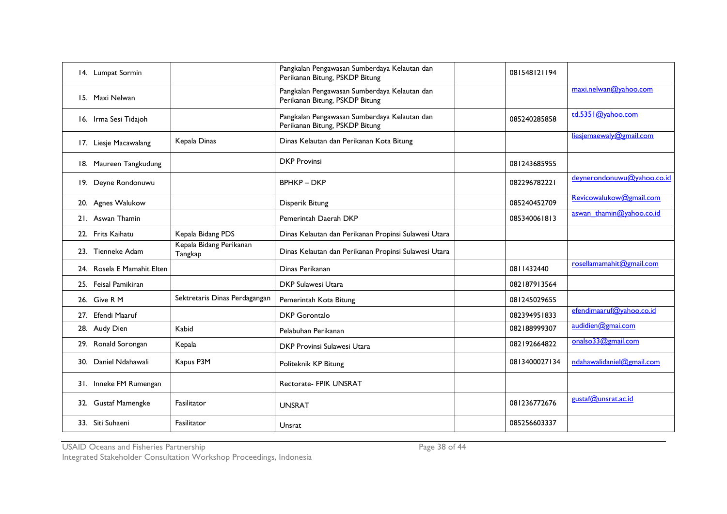| | | | | | |
|---|---|---|---|---|---|
| 14. Lumpat Sormin | | Pangkalan Pengawasan Sumberdaya Kelautan dan Perikanan Bitung, PSKDP Bitung | | 081548121194 | |
| 15. Maxi Nelwan | | Pangkalan Pengawasan Sumberdaya Kelautan dan Perikanan Bitung, PSKDP Bitung | | | maxi.nelwan@yahoo.com |
| 16. Irma Sesi Tidajoh | | Pangkalan Pengawasan Sumberdaya Kelautan dan Perikanan Bitung, PSKDP Bitung | | 085240285858 | td.5351@yahoo.com |
| 17. Liesje Macawalang | Kepala Dinas | Dinas Kelautan dan Perikanan Kota Bitung | | | liesjemaewaly@gmail.com |
| 18. Maureen Tangkudung | | DKP Provinsi | | 081243685955 | |
| 19. Deyne Rondonuwu | | BPHKP – DKP | | 082296782221 | deynerondonuwu@yahoo.co.id |
| 20. Agnes Walukow | | Disperik Bitung | | 085240452709 | Revicowalukow@gmail.com |
| 21. Aswan Thamin | | Pemerintah Daerah DKP | | 085340061813 | aswan_thamin@yahoo.co.id |
| 22. Frits Kaihatu | Kepala Bidang PDS | Dinas Kelautan dan Perikanan Propinsi Sulawesi Utara | | | |
| 23. Tienneke Adam | Kepala Bidang Perikanan Tangkap | Dinas Kelautan dan Perikanan Propinsi Sulawesi Utara | | | |
| 24. Rosela E Mamahit Elten | | Dinas Perikanan | | 0811432440 | rosellamamahit@gmail.com |
| 25. Feisal Pamikiran | | DKP Sulawesi Utara | | 082187913564 | |
| 26. Give R M | Sektretaris Dinas Perdagangan | Pemerintah Kota Bitung | | 081245029655 | |
| 27. Efendi Maaruf | | DKP Gorontalo | | 082394951833 | efendimaaruf@yahoo.co.id |
| 28. Audy Dien | Kabid | Pelabuhan Perikanan | | 082188999307 | audidien@gmai.com |
| 29. Ronald Sorongan | Kepala | DKP Provinsi Sulawesi Utara | | 082192664822 | onalso33@gmail.com |
| 30. Daniel Ndahawali | Kapus P3M | Politeknik KP Bitung | | 0813400027134 | ndahawalidaniel@gmail.com |
| 31. Inneke FM Rumengan | | Rectorate- FPIK UNSRAT | | | |
| 32. Gustaf Mamengke | Fasilitator | UNSRAT | | 081236772676 | gustaf@unsrat.ac.id |
| 33. Siti Suhaeni | Fasilitator | Unsrat | | 085256603337 | |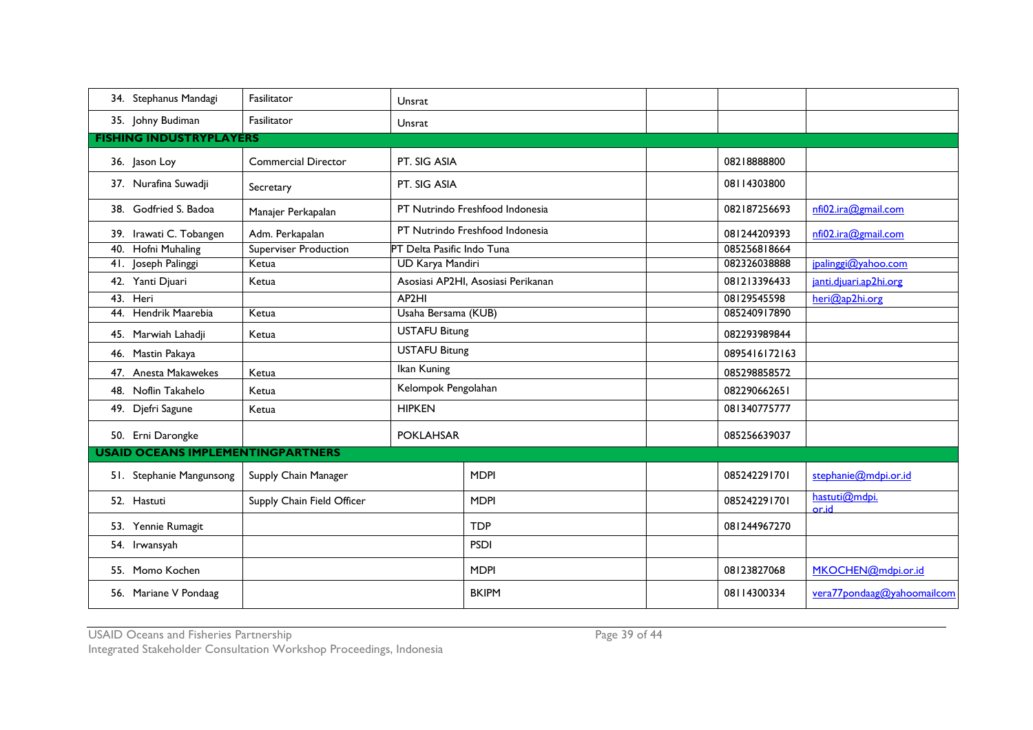| | | | | | |
|---|---|---|---|---|---|
| 34. Stephanus Mandagi | Fasilitator | Unsrat | | | |
| 35. Johny Budiman | Fasilitator | Unsrat | | | |
| **FISHING INDUSTRYPLAYERS** | | | | | |
| 36. Jason Loy | Commercial Director | PT. SIG ASIA | | 08218888800 | |
| 37. Nurafina Suwadji | Secretary | PT. SIG ASIA | | 08114303800 | |
| 38. Godfried S. Badoa | Manajer Perkapalan | PT Nutrindo Freshfood Indonesia | | 082187256693 | nfi02.ira@gmail.com |
| 39. Irawati C. Tobangen | Adm. Perkapalan | PT Nutrindo Freshfood Indonesia | | 081244209393 | nfi02.ira@gmail.com |
| 40. Hofni Muhaling | Superviser Production | PT Delta Pasific Indo Tuna | | 085256818664 | |
| 41. Joseph Palinggi | Ketua | UD Karya Mandiri | | 082326038888 | jpalinggi@yahoo.com |
| 42. Yanti Djuari | Ketua | Asosiasi AP2HI, Asosiasi Perikanan | | 081213396433 | janti.djuari.ap2hi.org |
| 43. Heri | | AP2HI | | 08129545598 | heri@ap2hi.org |
| 44. Hendrik Maarebia | Ketua | Usaha Bersama (KUB) | | 085240917890 | |
| 45. Marwiah Lahadji | Ketua | USTAFU Bitung | | 082293989844 | |
| 46. Mastin Pakaya | | USTAFU Bitung | | 0895416172163 | |
| 47. Anesta Makawekes | Ketua | Ikan Kuning | | 085298858572 | |
| 48. Noflin Takahelo | Ketua | Kelompok Pengolahan | | 082290662651 | |
| 49. Djefri Sagune | Ketua | HIPKEN | | 081340775777 | |
| 50. Erni Darongke | | POKLAHSAR | | 085256639037 | |
| **USAID OCEANS IMPLEMENTINGPARTNERS** | | | | | |
| 51. Stephanie Mangunsong | Supply Chain Manager | MDPI | | 085242291701 | stephanie@mdpi.or.id |
| 52. Hastuti | Supply Chain Field Officer | MDPI | | 085242291701 | hastuti@mdpi.or.id |
| 53. Yennie Rumagit | | TDP | | 081244967270 | |
| 54. Irwansyah | | PSDI | | | |
| 55. Momo Kochen | | MDPI | | 08123827068 | MKOCHEN@mdpi.or.id |
| 56. Mariane V Pondaag | | BKIPM | | 08114300334 | vera77pondaag@yahoomailcom |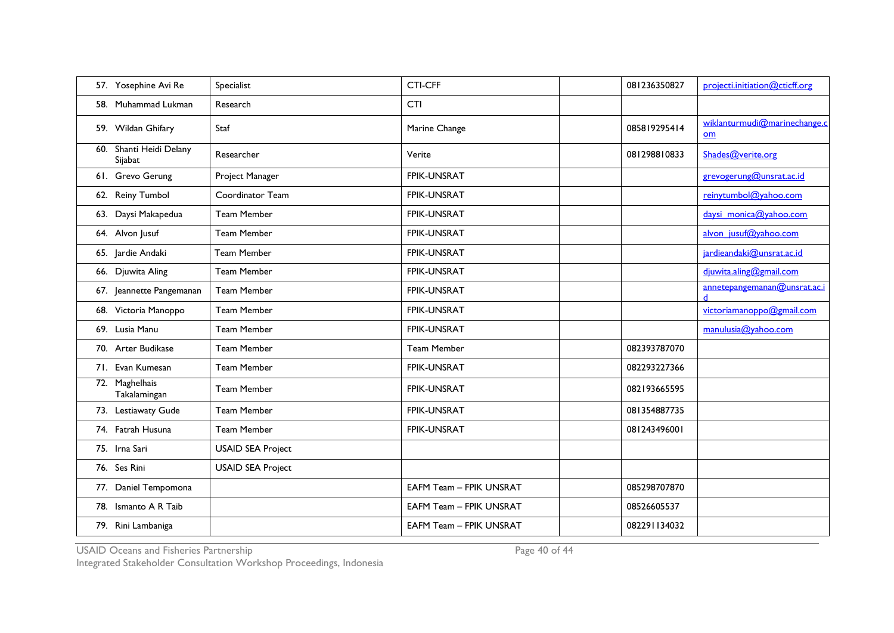| | | | | | |
|---|---|---|---|---|---|
| 57. Yosephine Avi Re | Specialist | CTI-CFF | | 081236350827 | projecti.initiation@cticff.org |
| 58. Muhammad Lukman | Research | CTI | | | |
| 59. Wildan Ghifary | Staf | Marine Change | | 085819295414 | wiklanturmudi@marinechange.com |
| 60. Shanti Heidi Delany Sijabat | Researcher | Verite | | 081298810833 | Shades@verite.org |
| 61. Grevo Gerung | Project Manager | FPIK-UNSRAT | | | grevogerung@unsrat.ac.id |
| 62. Reiny Tumbol | Coordinator Team | FPIK-UNSRAT | | | reinytumbol@yahoo.com |
| 63. Daysi Makapedua | Team Member | FPIK-UNSRAT | | | daysi_monica@yahoo.com |
| 64. Alvon Jusuf | Team Member | FPIK-UNSRAT | | | alvon_jusuf@yahoo.com |
| 65. Jardie Andaki | Team Member | FPIK-UNSRAT | | | jardieandaki@unsrat.ac.id |
| 66. Djuwita Aling | Team Member | FPIK-UNSRAT | | | djuwita.aling@gmail.com |
| 67. Jeannette Pangemanan | Team Member | FPIK-UNSRAT | | | annetepangemanan@unsrat.ac.id |
| 68. Victoria Manoppo | Team Member | FPIK-UNSRAT | | | victoriamanoppo@gmail.com |
| 69. Lusia Manu | Team Member | FPIK-UNSRAT | | | manulusia@yahoo.com |
| 70. Arter Budikase | Team Member | Team Member | | 082393787070 | |
| 71. Evan Kumesan | Team Member | FPIK-UNSRAT | | 082293227366 | |
| 72. Maghelhais Takalamingan | Team Member | FPIK-UNSRAT | | 082193665595 | |
| 73. Lestiawaty Gude | Team Member | FPIK-UNSRAT | | 081354887735 | |
| 74. Fatrah Husuna | Team Member | FPIK-UNSRAT | | 081243496001 | |
| 75. Irna Sari | USAID SEA Project | | | | |
| 76. Ses Rini | USAID SEA Project | | | | |
| 77. Daniel Tempomona | | EAFM Team – FPIK UNSRAT | | 085298707870 | |
| 78. Ismanto A R Taib | | EAFM Team – FPIK UNSRAT | | 08526605537 | |
| 79. Rini Lambaniga | | EAFM Team – FPIK UNSRAT | | 082291134032 | |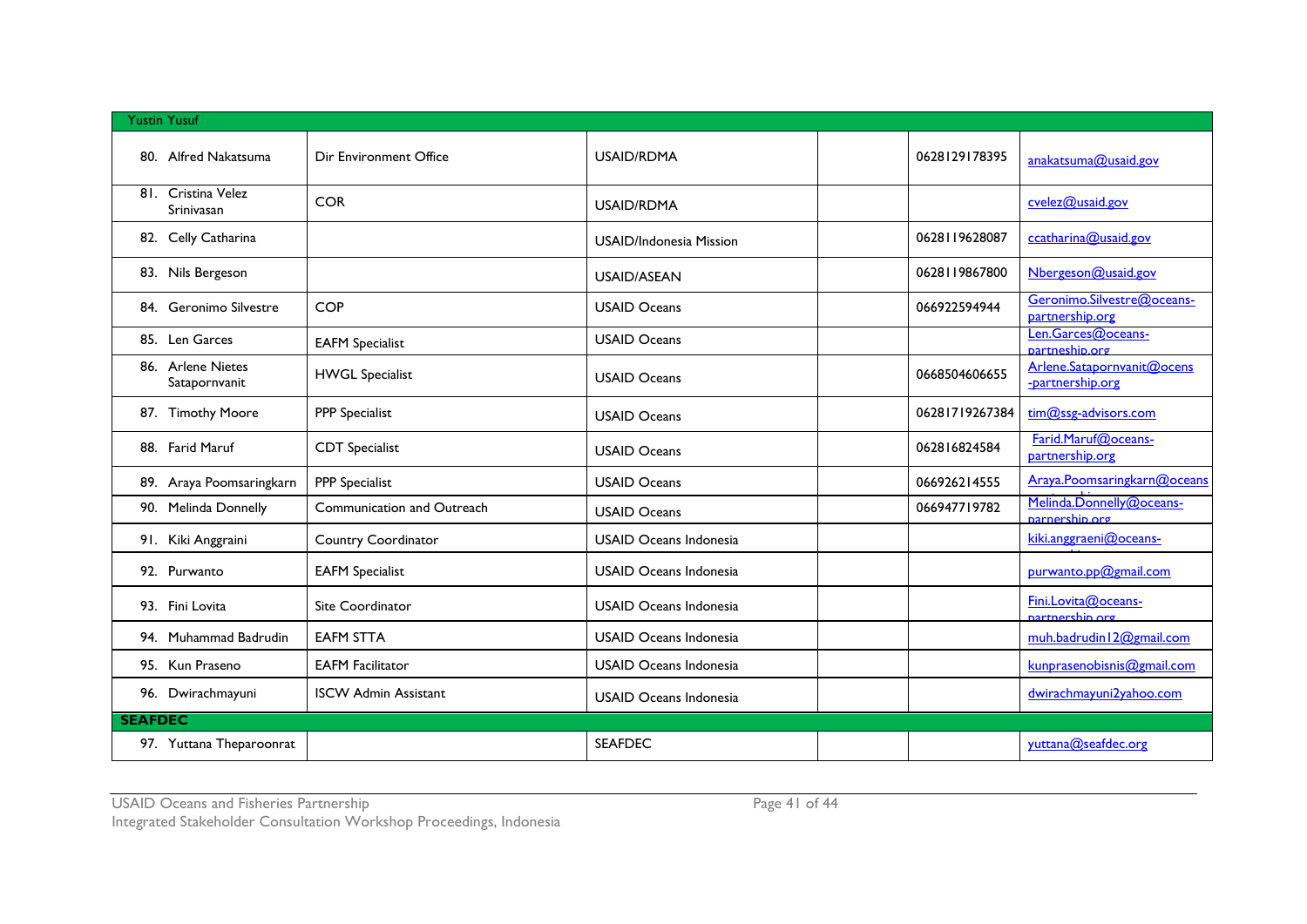| Yustin Yusuf | | | | | |
|---|---|---|---|---|---|
| 80. Alfred Nakatsuma | Dir Environment Office | USAID/RDMA | | 0628129178395 | anakatsuma@usaid.gov |
| 81. Cristina Velez Srinivasan | COR | USAID/RDMA | | | cvelez@usaid.gov |
| 82. Celly Catharina | | USAID/Indonesia Mission | | 0628119628087 | ccatharina@usaid.gov |
| 83. Nils Bergeson | | USAID/ASEAN | | 0628119867800 | Nbergeson@usaid.gov |
| 84. Geronimo Silvestre | COP | USAID Oceans | | 066922594944 | Geronimo.Silvestre@oceans-partnership.org |
| 85. Len Garces | EAFM Specialist | USAID Oceans | | | Len.Garces@oceans-partneship.org |
| 86. Arlene Nietes Satapornvanit | HWGL Specialist | USAID Oceans | | 0668504606655 | Arlene.Satapornvanit@ocens-partnership.org |
| 87. Timothy Moore | PPP Specialist | USAID Oceans | | 06281719267384 | tim@ssg-advisors.com |
| 88. Farid Maruf | CDT Specialist | USAID Oceans | | 062816824584 | Farid.Maruf@oceans-partnership.org |
| 89. Araya Poomsaringkarn | PPP Specialist | USAID Oceans | | 066926214555 | Araya.Poomsaringkarn@oceans |
| 90. Melinda Donnelly | Communication and Outreach | USAID Oceans | | 066947719782 | Melinda.Donnelly@oceans-parnership.org |
| 91. Kiki Anggraini | Country Coordinator | USAID Oceans Indonesia | | | kiki.anggraeni@oceans- |
| 92. Purwanto | EAFM Specialist | USAID Oceans Indonesia | | | purwanto.pp@gmail.com |
| 93. Fini Lovita | Site Coordinator | USAID Oceans Indonesia | | | Fini.Lovita@oceans-partnership.org |
| 94. Muhammad Badrudin | EAFM STTA | USAID Oceans Indonesia | | | muh.badrudin12@gmail.com |
| 95. Kun Praseno | EAFM Facilitator | USAID Oceans Indonesia | | | kunprasenobisnis@gmail.com |
| 96. Dwirachmayuni | ISCW Admin Assistant | USAID Oceans Indonesia | | | dwirachmayuni2yahoo.com |
| **SEAFDEC** | | | | | |
| 97. Yuttana Theparoonrat | | SEAFDEC | | | yuttana@seafdec.org |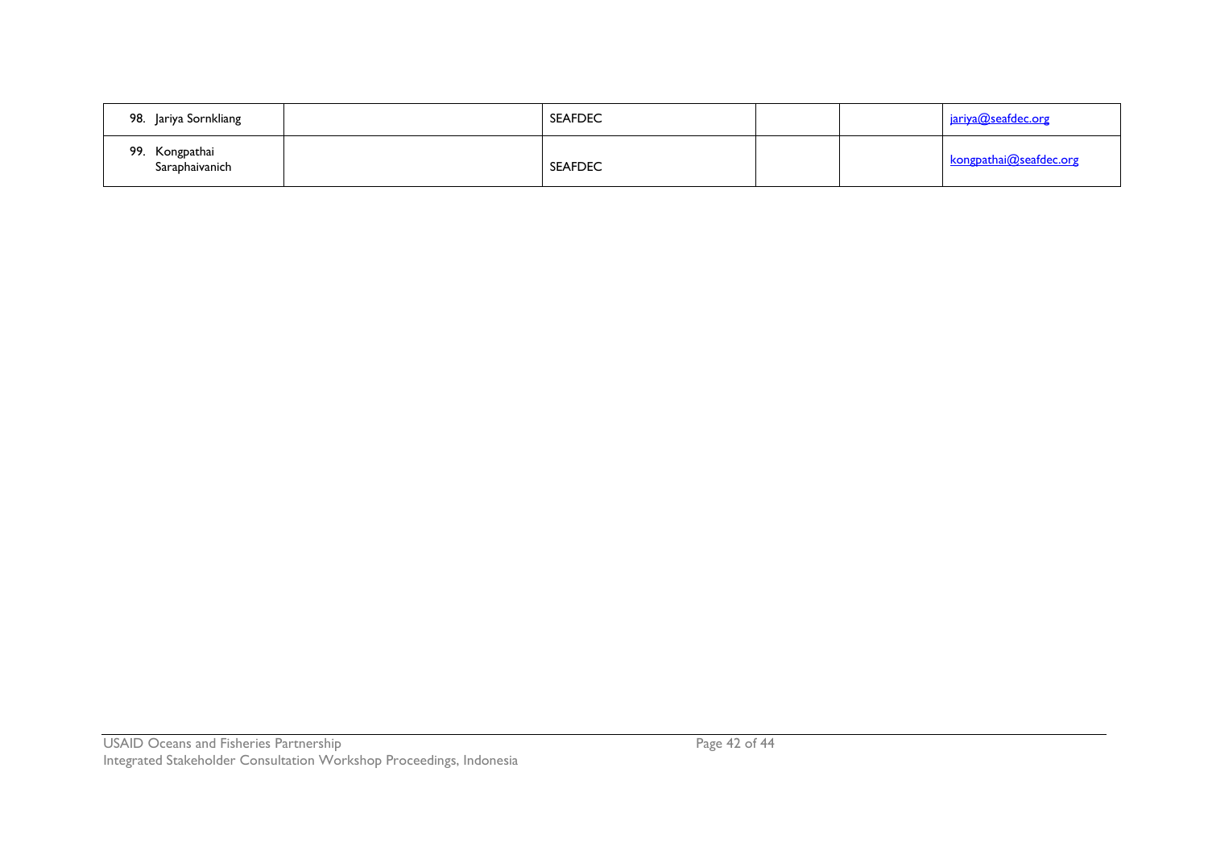| | | | | | |
|---|---|---|---|---|---|
| 98. Jariya Sornkliang | | SEAFDEC | | | jariya@seafdec.org |
| 99. Kongpathai Saraphaivanich | | SEAFDEC | | | kongpathai@seafdec.org |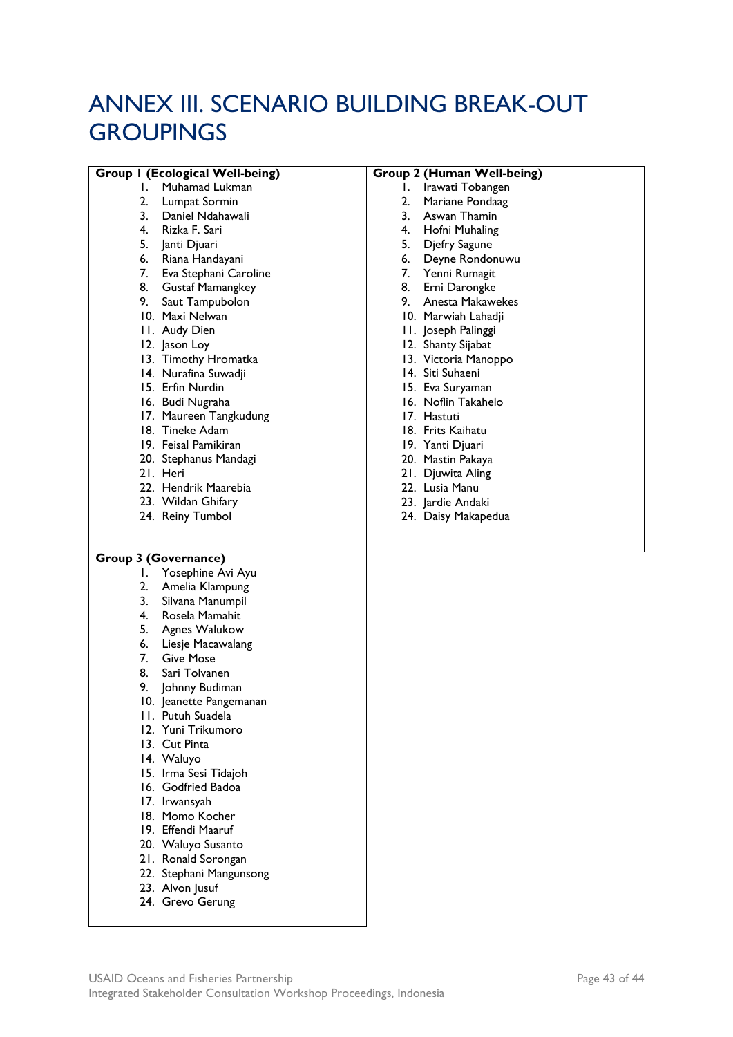# ANNEX III. SCENARIO BUILDING BREAK-OUT GROUPINGS

**Group 1 (Ecological Well-being)**

1. Muhamad Lukman
2. Lumpat Sormin
3. Daniel Ndahawali
4. Rizka F. Sari
5. Janti Djuari
6. Riana Handayani
7. Eva Stephani Caroline
8. Gustaf Mamangkey
9. Saut Tampubolon
10. Maxi Nelwan
11. Audy Dien
12. Jason Loy
13. Timothy Hromatka
14. Nurafina Suwadji
15. Erfin Nurdin
16. Budi Nugraha
17. Maureen Tangkudung
18. Tineke Adam
19. Feisal Pamikiran
20. Stephanus Mandagi
21. Heri
22. Hendrik Maarebia
23. Wildan Ghifary
24. Reiny Tumbol

**Group 2 (Human Well-being)**

1. Irawati Tobangen
2. Mariane Pondaag
3. Aswan Thamin
4. Hofni Muhaling
5. Djefry Sagune
6. Deyne Rondonuwu
7. Yenni Rumagit
8. Erni Darongke
9. Anesta Makawekes
10. Marwiah Lahadji
11. Joseph Palinggi
12. Shanty Sijabat
13. Victoria Manoppo
14. Siti Suhaeni
15. Eva Suryaman
16. Noflin Takahelo
17. Hastuti
18. Frits Kaihatu
19. Yanti Djuari
20. Mastin Pakaya
21. Djuwita Aling
22. Lusia Manu
23. Jardie Andaki
24. Daisy Makapedua

**Group 3 (Governance)**

1. Yosephine Avi Ayu
2. Amelia Klampung
3. Silvana Manumpil
4. Rosela Mamahit
5. Agnes Walukow
6. Liesje Macawalang
7. Give Mose
8. Sari Tolvanen
9. Johnny Budiman
10. Jeanette Pangemanan
11. Putuh Suadela
12. Yuni Trikumoro
13. Cut Pinta
14. Waluyo
15. Irma Sesi Tidajoh
16. Godfried Badoa
17. Irwansyah
18. Momo Kocher
19. Effendi Maaruf
20. Waluyo Susanto
21. Ronald Sorongan
22. Stephani Mangunsong
23. Alvon Jusuf
24. Grevo Gerung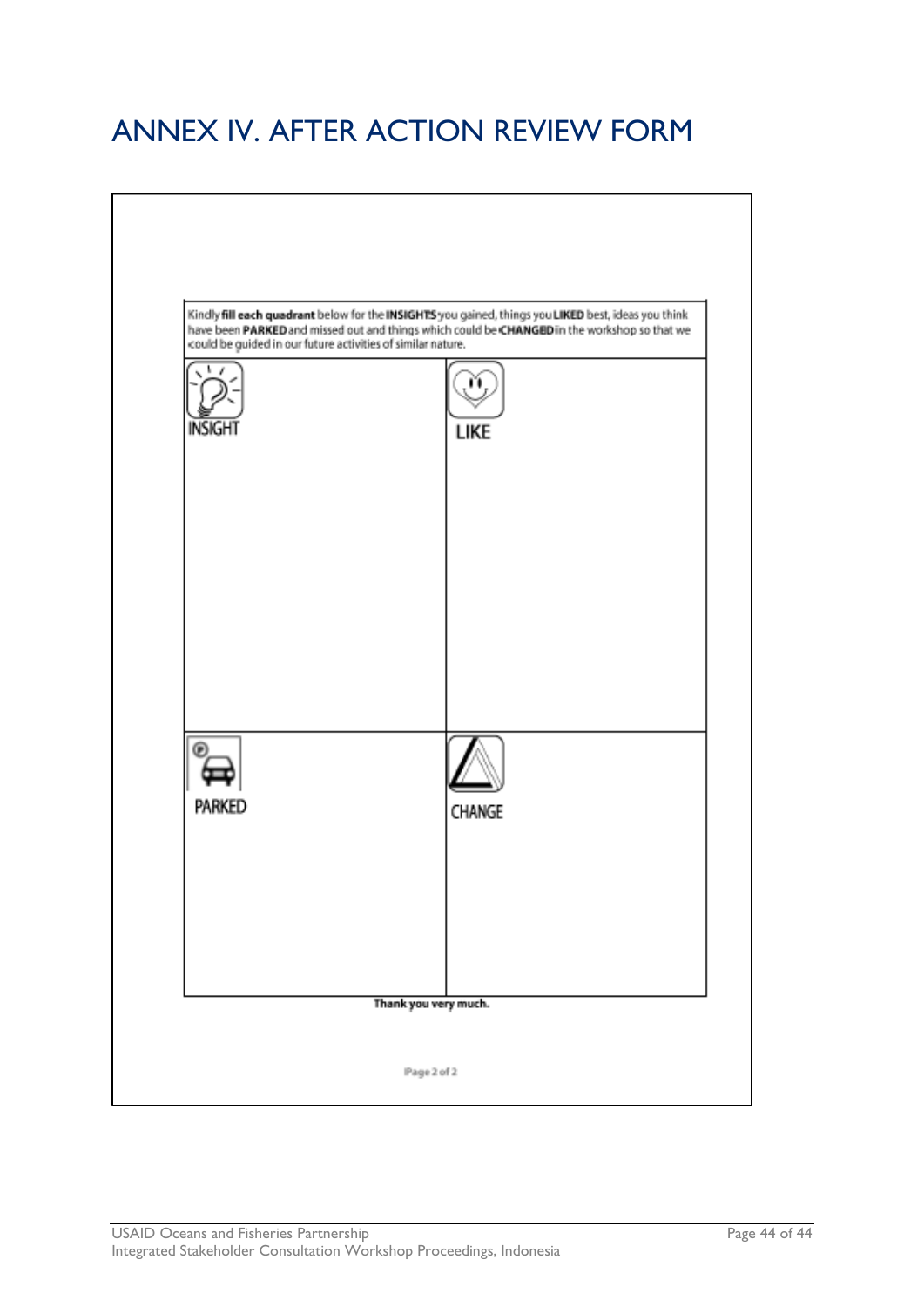# ANNEX IV. AFTER ACTION REVIEW FORM

Kindly **fill each quadrant** below for the **INSIGHTS** you gained, things you **LIKED** best, ideas you think have been **PARKED** and missed out and things which could be **CHANGED** in the workshop so that we could be guided in our future activities of similar nature.

| | |
|---|---|
| INSIGHT | LIKE |
| PARKED | CHANGE |

**Thank you very much.**

Page 2 of 2